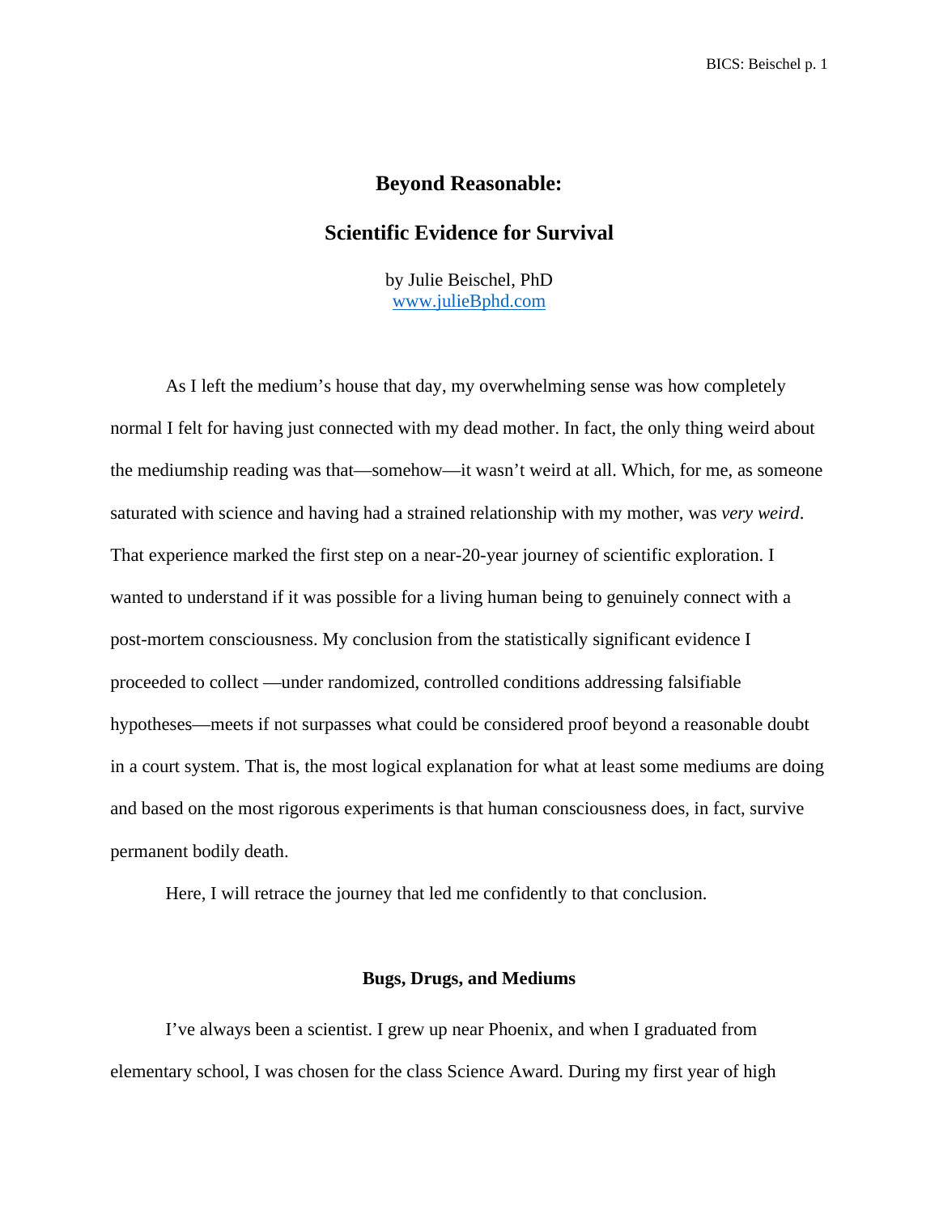# Beyond Reasonable:

# Scientific Evidence for Survival

by Julie Beischel, PhD
www.julieBphd.com

As I left the medium's house that day, my overwhelming sense was how completely normal I felt for having just connected with my dead mother. In fact, the only thing weird about the mediumship reading was that—somehow—it wasn't weird at all. Which, for me, as someone saturated with science and having had a strained relationship with my mother, was *very weird*. That experience marked the first step on a near-20-year journey of scientific exploration. I wanted to understand if it was possible for a living human being to genuinely connect with a post-mortem consciousness. My conclusion from the statistically significant evidence I proceeded to collect —under randomized, controlled conditions addressing falsifiable hypotheses—meets if not surpasses what could be considered proof beyond a reasonable doubt in a court system. That is, the most logical explanation for what at least some mediums are doing and based on the most rigorous experiments is that human consciousness does, in fact, survive permanent bodily death.

Here, I will retrace the journey that led me confidently to that conclusion.

## Bugs, Drugs, and Mediums

I've always been a scientist. I grew up near Phoenix, and when I graduated from elementary school, I was chosen for the class Science Award. During my first year of high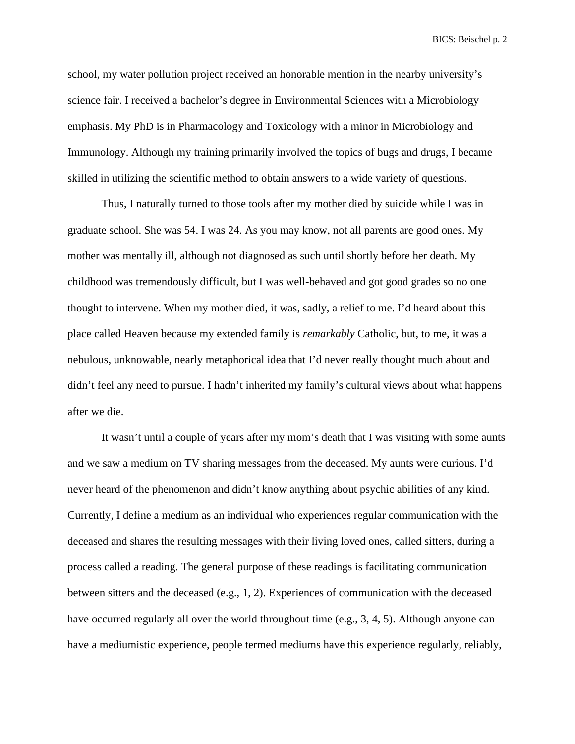school, my water pollution project received an honorable mention in the nearby university's science fair. I received a bachelor's degree in Environmental Sciences with a Microbiology emphasis. My PhD is in Pharmacology and Toxicology with a minor in Microbiology and Immunology. Although my training primarily involved the topics of bugs and drugs, I became skilled in utilizing the scientific method to obtain answers to a wide variety of questions.

Thus, I naturally turned to those tools after my mother died by suicide while I was in graduate school. She was 54. I was 24. As you may know, not all parents are good ones. My mother was mentally ill, although not diagnosed as such until shortly before her death. My childhood was tremendously difficult, but I was well-behaved and got good grades so no one thought to intervene. When my mother died, it was, sadly, a relief to me. I'd heard about this place called Heaven because my extended family is *remarkably* Catholic, but, to me, it was a nebulous, unknowable, nearly metaphorical idea that I'd never really thought much about and didn't feel any need to pursue. I hadn't inherited my family's cultural views about what happens after we die.

It wasn't until a couple of years after my mom's death that I was visiting with some aunts and we saw a medium on TV sharing messages from the deceased. My aunts were curious. I'd never heard of the phenomenon and didn't know anything about psychic abilities of any kind. Currently, I define a medium as an individual who experiences regular communication with the deceased and shares the resulting messages with their living loved ones, called sitters, during a process called a reading. The general purpose of these readings is facilitating communication between sitters and the deceased (e.g., 1, 2). Experiences of communication with the deceased have occurred regularly all over the world throughout time (e.g., 3, 4, 5). Although anyone can have a mediumistic experience, people termed mediums have this experience regularly, reliably,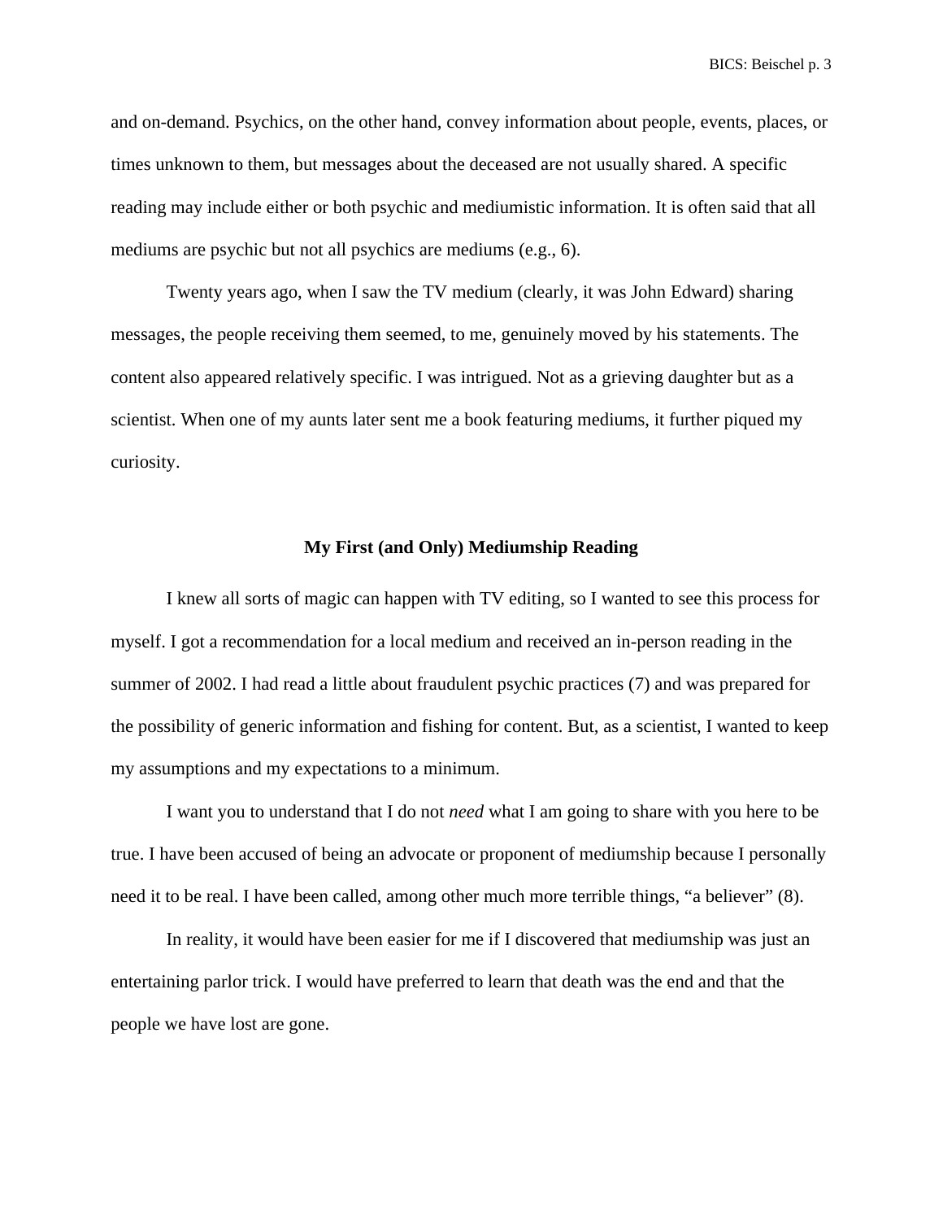and on-demand. Psychics, on the other hand, convey information about people, events, places, or times unknown to them, but messages about the deceased are not usually shared. A specific reading may include either or both psychic and mediumistic information. It is often said that all mediums are psychic but not all psychics are mediums (e.g., 6).

Twenty years ago, when I saw the TV medium (clearly, it was John Edward) sharing messages, the people receiving them seemed, to me, genuinely moved by his statements. The content also appeared relatively specific. I was intrigued. Not as a grieving daughter but as a scientist. When one of my aunts later sent me a book featuring mediums, it further piqued my curiosity.

## My First (and Only) Mediumship Reading

I knew all sorts of magic can happen with TV editing, so I wanted to see this process for myself. I got a recommendation for a local medium and received an in-person reading in the summer of 2002. I had read a little about fraudulent psychic practices (7) and was prepared for the possibility of generic information and fishing for content. But, as a scientist, I wanted to keep my assumptions and my expectations to a minimum.

I want you to understand that I do not *need* what I am going to share with you here to be true. I have been accused of being an advocate or proponent of mediumship because I personally need it to be real. I have been called, among other much more terrible things, "a believer" (8).

In reality, it would have been easier for me if I discovered that mediumship was just an entertaining parlor trick. I would have preferred to learn that death was the end and that the people we have lost are gone.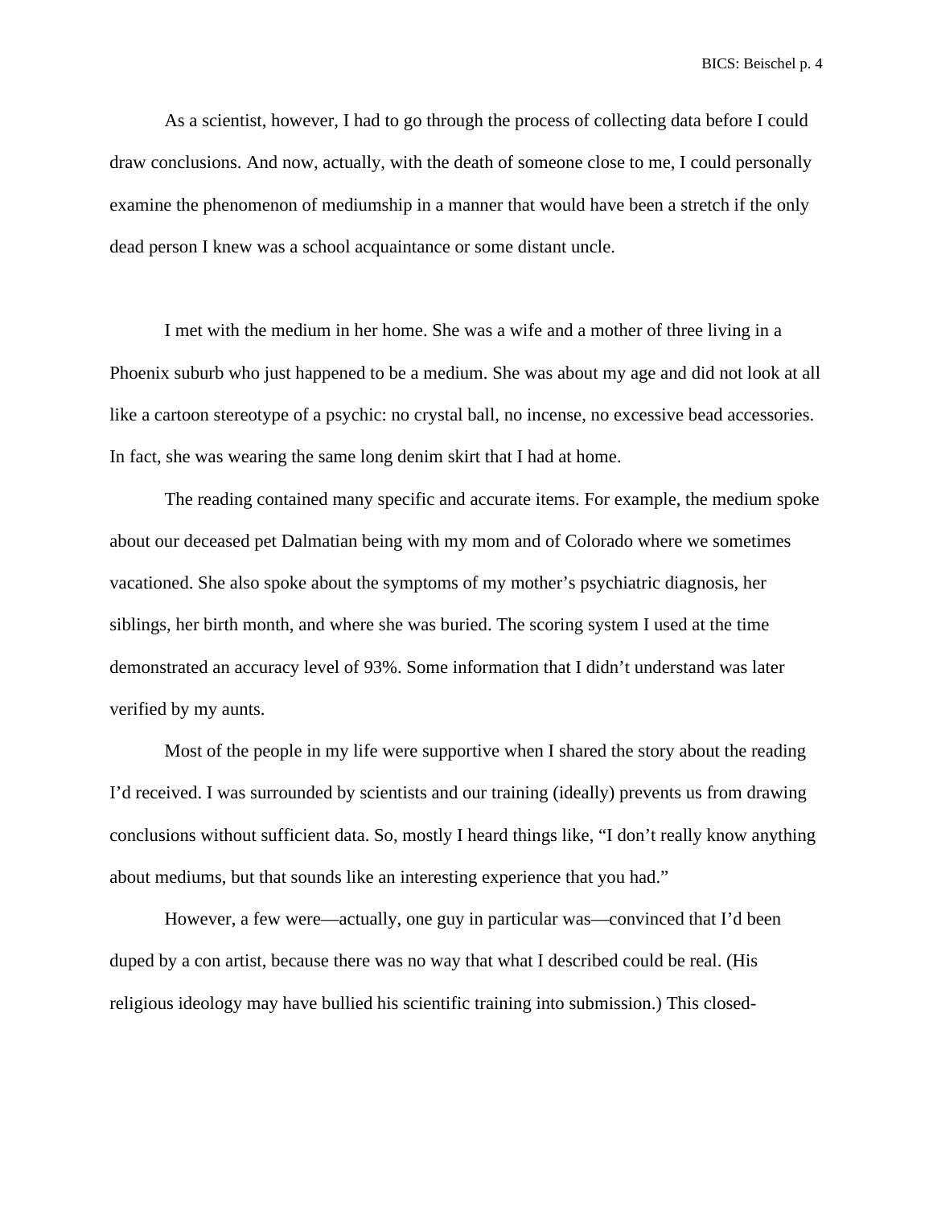As a scientist, however, I had to go through the process of collecting data before I could draw conclusions. And now, actually, with the death of someone close to me, I could personally examine the phenomenon of mediumship in a manner that would have been a stretch if the only dead person I knew was a school acquaintance or some distant uncle.

I met with the medium in her home. She was a wife and a mother of three living in a Phoenix suburb who just happened to be a medium. She was about my age and did not look at all like a cartoon stereotype of a psychic: no crystal ball, no incense, no excessive bead accessories. In fact, she was wearing the same long denim skirt that I had at home.

The reading contained many specific and accurate items. For example, the medium spoke about our deceased pet Dalmatian being with my mom and of Colorado where we sometimes vacationed. She also spoke about the symptoms of my mother's psychiatric diagnosis, her siblings, her birth month, and where she was buried. The scoring system I used at the time demonstrated an accuracy level of 93%. Some information that I didn't understand was later verified by my aunts.

Most of the people in my life were supportive when I shared the story about the reading I'd received. I was surrounded by scientists and our training (ideally) prevents us from drawing conclusions without sufficient data. So, mostly I heard things like, "I don't really know anything about mediums, but that sounds like an interesting experience that you had."

However, a few were—actually, one guy in particular was—convinced that I'd been duped by a con artist, because there was no way that what I described could be real. (His religious ideology may have bullied his scientific training into submission.) This closed-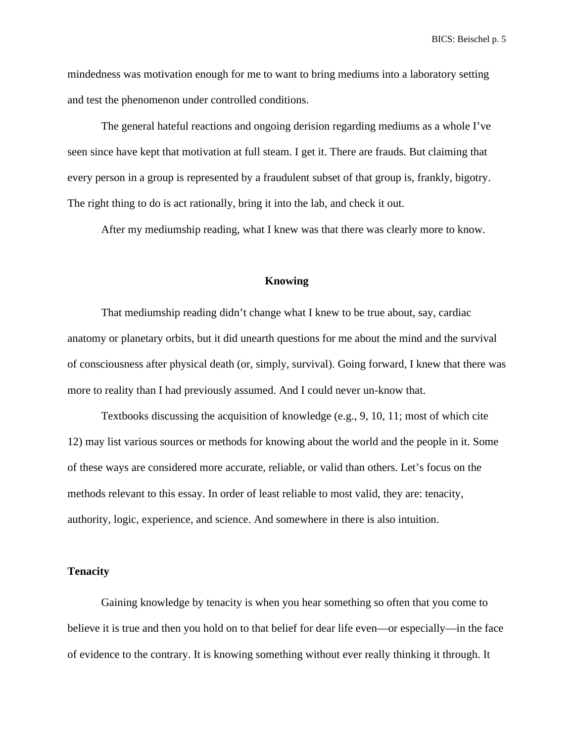mindedness was motivation enough for me to want to bring mediums into a laboratory setting and test the phenomenon under controlled conditions.

The general hateful reactions and ongoing derision regarding mediums as a whole I've seen since have kept that motivation at full steam. I get it. There are frauds. But claiming that every person in a group is represented by a fraudulent subset of that group is, frankly, bigotry. The right thing to do is act rationally, bring it into the lab, and check it out.

After my mediumship reading, what I knew was that there was clearly more to know.

## Knowing

That mediumship reading didn't change what I knew to be true about, say, cardiac anatomy or planetary orbits, but it did unearth questions for me about the mind and the survival of consciousness after physical death (or, simply, survival). Going forward, I knew that there was more to reality than I had previously assumed. And I could never un-know that.

Textbooks discussing the acquisition of knowledge (e.g., 9, 10, 11; most of which cite 12) may list various sources or methods for knowing about the world and the people in it. Some of these ways are considered more accurate, reliable, or valid than others. Let's focus on the methods relevant to this essay. In order of least reliable to most valid, they are: tenacity, authority, logic, experience, and science. And somewhere in there is also intuition.

### Tenacity

Gaining knowledge by tenacity is when you hear something so often that you come to believe it is true and then you hold on to that belief for dear life even—or especially—in the face of evidence to the contrary. It is knowing something without ever really thinking it through. It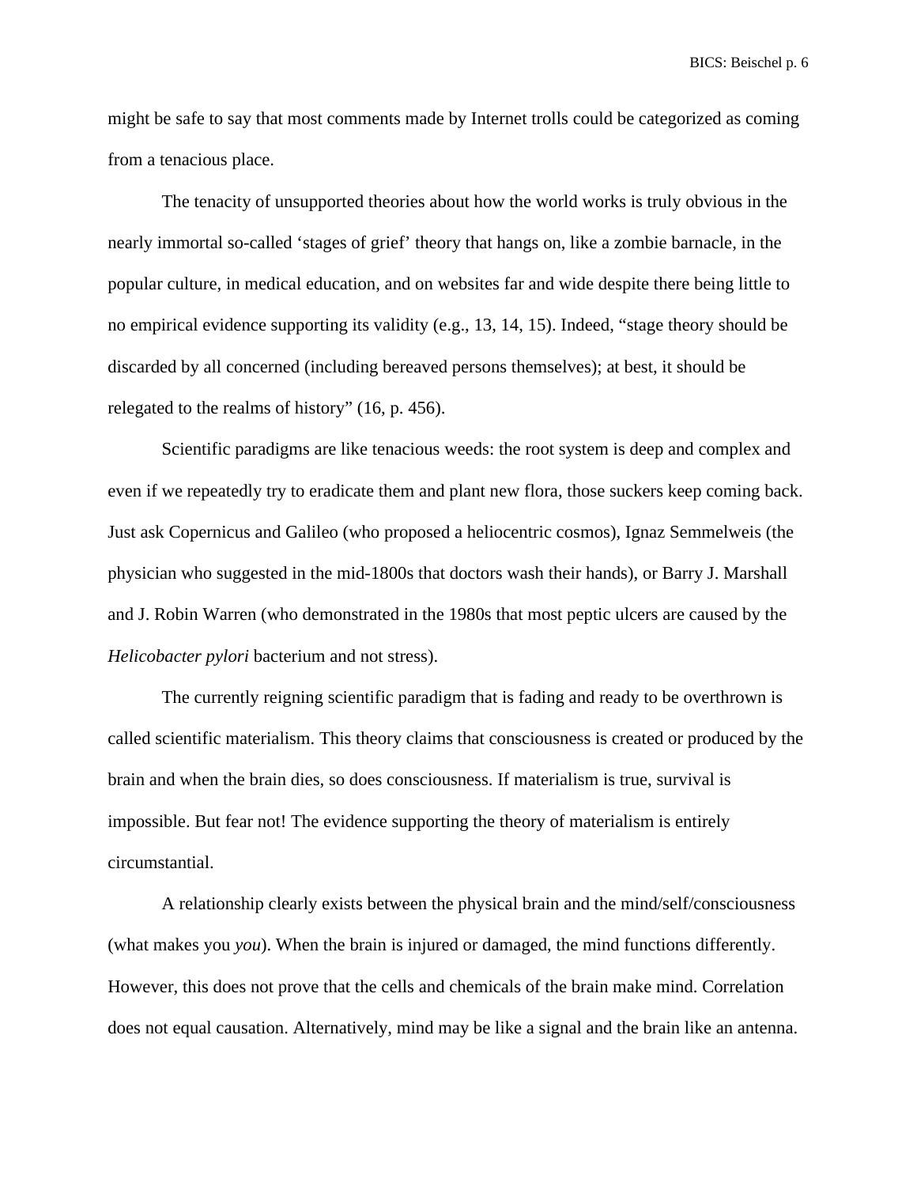might be safe to say that most comments made by Internet trolls could be categorized as coming from a tenacious place.

The tenacity of unsupported theories about how the world works is truly obvious in the nearly immortal so-called ‘stages of grief’ theory that hangs on, like a zombie barnacle, in the popular culture, in medical education, and on websites far and wide despite there being little to no empirical evidence supporting its validity (e.g., 13, 14, 15). Indeed, “stage theory should be discarded by all concerned (including bereaved persons themselves); at best, it should be relegated to the realms of history” (16, p. 456).

Scientific paradigms are like tenacious weeds: the root system is deep and complex and even if we repeatedly try to eradicate them and plant new flora, those suckers keep coming back. Just ask Copernicus and Galileo (who proposed a heliocentric cosmos), Ignaz Semmelweis (the physician who suggested in the mid-1800s that doctors wash their hands), or Barry J. Marshall and J. Robin Warren (who demonstrated in the 1980s that most peptic ulcers are caused by the *Helicobacter pylori* bacterium and not stress).

The currently reigning scientific paradigm that is fading and ready to be overthrown is called scientific materialism. This theory claims that consciousness is created or produced by the brain and when the brain dies, so does consciousness. If materialism is true, survival is impossible. But fear not! The evidence supporting the theory of materialism is entirely circumstantial.

A relationship clearly exists between the physical brain and the mind/self/consciousness (what makes you *you*). When the brain is injured or damaged, the mind functions differently. However, this does not prove that the cells and chemicals of the brain make mind. Correlation does not equal causation. Alternatively, mind may be like a signal and the brain like an antenna.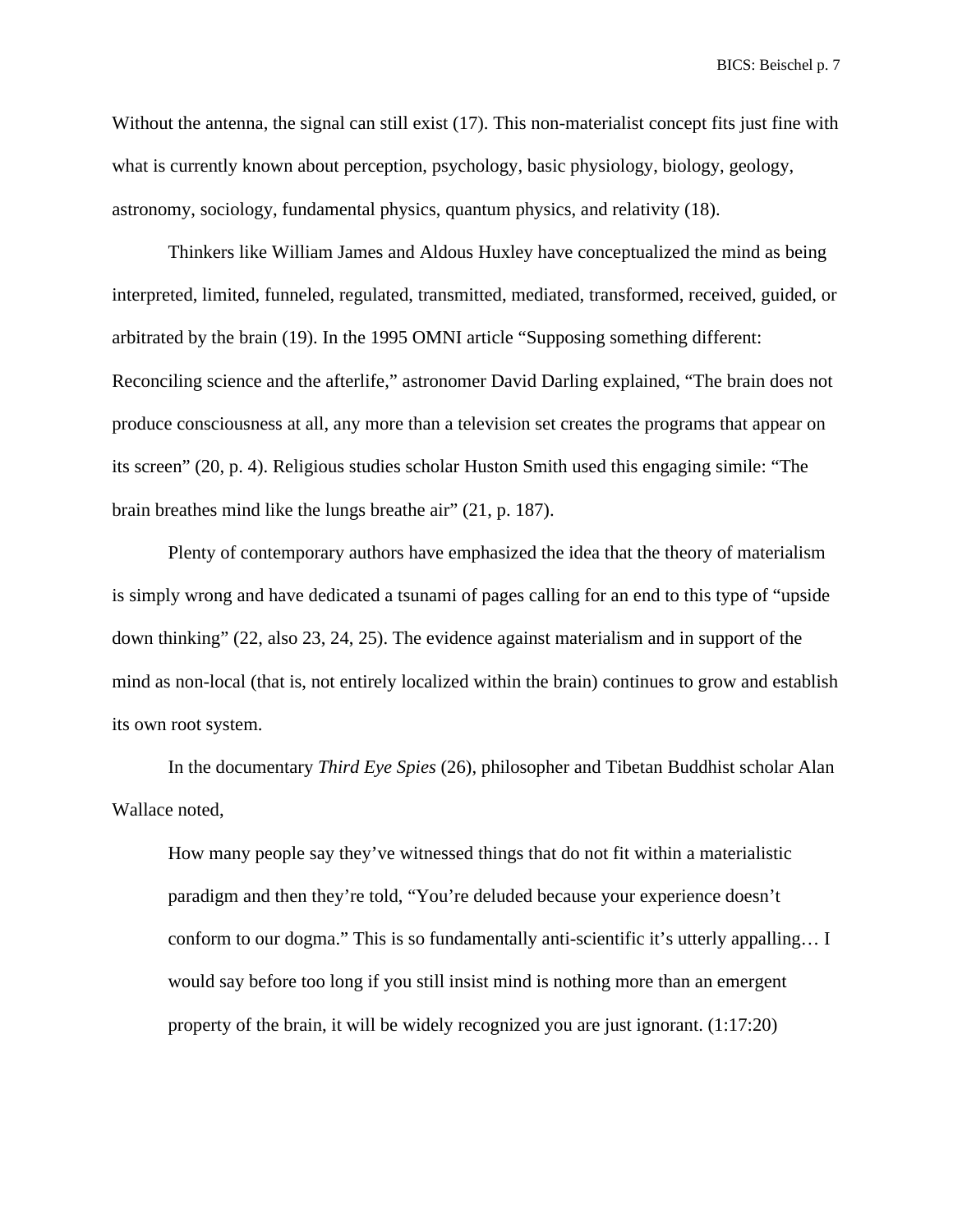Without the antenna, the signal can still exist (17). This non-materialist concept fits just fine with what is currently known about perception, psychology, basic physiology, biology, geology, astronomy, sociology, fundamental physics, quantum physics, and relativity (18).

Thinkers like William James and Aldous Huxley have conceptualized the mind as being interpreted, limited, funneled, regulated, transmitted, mediated, transformed, received, guided, or arbitrated by the brain (19). In the 1995 OMNI article "Supposing something different: Reconciling science and the afterlife," astronomer David Darling explained, "The brain does not produce consciousness at all, any more than a television set creates the programs that appear on its screen" (20, p. 4). Religious studies scholar Huston Smith used this engaging simile: "The brain breathes mind like the lungs breathe air" (21, p. 187).

Plenty of contemporary authors have emphasized the idea that the theory of materialism is simply wrong and have dedicated a tsunami of pages calling for an end to this type of "upside down thinking" (22, also 23, 24, 25). The evidence against materialism and in support of the mind as non-local (that is, not entirely localized within the brain) continues to grow and establish its own root system.

In the documentary *Third Eye Spies* (26), philosopher and Tibetan Buddhist scholar Alan Wallace noted,

> How many people say they've witnessed things that do not fit within a materialistic paradigm and then they're told, "You're deluded because your experience doesn't conform to our dogma." This is so fundamentally anti-scientific it's utterly appalling… I would say before too long if you still insist mind is nothing more than an emergent property of the brain, it will be widely recognized you are just ignorant. (1:17:20)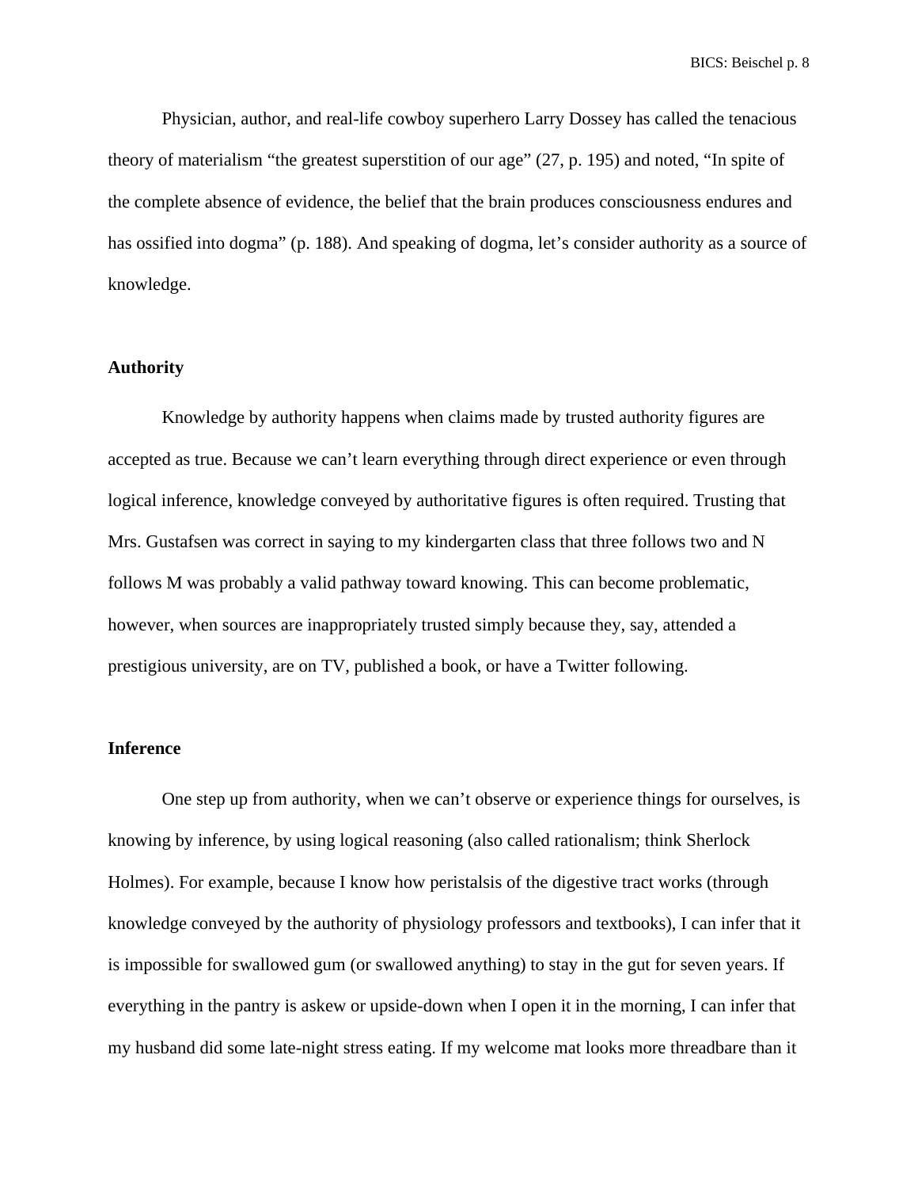Physician, author, and real-life cowboy superhero Larry Dossey has called the tenacious theory of materialism “the greatest superstition of our age” (27, p. 195) and noted, “In spite of the complete absence of evidence, the belief that the brain produces consciousness endures and has ossified into dogma” (p. 188). And speaking of dogma, let’s consider authority as a source of knowledge.

**Authority**

Knowledge by authority happens when claims made by trusted authority figures are accepted as true. Because we can’t learn everything through direct experience or even through logical inference, knowledge conveyed by authoritative figures is often required. Trusting that Mrs. Gustafsen was correct in saying to my kindergarten class that three follows two and N follows M was probably a valid pathway toward knowing. This can become problematic, however, when sources are inappropriately trusted simply because they, say, attended a prestigious university, are on TV, published a book, or have a Twitter following.

**Inference**

One step up from authority, when we can’t observe or experience things for ourselves, is knowing by inference, by using logical reasoning (also called rationalism; think Sherlock Holmes). For example, because I know how peristalsis of the digestive tract works (through knowledge conveyed by the authority of physiology professors and textbooks), I can infer that it is impossible for swallowed gum (or swallowed anything) to stay in the gut for seven years. If everything in the pantry is askew or upside-down when I open it in the morning, I can infer that my husband did some late-night stress eating. If my welcome mat looks more threadbare than it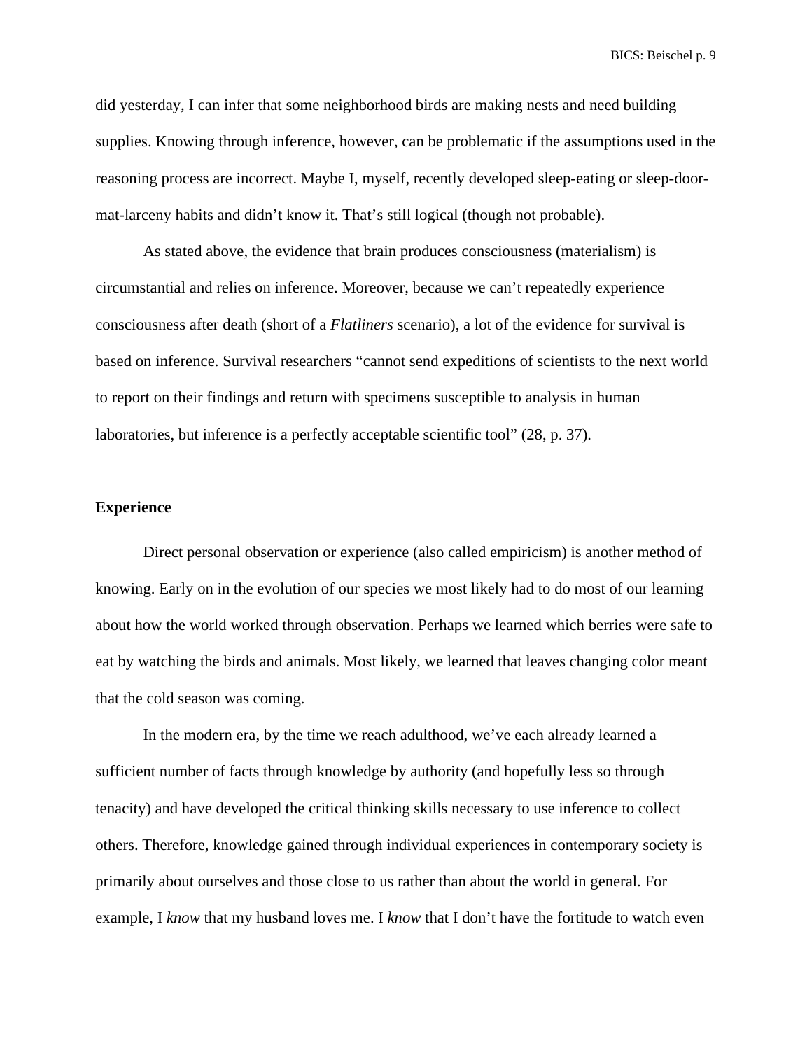did yesterday, I can infer that some neighborhood birds are making nests and need building supplies. Knowing through inference, however, can be problematic if the assumptions used in the reasoning process are incorrect. Maybe I, myself, recently developed sleep-eating or sleep-door-mat-larceny habits and didn't know it. That's still logical (though not probable).

As stated above, the evidence that brain produces consciousness (materialism) is circumstantial and relies on inference. Moreover, because we can't repeatedly experience consciousness after death (short of a *Flatliners* scenario), a lot of the evidence for survival is based on inference. Survival researchers "cannot send expeditions of scientists to the next world to report on their findings and return with specimens susceptible to analysis in human laboratories, but inference is a perfectly acceptable scientific tool" (28, p. 37).

**Experience**

Direct personal observation or experience (also called empiricism) is another method of knowing. Early on in the evolution of our species we most likely had to do most of our learning about how the world worked through observation. Perhaps we learned which berries were safe to eat by watching the birds and animals. Most likely, we learned that leaves changing color meant that the cold season was coming.

In the modern era, by the time we reach adulthood, we've each already learned a sufficient number of facts through knowledge by authority (and hopefully less so through tenacity) and have developed the critical thinking skills necessary to use inference to collect others. Therefore, knowledge gained through individual experiences in contemporary society is primarily about ourselves and those close to us rather than about the world in general. For example, I *know* that my husband loves me. I *know* that I don't have the fortitude to watch even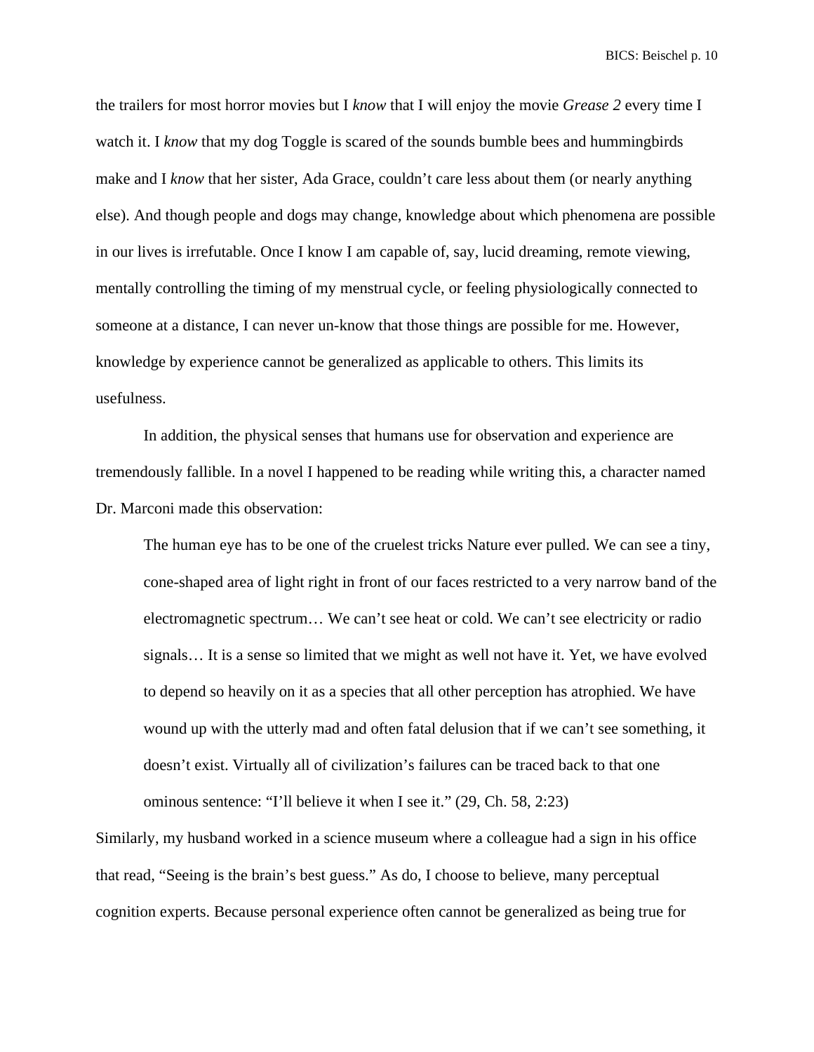the trailers for most horror movies but I *know* that I will enjoy the movie *Grease 2* every time I watch it. I *know* that my dog Toggle is scared of the sounds bumble bees and hummingbirds make and I *know* that her sister, Ada Grace, couldn't care less about them (or nearly anything else). And though people and dogs may change, knowledge about which phenomena are possible in our lives is irrefutable. Once I know I am capable of, say, lucid dreaming, remote viewing, mentally controlling the timing of my menstrual cycle, or feeling physiologically connected to someone at a distance, I can never un-know that those things are possible for me. However, knowledge by experience cannot be generalized as applicable to others. This limits its usefulness.

In addition, the physical senses that humans use for observation and experience are tremendously fallible. In a novel I happened to be reading while writing this, a character named Dr. Marconi made this observation:

> The human eye has to be one of the cruelest tricks Nature ever pulled. We can see a tiny, cone-shaped area of light right in front of our faces restricted to a very narrow band of the electromagnetic spectrum… We can't see heat or cold. We can't see electricity or radio signals… It is a sense so limited that we might as well not have it. Yet, we have evolved to depend so heavily on it as a species that all other perception has atrophied. We have wound up with the utterly mad and often fatal delusion that if we can't see something, it doesn't exist. Virtually all of civilization's failures can be traced back to that one ominous sentence: "I'll believe it when I see it." (29, Ch. 58, 2:23)

Similarly, my husband worked in a science museum where a colleague had a sign in his office that read, "Seeing is the brain's best guess." As do, I choose to believe, many perceptual cognition experts. Because personal experience often cannot be generalized as being true for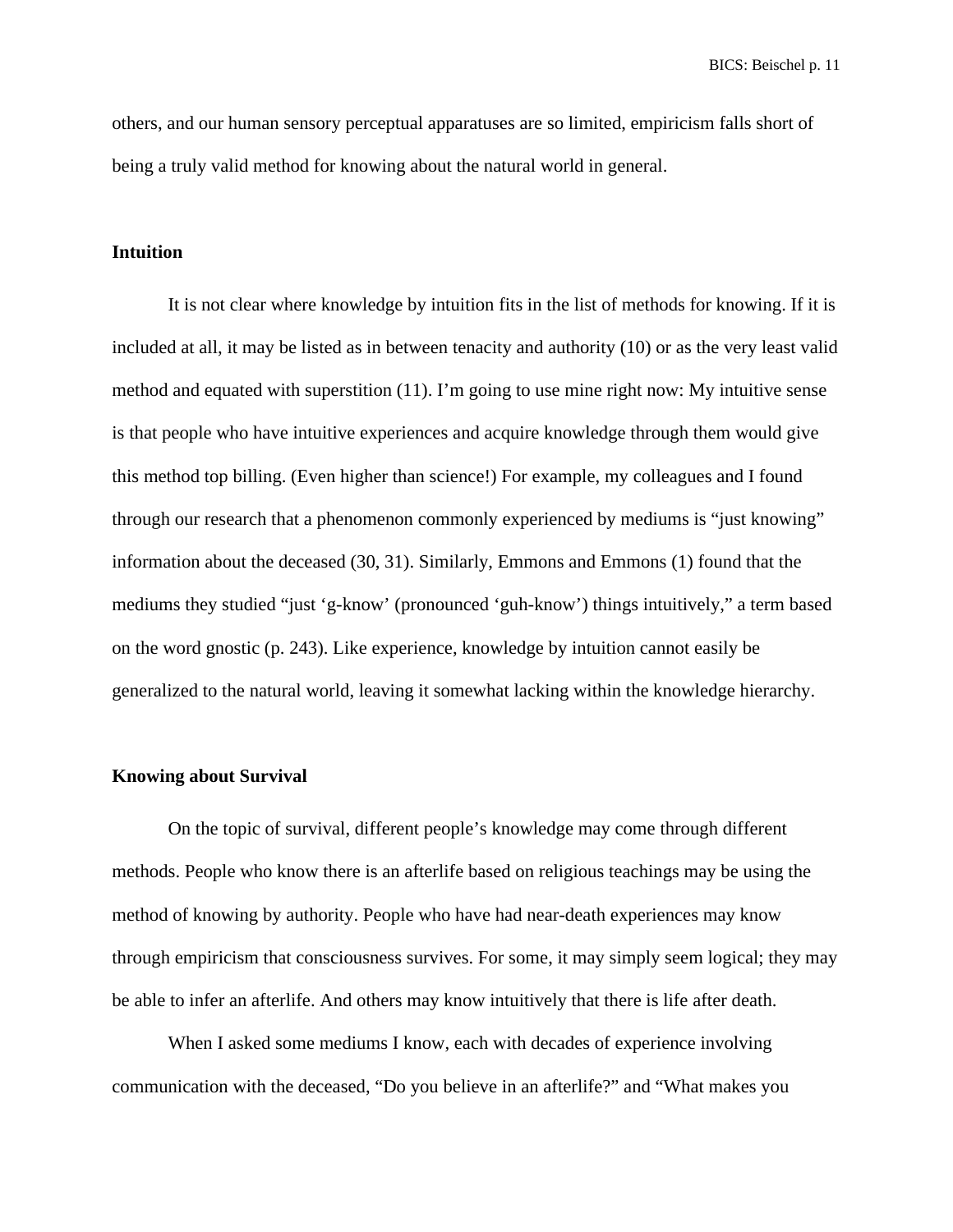others, and our human sensory perceptual apparatuses are so limited, empiricism falls short of being a truly valid method for knowing about the natural world in general.

**Intuition**

It is not clear where knowledge by intuition fits in the list of methods for knowing. If it is included at all, it may be listed as in between tenacity and authority (10) or as the very least valid method and equated with superstition (11). I'm going to use mine right now: My intuitive sense is that people who have intuitive experiences and acquire knowledge through them would give this method top billing. (Even higher than science!) For example, my colleagues and I found through our research that a phenomenon commonly experienced by mediums is "just knowing" information about the deceased (30, 31). Similarly, Emmons and Emmons (1) found that the mediums they studied "just 'g-know' (pronounced 'guh-know') things intuitively," a term based on the word gnostic (p. 243). Like experience, knowledge by intuition cannot easily be generalized to the natural world, leaving it somewhat lacking within the knowledge hierarchy.

**Knowing about Survival**

On the topic of survival, different people's knowledge may come through different methods. People who know there is an afterlife based on religious teachings may be using the method of knowing by authority. People who have had near-death experiences may know through empiricism that consciousness survives. For some, it may simply seem logical; they may be able to infer an afterlife. And others may know intuitively that there is life after death.

When I asked some mediums I know, each with decades of experience involving communication with the deceased, "Do you believe in an afterlife?" and "What makes you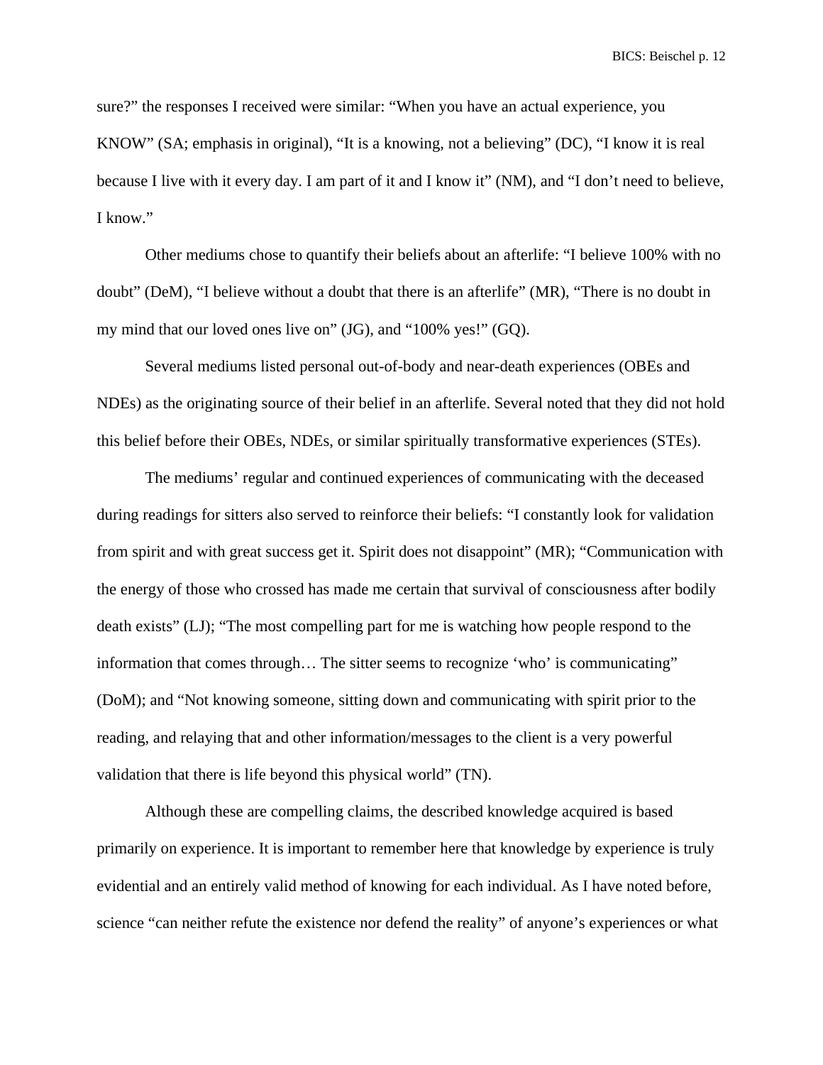sure?" the responses I received were similar: "When you have an actual experience, you KNOW" (SA; emphasis in original), "It is a knowing, not a believing" (DC), "I know it is real because I live with it every day. I am part of it and I know it" (NM), and "I don't need to believe, I know."

Other mediums chose to quantify their beliefs about an afterlife: "I believe 100% with no doubt" (DeM), "I believe without a doubt that there is an afterlife" (MR), "There is no doubt in my mind that our loved ones live on" (JG), and "100% yes!" (GQ).

Several mediums listed personal out-of-body and near-death experiences (OBEs and NDEs) as the originating source of their belief in an afterlife. Several noted that they did not hold this belief before their OBEs, NDEs, or similar spiritually transformative experiences (STEs).

The mediums' regular and continued experiences of communicating with the deceased during readings for sitters also served to reinforce their beliefs: "I constantly look for validation from spirit and with great success get it. Spirit does not disappoint" (MR); "Communication with the energy of those who crossed has made me certain that survival of consciousness after bodily death exists" (LJ); "The most compelling part for me is watching how people respond to the information that comes through… The sitter seems to recognize 'who' is communicating" (DoM); and "Not knowing someone, sitting down and communicating with spirit prior to the reading, and relaying that and other information/messages to the client is a very powerful validation that there is life beyond this physical world" (TN).

Although these are compelling claims, the described knowledge acquired is based primarily on experience. It is important to remember here that knowledge by experience is truly evidential and an entirely valid method of knowing for each individual. As I have noted before, science "can neither refute the existence nor defend the reality" of anyone's experiences or what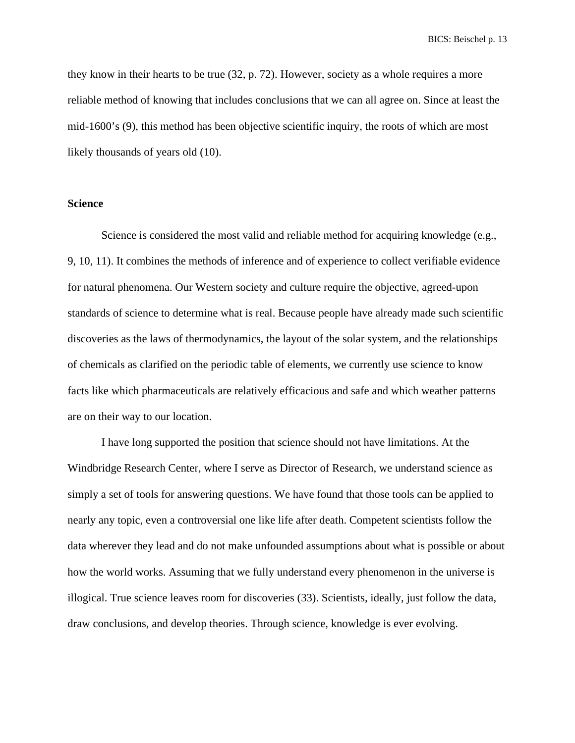they know in their hearts to be true (32, p. 72). However, society as a whole requires a more reliable method of knowing that includes conclusions that we can all agree on. Since at least the mid-1600's (9), this method has been objective scientific inquiry, the roots of which are most likely thousands of years old (10).

**Science**

Science is considered the most valid and reliable method for acquiring knowledge (e.g., 9, 10, 11). It combines the methods of inference and of experience to collect verifiable evidence for natural phenomena. Our Western society and culture require the objective, agreed-upon standards of science to determine what is real. Because people have already made such scientific discoveries as the laws of thermodynamics, the layout of the solar system, and the relationships of chemicals as clarified on the periodic table of elements, we currently use science to know facts like which pharmaceuticals are relatively efficacious and safe and which weather patterns are on their way to our location.

I have long supported the position that science should not have limitations. At the Windbridge Research Center, where I serve as Director of Research, we understand science as simply a set of tools for answering questions. We have found that those tools can be applied to nearly any topic, even a controversial one like life after death. Competent scientists follow the data wherever they lead and do not make unfounded assumptions about what is possible or about how the world works. Assuming that we fully understand every phenomenon in the universe is illogical. True science leaves room for discoveries (33). Scientists, ideally, just follow the data, draw conclusions, and develop theories. Through science, knowledge is ever evolving.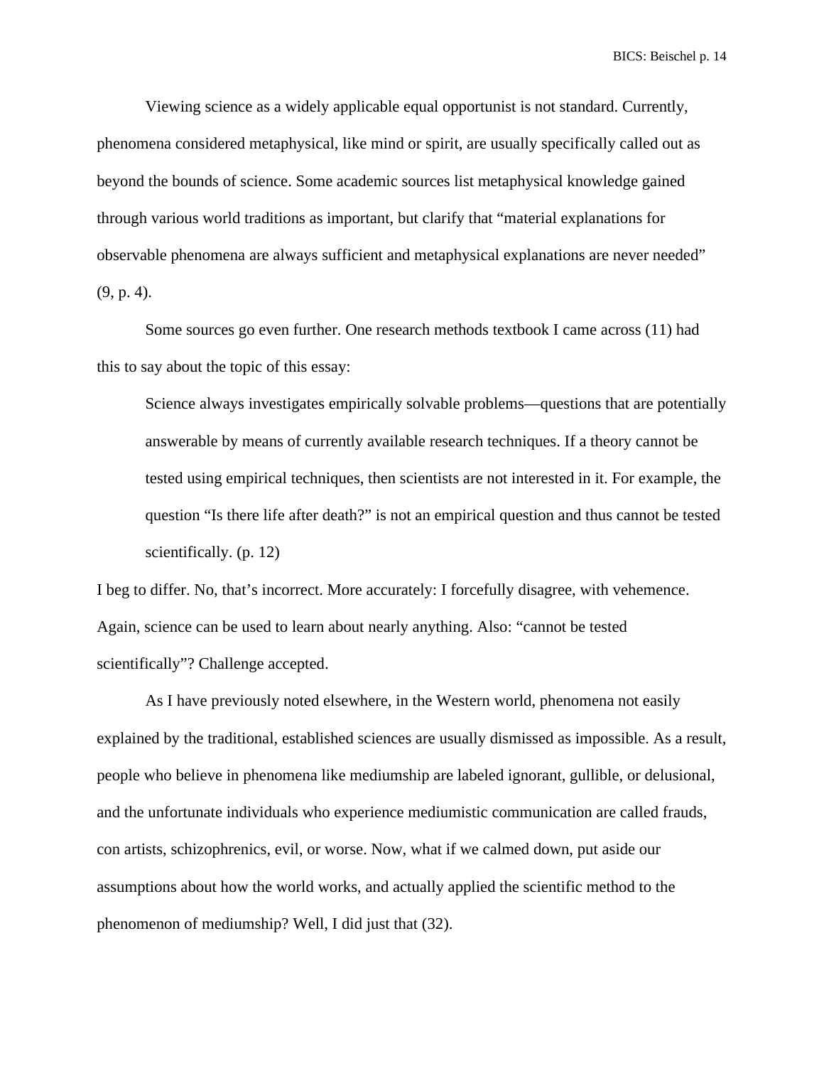Viewing science as a widely applicable equal opportunist is not standard. Currently, phenomena considered metaphysical, like mind or spirit, are usually specifically called out as beyond the bounds of science. Some academic sources list metaphysical knowledge gained through various world traditions as important, but clarify that "material explanations for observable phenomena are always sufficient and metaphysical explanations are never needed" (9, p. 4).

Some sources go even further. One research methods textbook I came across (11) had this to say about the topic of this essay:

> Science always investigates empirically solvable problems—questions that are potentially answerable by means of currently available research techniques. If a theory cannot be tested using empirical techniques, then scientists are not interested in it. For example, the question "Is there life after death?" is not an empirical question and thus cannot be tested scientifically. (p. 12)

I beg to differ. No, that's incorrect. More accurately: I forcefully disagree, with vehemence. Again, science can be used to learn about nearly anything. Also: "cannot be tested scientifically"? Challenge accepted.

As I have previously noted elsewhere, in the Western world, phenomena not easily explained by the traditional, established sciences are usually dismissed as impossible. As a result, people who believe in phenomena like mediumship are labeled ignorant, gullible, or delusional, and the unfortunate individuals who experience mediumistic communication are called frauds, con artists, schizophrenics, evil, or worse. Now, what if we calmed down, put aside our assumptions about how the world works, and actually applied the scientific method to the phenomenon of mediumship? Well, I did just that (32).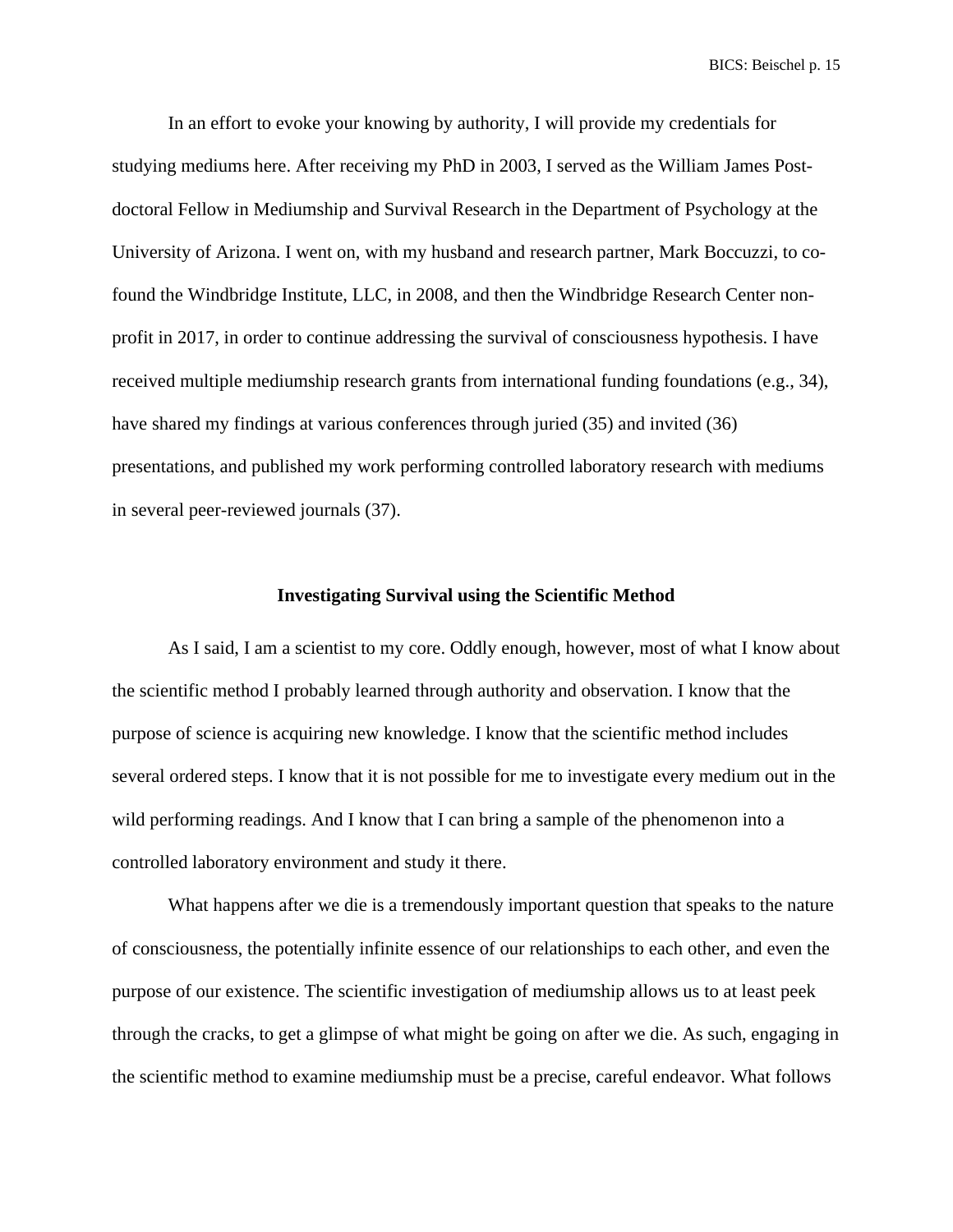In an effort to evoke your knowing by authority, I will provide my credentials for studying mediums here. After receiving my PhD in 2003, I served as the William James Post-doctoral Fellow in Mediumship and Survival Research in the Department of Psychology at the University of Arizona. I went on, with my husband and research partner, Mark Boccuzzi, to co-found the Windbridge Institute, LLC, in 2008, and then the Windbridge Research Center non-profit in 2017, in order to continue addressing the survival of consciousness hypothesis. I have received multiple mediumship research grants from international funding foundations (e.g., 34), have shared my findings at various conferences through juried (35) and invited (36) presentations, and published my work performing controlled laboratory research with mediums in several peer-reviewed journals (37).

## Investigating Survival using the Scientific Method

As I said, I am a scientist to my core. Oddly enough, however, most of what I know about the scientific method I probably learned through authority and observation. I know that the purpose of science is acquiring new knowledge. I know that the scientific method includes several ordered steps. I know that it is not possible for me to investigate every medium out in the wild performing readings. And I know that I can bring a sample of the phenomenon into a controlled laboratory environment and study it there.

What happens after we die is a tremendously important question that speaks to the nature of consciousness, the potentially infinite essence of our relationships to each other, and even the purpose of our existence. The scientific investigation of mediumship allows us to at least peek through the cracks, to get a glimpse of what might be going on after we die. As such, engaging in the scientific method to examine mediumship must be a precise, careful endeavor. What follows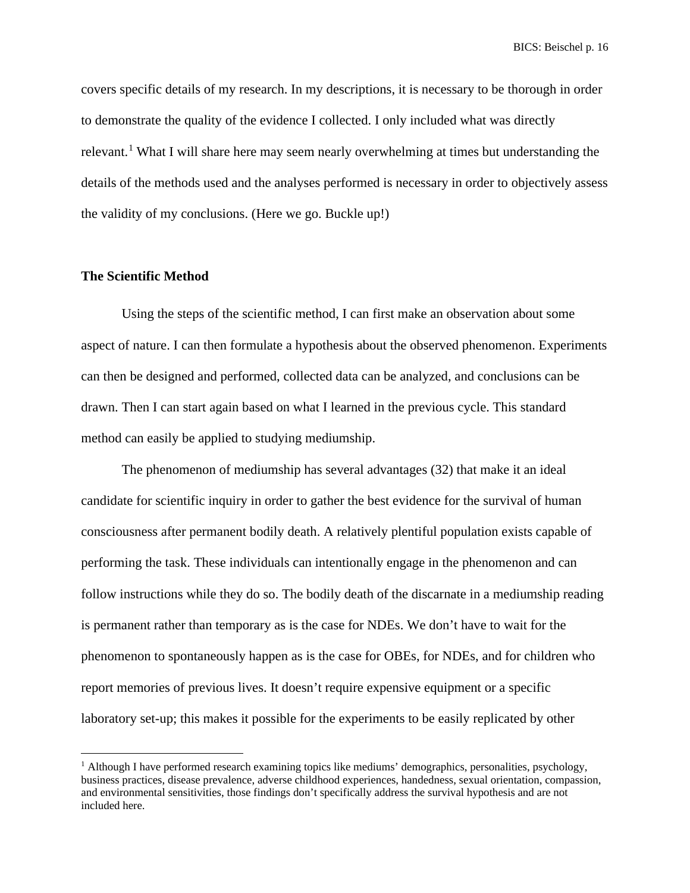covers specific details of my research. In my descriptions, it is necessary to be thorough in order to demonstrate the quality of the evidence I collected. I only included what was directly relevant.[1] What I will share here may seem nearly overwhelming at times but understanding the details of the methods used and the analyses performed is necessary in order to objectively assess the validity of my conclusions. (Here we go. Buckle up!)

## The Scientific Method

Using the steps of the scientific method, I can first make an observation about some aspect of nature. I can then formulate a hypothesis about the observed phenomenon. Experiments can then be designed and performed, collected data can be analyzed, and conclusions can be drawn. Then I can start again based on what I learned in the previous cycle. This standard method can easily be applied to studying mediumship.

The phenomenon of mediumship has several advantages (32) that make it an ideal candidate for scientific inquiry in order to gather the best evidence for the survival of human consciousness after permanent bodily death. A relatively plentiful population exists capable of performing the task. These individuals can intentionally engage in the phenomenon and can follow instructions while they do so. The bodily death of the discarnate in a mediumship reading is permanent rather than temporary as is the case for NDEs. We don't have to wait for the phenomenon to spontaneously happen as is the case for OBEs, for NDEs, and for children who report memories of previous lives. It doesn't require expensive equipment or a specific laboratory set-up; this makes it possible for the experiments to be easily replicated by other

---

[1] Although I have performed research examining topics like mediums' demographics, personalities, psychology, business practices, disease prevalence, adverse childhood experiences, handedness, sexual orientation, compassion, and environmental sensitivities, those findings don't specifically address the survival hypothesis and are not included here.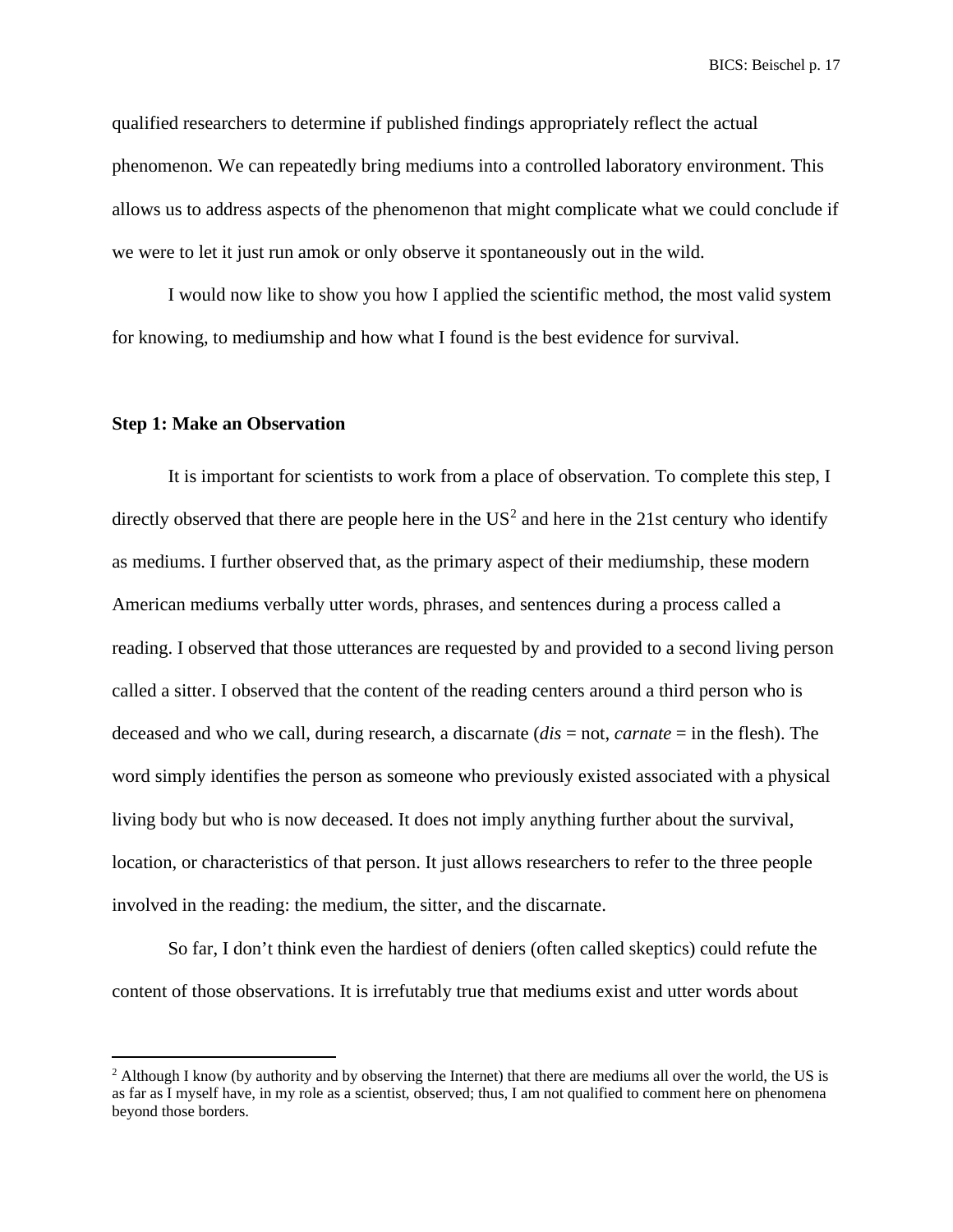qualified researchers to determine if published findings appropriately reflect the actual phenomenon. We can repeatedly bring mediums into a controlled laboratory environment. This allows us to address aspects of the phenomenon that might complicate what we could conclude if we were to let it just run amok or only observe it spontaneously out in the wild.

I would now like to show you how I applied the scientific method, the most valid system for knowing, to mediumship and how what I found is the best evidence for survival.

**Step 1: Make an Observation**

It is important for scientists to work from a place of observation. To complete this step, I directly observed that there are people here in the US[2] and here in the 21st century who identify as mediums. I further observed that, as the primary aspect of their mediumship, these modern American mediums verbally utter words, phrases, and sentences during a process called a reading. I observed that those utterances are requested by and provided to a second living person called a sitter. I observed that the content of the reading centers around a third person who is deceased and who we call, during research, a discarnate (*dis* = not, *carnate* = in the flesh). The word simply identifies the person as someone who previously existed associated with a physical living body but who is now deceased. It does not imply anything further about the survival, location, or characteristics of that person. It just allows researchers to refer to the three people involved in the reading: the medium, the sitter, and the discarnate.

So far, I don't think even the hardiest of deniers (often called skeptics) could refute the content of those observations. It is irrefutably true that mediums exist and utter words about

[2] Although I know (by authority and by observing the Internet) that there are mediums all over the world, the US is as far as I myself have, in my role as a scientist, observed; thus, I am not qualified to comment here on phenomena beyond those borders.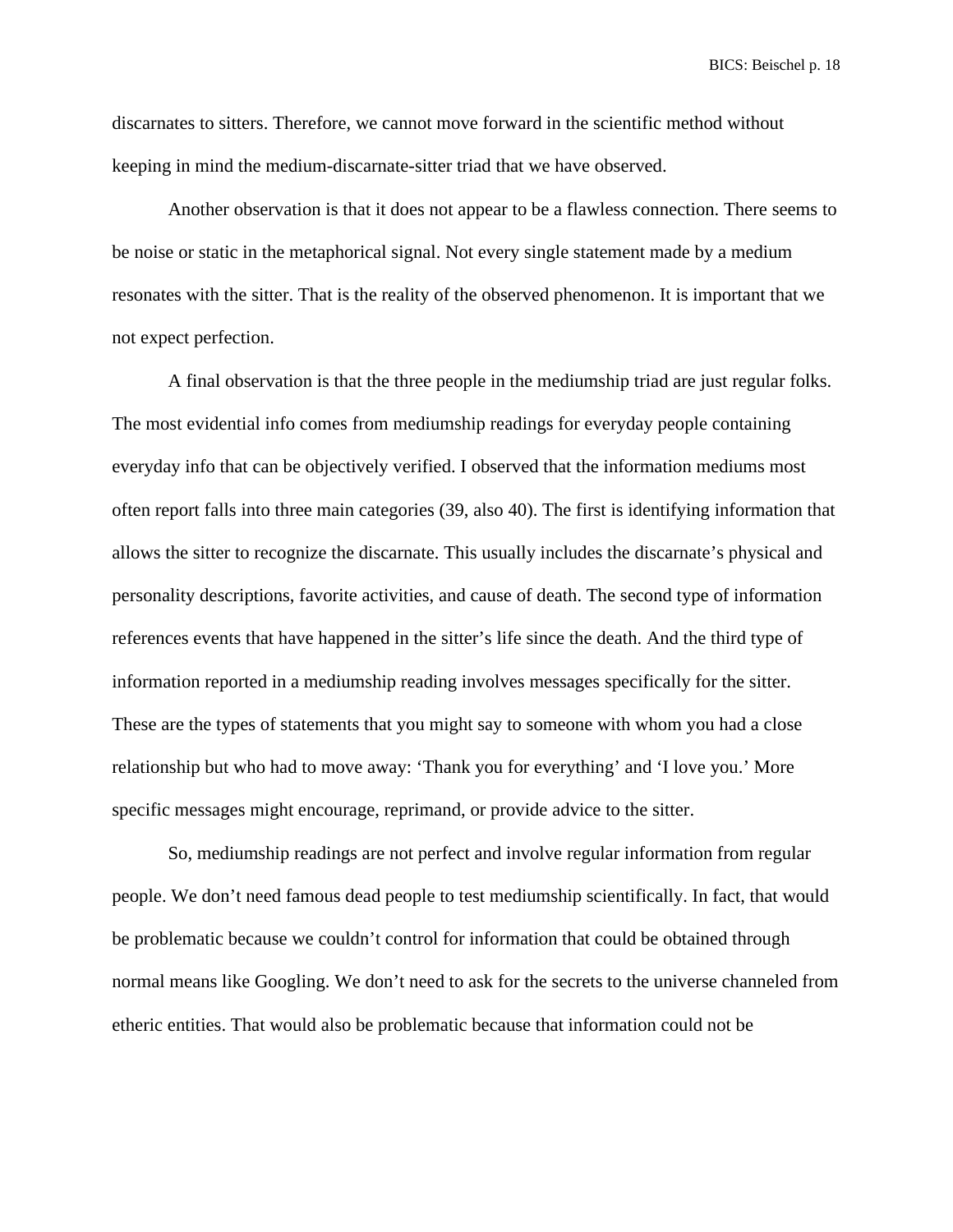discarnates to sitters. Therefore, we cannot move forward in the scientific method without keeping in mind the medium-discarnate-sitter triad that we have observed.

Another observation is that it does not appear to be a flawless connection. There seems to be noise or static in the metaphorical signal. Not every single statement made by a medium resonates with the sitter. That is the reality of the observed phenomenon. It is important that we not expect perfection.

A final observation is that the three people in the mediumship triad are just regular folks. The most evidential info comes from mediumship readings for everyday people containing everyday info that can be objectively verified. I observed that the information mediums most often report falls into three main categories (39, also 40). The first is identifying information that allows the sitter to recognize the discarnate. This usually includes the discarnate's physical and personality descriptions, favorite activities, and cause of death. The second type of information references events that have happened in the sitter's life since the death. And the third type of information reported in a mediumship reading involves messages specifically for the sitter. These are the types of statements that you might say to someone with whom you had a close relationship but who had to move away: 'Thank you for everything' and 'I love you.' More specific messages might encourage, reprimand, or provide advice to the sitter.

So, mediumship readings are not perfect and involve regular information from regular people. We don't need famous dead people to test mediumship scientifically. In fact, that would be problematic because we couldn't control for information that could be obtained through normal means like Googling. We don't need to ask for the secrets to the universe channeled from etheric entities. That would also be problematic because that information could not be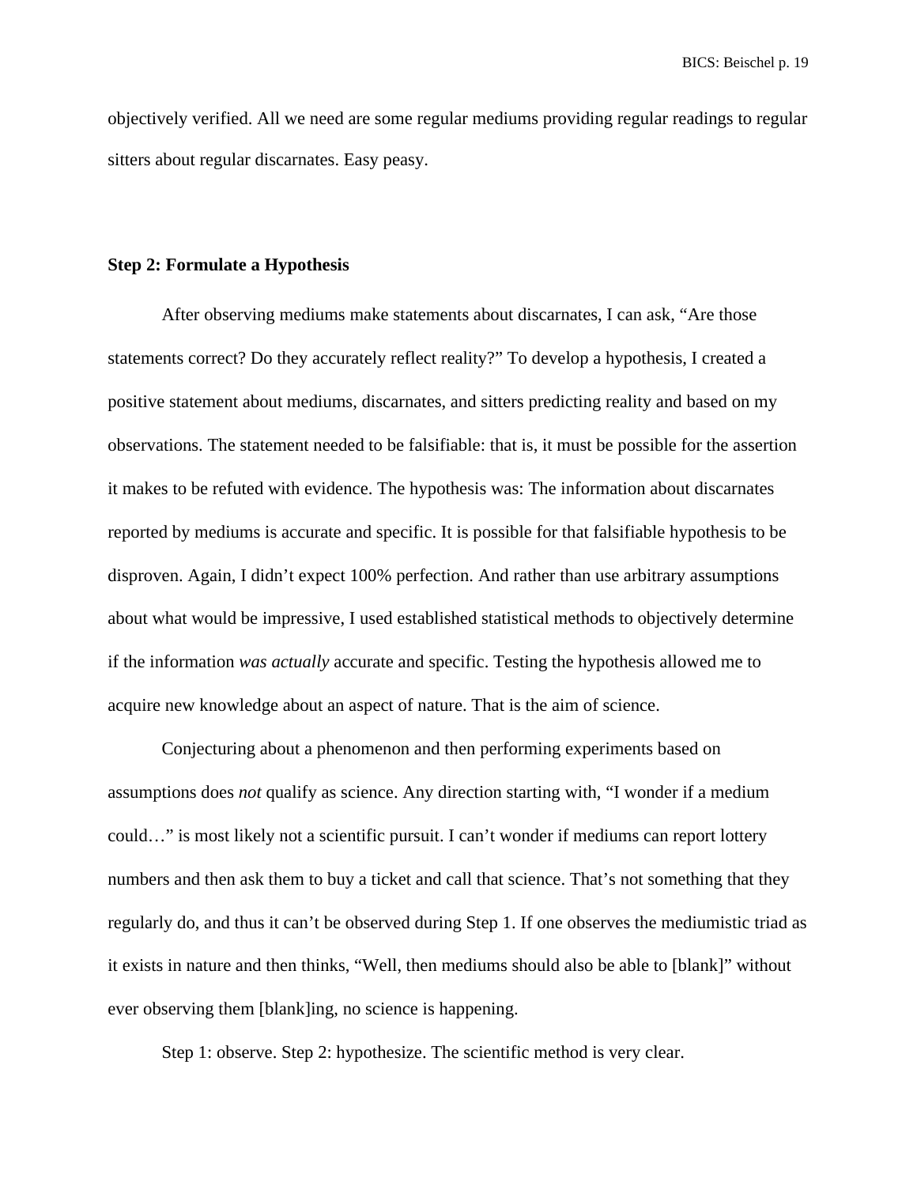objectively verified. All we need are some regular mediums providing regular readings to regular sitters about regular discarnates. Easy peasy.

### Step 2: Formulate a Hypothesis

After observing mediums make statements about discarnates, I can ask, "Are those statements correct? Do they accurately reflect reality?" To develop a hypothesis, I created a positive statement about mediums, discarnates, and sitters predicting reality and based on my observations. The statement needed to be falsifiable: that is, it must be possible for the assertion it makes to be refuted with evidence. The hypothesis was: The information about discarnates reported by mediums is accurate and specific. It is possible for that falsifiable hypothesis to be disproven. Again, I didn't expect 100% perfection. And rather than use arbitrary assumptions about what would be impressive, I used established statistical methods to objectively determine if the information *was actually* accurate and specific. Testing the hypothesis allowed me to acquire new knowledge about an aspect of nature. That is the aim of science.

Conjecturing about a phenomenon and then performing experiments based on assumptions does *not* qualify as science. Any direction starting with, "I wonder if a medium could…" is most likely not a scientific pursuit. I can't wonder if mediums can report lottery numbers and then ask them to buy a ticket and call that science. That's not something that they regularly do, and thus it can't be observed during Step 1. If one observes the mediumistic triad as it exists in nature and then thinks, "Well, then mediums should also be able to [blank]" without ever observing them [blank]ing, no science is happening.

Step 1: observe. Step 2: hypothesize. The scientific method is very clear.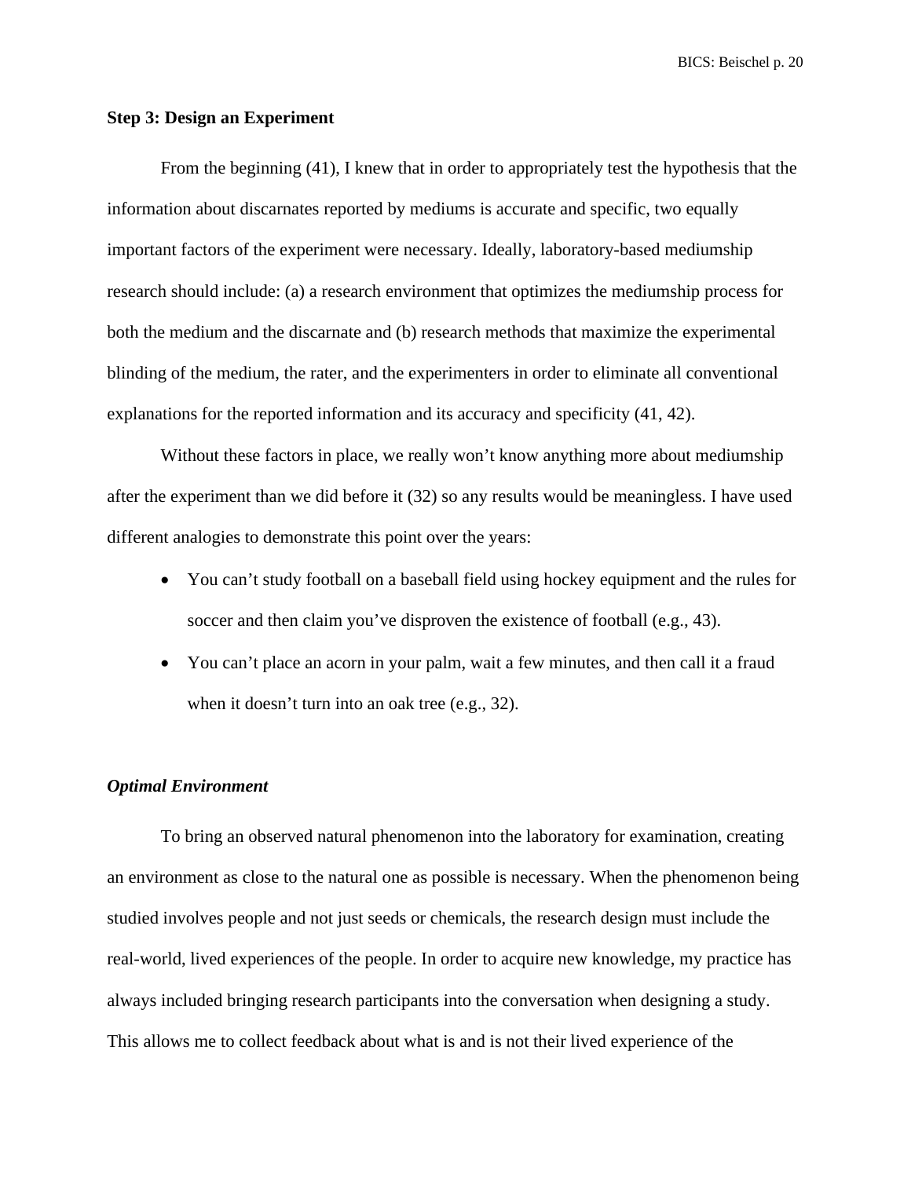**Step 3: Design an Experiment**

From the beginning (41), I knew that in order to appropriately test the hypothesis that the information about discarnates reported by mediums is accurate and specific, two equally important factors of the experiment were necessary. Ideally, laboratory-based mediumship research should include: (a) a research environment that optimizes the mediumship process for both the medium and the discarnate and (b) research methods that maximize the experimental blinding of the medium, the rater, and the experimenters in order to eliminate all conventional explanations for the reported information and its accuracy and specificity (41, 42).

Without these factors in place, we really won't know anything more about mediumship after the experiment than we did before it (32) so any results would be meaningless. I have used different analogies to demonstrate this point over the years:

- You can't study football on a baseball field using hockey equipment and the rules for soccer and then claim you've disproven the existence of football (e.g., 43).
- You can't place an acorn in your palm, wait a few minutes, and then call it a fraud when it doesn't turn into an oak tree (e.g., 32).

***Optimal Environment***

To bring an observed natural phenomenon into the laboratory for examination, creating an environment as close to the natural one as possible is necessary. When the phenomenon being studied involves people and not just seeds or chemicals, the research design must include the real-world, lived experiences of the people. In order to acquire new knowledge, my practice has always included bringing research participants into the conversation when designing a study. This allows me to collect feedback about what is and is not their lived experience of the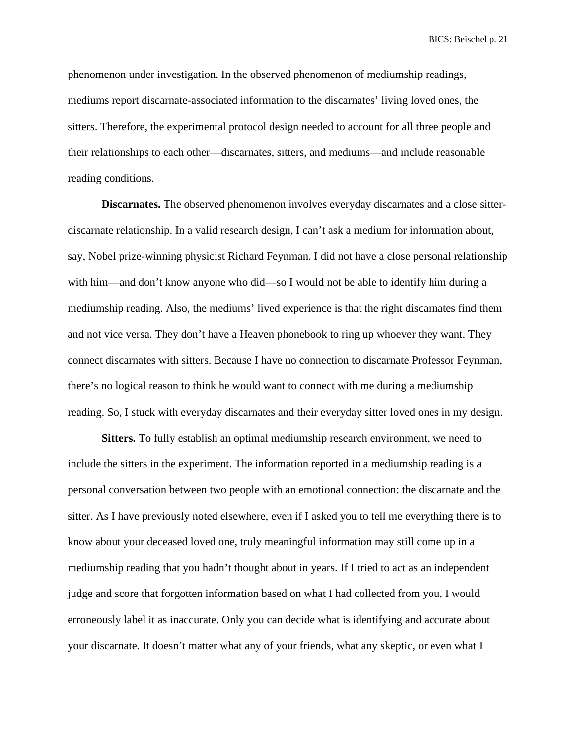phenomenon under investigation. In the observed phenomenon of mediumship readings, mediums report discarnate-associated information to the discarnates' living loved ones, the sitters. Therefore, the experimental protocol design needed to account for all three people and their relationships to each other—discarnates, sitters, and mediums—and include reasonable reading conditions.

**Discarnates.** The observed phenomenon involves everyday discarnates and a close sitter-discarnate relationship. In a valid research design, I can't ask a medium for information about, say, Nobel prize-winning physicist Richard Feynman. I did not have a close personal relationship with him—and don't know anyone who did—so I would not be able to identify him during a mediumship reading. Also, the mediums' lived experience is that the right discarnates find them and not vice versa. They don't have a Heaven phonebook to ring up whoever they want. They connect discarnates with sitters. Because I have no connection to discarnate Professor Feynman, there's no logical reason to think he would want to connect with me during a mediumship reading. So, I stuck with everyday discarnates and their everyday sitter loved ones in my design.

**Sitters.** To fully establish an optimal mediumship research environment, we need to include the sitters in the experiment. The information reported in a mediumship reading is a personal conversation between two people with an emotional connection: the discarnate and the sitter. As I have previously noted elsewhere, even if I asked you to tell me everything there is to know about your deceased loved one, truly meaningful information may still come up in a mediumship reading that you hadn't thought about in years. If I tried to act as an independent judge and score that forgotten information based on what I had collected from you, I would erroneously label it as inaccurate. Only you can decide what is identifying and accurate about your discarnate. It doesn't matter what any of your friends, what any skeptic, or even what I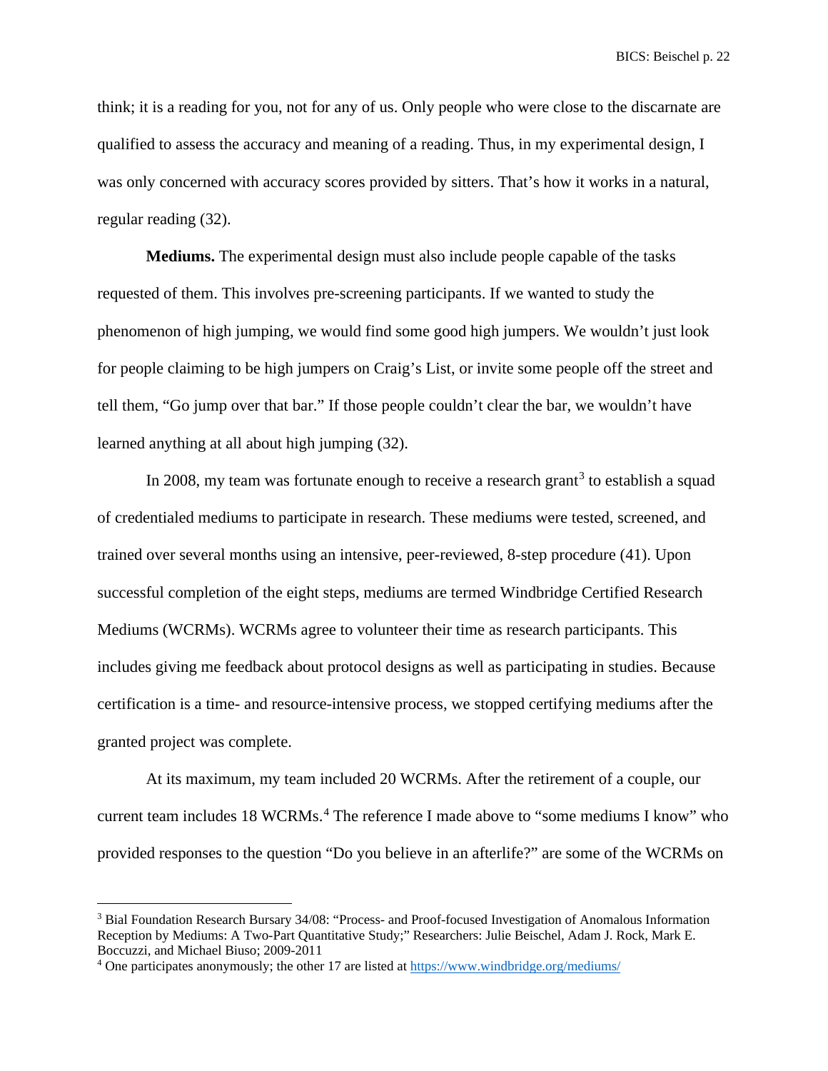think; it is a reading for you, not for any of us. Only people who were close to the discarnate are qualified to assess the accuracy and meaning of a reading. Thus, in my experimental design, I was only concerned with accuracy scores provided by sitters. That's how it works in a natural, regular reading (32).

**Mediums.** The experimental design must also include people capable of the tasks requested of them. This involves pre-screening participants. If we wanted to study the phenomenon of high jumping, we would find some good high jumpers. We wouldn't just look for people claiming to be high jumpers on Craig's List, or invite some people off the street and tell them, "Go jump over that bar." If those people couldn't clear the bar, we wouldn't have learned anything at all about high jumping (32).

In 2008, my team was fortunate enough to receive a research grant[3] to establish a squad of credentialed mediums to participate in research. These mediums were tested, screened, and trained over several months using an intensive, peer-reviewed, 8-step procedure (41). Upon successful completion of the eight steps, mediums are termed Windbridge Certified Research Mediums (WCRMs). WCRMs agree to volunteer their time as research participants. This includes giving me feedback about protocol designs as well as participating in studies. Because certification is a time- and resource-intensive process, we stopped certifying mediums after the granted project was complete.

At its maximum, my team included 20 WCRMs. After the retirement of a couple, our current team includes 18 WCRMs.[4] The reference I made above to "some mediums I know" who provided responses to the question "Do you believe in an afterlife?" are some of the WCRMs on

---

[3] Bial Foundation Research Bursary 34/08: "Process- and Proof-focused Investigation of Anomalous Information Reception by Mediums: A Two-Part Quantitative Study;" Researchers: Julie Beischel, Adam J. Rock, Mark E. Boccuzzi, and Michael Biuso; 2009-2011

[4] One participates anonymously; the other 17 are listed at https://www.windbridge.org/mediums/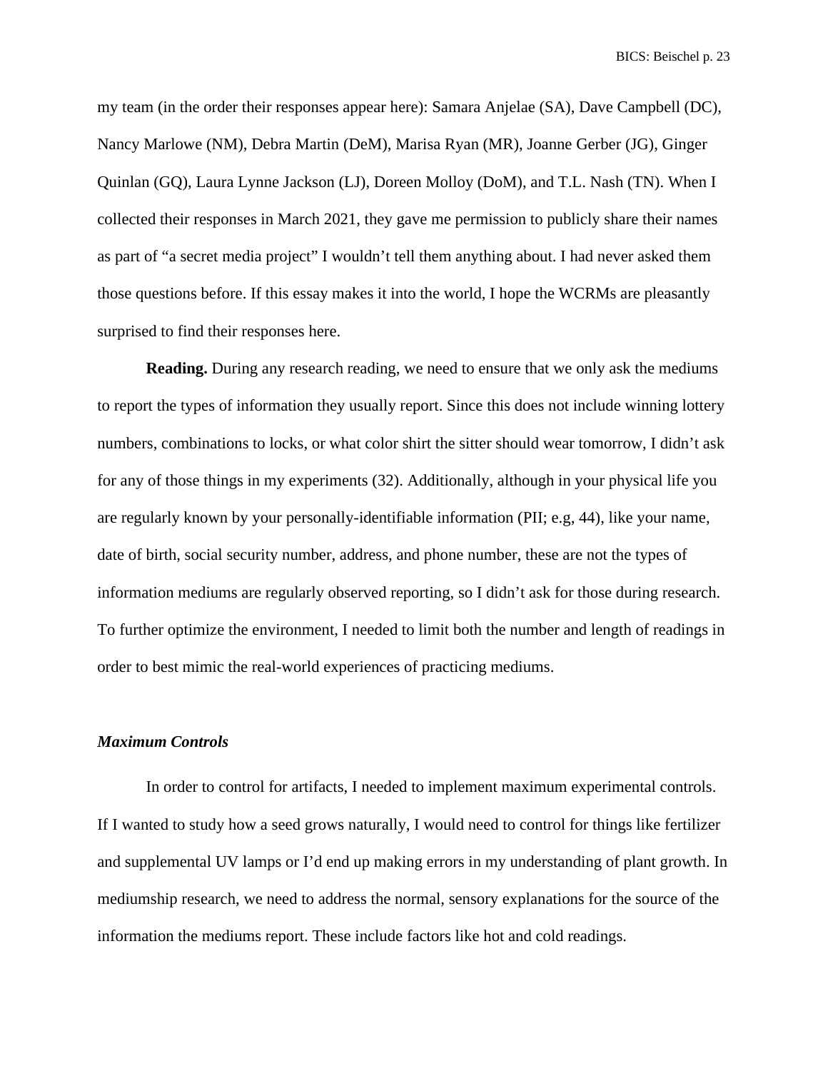my team (in the order their responses appear here): Samara Anjelae (SA), Dave Campbell (DC), Nancy Marlowe (NM), Debra Martin (DeM), Marisa Ryan (MR), Joanne Gerber (JG), Ginger Quinlan (GQ), Laura Lynne Jackson (LJ), Doreen Molloy (DoM), and T.L. Nash (TN). When I collected their responses in March 2021, they gave me permission to publicly share their names as part of "a secret media project" I wouldn't tell them anything about. I had never asked them those questions before. If this essay makes it into the world, I hope the WCRMs are pleasantly surprised to find their responses here.

**Reading.** During any research reading, we need to ensure that we only ask the mediums to report the types of information they usually report. Since this does not include winning lottery numbers, combinations to locks, or what color shirt the sitter should wear tomorrow, I didn't ask for any of those things in my experiments (32). Additionally, although in your physical life you are regularly known by your personally-identifiable information (PII; e.g, 44), like your name, date of birth, social security number, address, and phone number, these are not the types of information mediums are regularly observed reporting, so I didn't ask for those during research. To further optimize the environment, I needed to limit both the number and length of readings in order to best mimic the real-world experiences of practicing mediums.

### *Maximum Controls*

In order to control for artifacts, I needed to implement maximum experimental controls. If I wanted to study how a seed grows naturally, I would need to control for things like fertilizer and supplemental UV lamps or I'd end up making errors in my understanding of plant growth. In mediumship research, we need to address the normal, sensory explanations for the source of the information the mediums report. These include factors like hot and cold readings.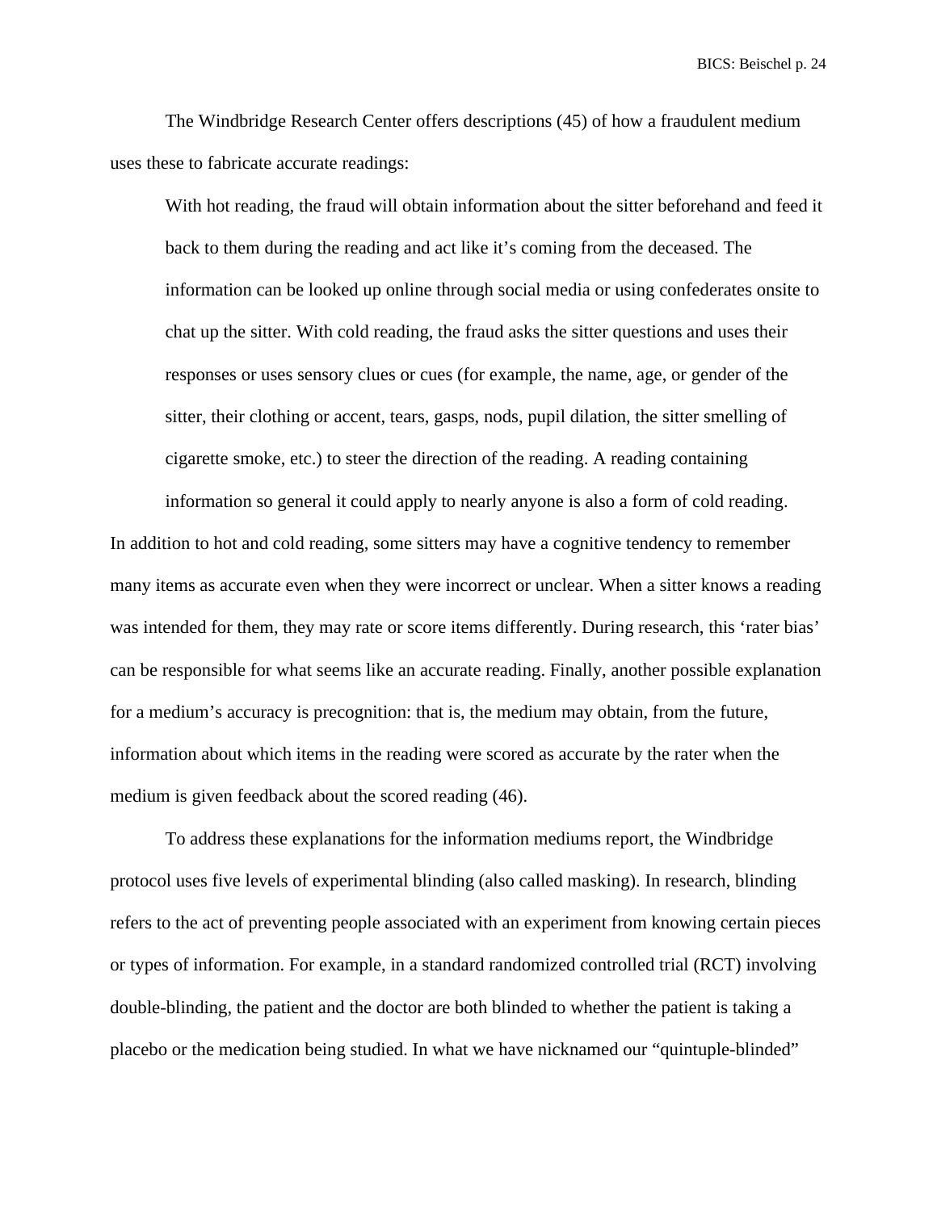The Windbridge Research Center offers descriptions (45) of how a fraudulent medium uses these to fabricate accurate readings:

> With hot reading, the fraud will obtain information about the sitter beforehand and feed it back to them during the reading and act like it's coming from the deceased. The information can be looked up online through social media or using confederates onsite to chat up the sitter. With cold reading, the fraud asks the sitter questions and uses their responses or uses sensory clues or cues (for example, the name, age, or gender of the sitter, their clothing or accent, tears, gasps, nods, pupil dilation, the sitter smelling of cigarette smoke, etc.) to steer the direction of the reading. A reading containing information so general it could apply to nearly anyone is also a form of cold reading.

In addition to hot and cold reading, some sitters may have a cognitive tendency to remember many items as accurate even when they were incorrect or unclear. When a sitter knows a reading was intended for them, they may rate or score items differently. During research, this 'rater bias' can be responsible for what seems like an accurate reading. Finally, another possible explanation for a medium's accuracy is precognition: that is, the medium may obtain, from the future, information about which items in the reading were scored as accurate by the rater when the medium is given feedback about the scored reading (46).

To address these explanations for the information mediums report, the Windbridge protocol uses five levels of experimental blinding (also called masking). In research, blinding refers to the act of preventing people associated with an experiment from knowing certain pieces or types of information. For example, in a standard randomized controlled trial (RCT) involving double-blinding, the patient and the doctor are both blinded to whether the patient is taking a placebo or the medication being studied. In what we have nicknamed our "quintuple-blinded"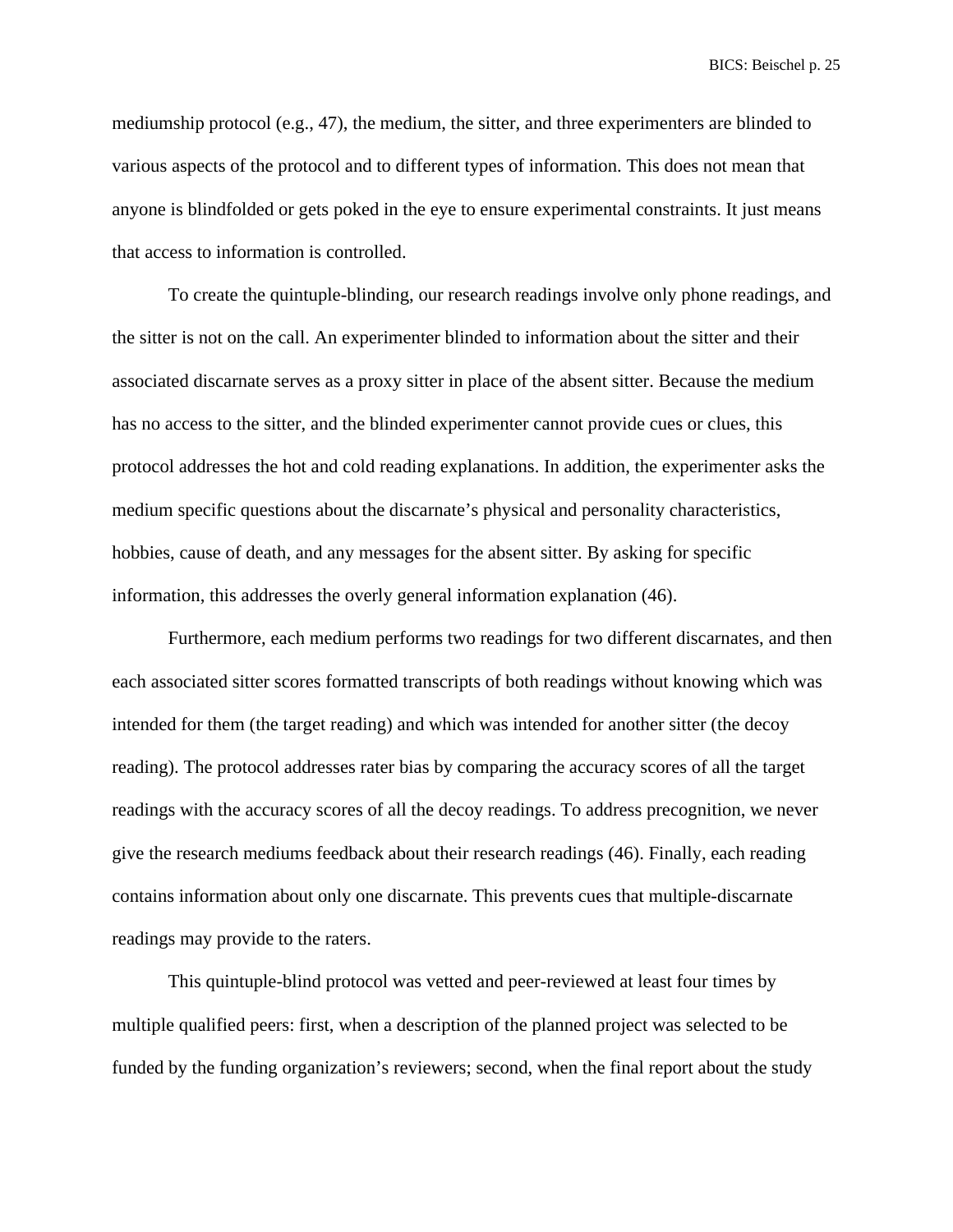mediumship protocol (e.g., 47), the medium, the sitter, and three experimenters are blinded to various aspects of the protocol and to different types of information. This does not mean that anyone is blindfolded or gets poked in the eye to ensure experimental constraints. It just means that access to information is controlled.

To create the quintuple-blinding, our research readings involve only phone readings, and the sitter is not on the call. An experimenter blinded to information about the sitter and their associated discarnate serves as a proxy sitter in place of the absent sitter. Because the medium has no access to the sitter, and the blinded experimenter cannot provide cues or clues, this protocol addresses the hot and cold reading explanations. In addition, the experimenter asks the medium specific questions about the discarnate's physical and personality characteristics, hobbies, cause of death, and any messages for the absent sitter. By asking for specific information, this addresses the overly general information explanation (46).

Furthermore, each medium performs two readings for two different discarnates, and then each associated sitter scores formatted transcripts of both readings without knowing which was intended for them (the target reading) and which was intended for another sitter (the decoy reading). The protocol addresses rater bias by comparing the accuracy scores of all the target readings with the accuracy scores of all the decoy readings. To address precognition, we never give the research mediums feedback about their research readings (46). Finally, each reading contains information about only one discarnate. This prevents cues that multiple-discarnate readings may provide to the raters.

This quintuple-blind protocol was vetted and peer-reviewed at least four times by multiple qualified peers: first, when a description of the planned project was selected to be funded by the funding organization's reviewers; second, when the final report about the study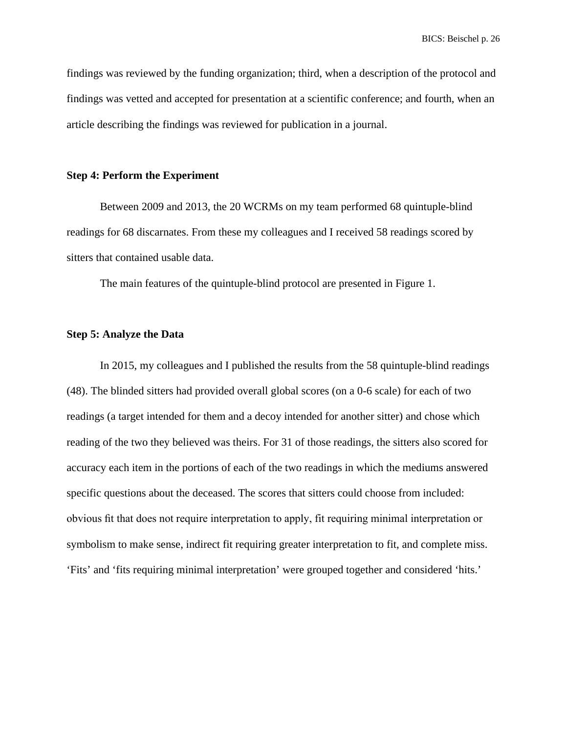findings was reviewed by the funding organization; third, when a description of the protocol and findings was vetted and accepted for presentation at a scientific conference; and fourth, when an article describing the findings was reviewed for publication in a journal.

**Step 4: Perform the Experiment**

Between 2009 and 2013, the 20 WCRMs on my team performed 68 quintuple-blind readings for 68 discarnates. From these my colleagues and I received 58 readings scored by sitters that contained usable data.

The main features of the quintuple-blind protocol are presented in Figure 1.

**Step 5: Analyze the Data**

In 2015, my colleagues and I published the results from the 58 quintuple-blind readings (48). The blinded sitters had provided overall global scores (on a 0-6 scale) for each of two readings (a target intended for them and a decoy intended for another sitter) and chose which reading of the two they believed was theirs. For 31 of those readings, the sitters also scored for accuracy each item in the portions of each of the two readings in which the mediums answered specific questions about the deceased. The scores that sitters could choose from included: obvious fit that does not require interpretation to apply, fit requiring minimal interpretation or symbolism to make sense, indirect fit requiring greater interpretation to fit, and complete miss. 'Fits' and 'fits requiring minimal interpretation' were grouped together and considered 'hits.'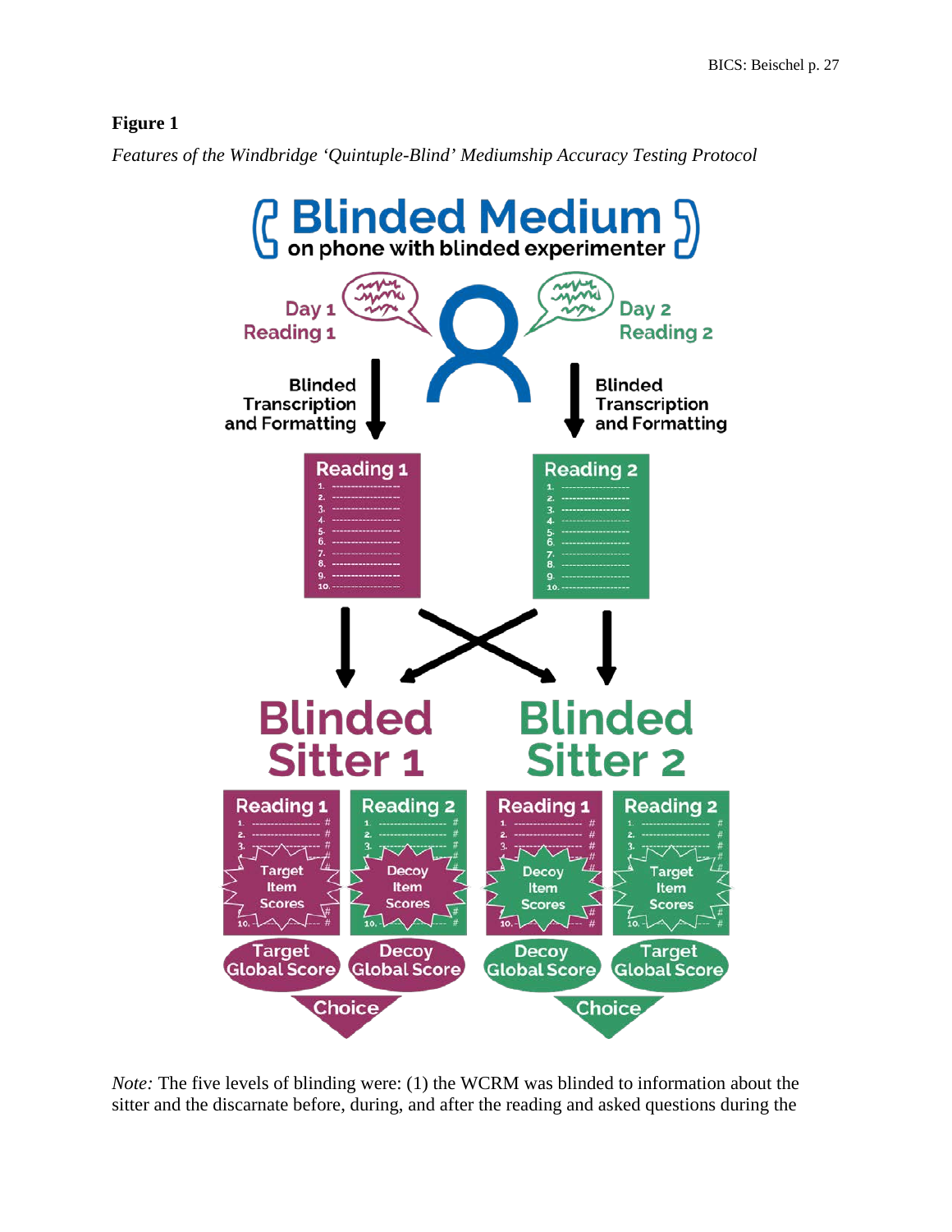**Figure 1**

*Features of the Windbridge 'Quintuple-Blind' Mediumship Accuracy Testing Protocol*

*Note:* The five levels of blinding were: (1) the WCRM was blinded to information about the sitter and the discarnate before, during, and after the reading and asked questions during the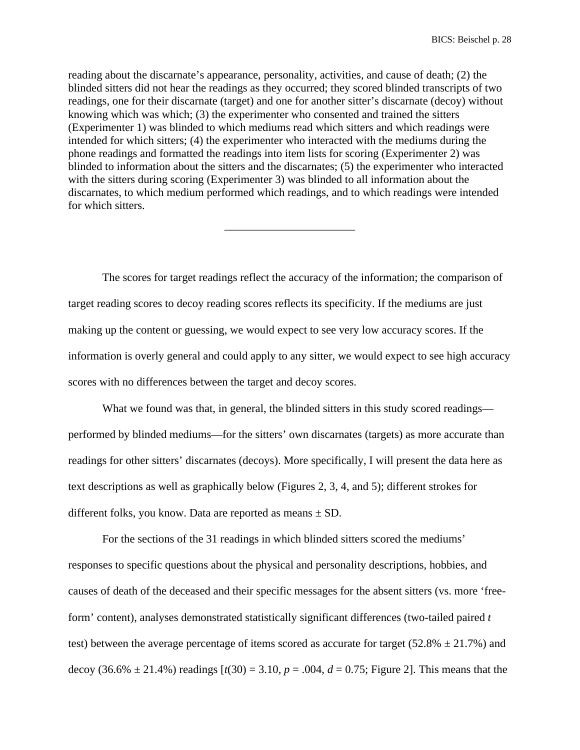reading about the discarnate's appearance, personality, activities, and cause of death; (2) the blinded sitters did not hear the readings as they occurred; they scored blinded transcripts of two readings, one for their discarnate (target) and one for another sitter's discarnate (decoy) without knowing which was which; (3) the experimenter who consented and trained the sitters (Experimenter 1) was blinded to which mediums read which sitters and which readings were intended for which sitters; (4) the experimenter who interacted with the mediums during the phone readings and formatted the readings into item lists for scoring (Experimenter 2) was blinded to information about the sitters and the discarnates; (5) the experimenter who interacted with the sitters during scoring (Experimenter 3) was blinded to all information about the discarnates, to which medium performed which readings, and to which readings were intended for which sitters.

---

The scores for target readings reflect the accuracy of the information; the comparison of target reading scores to decoy reading scores reflects its specificity. If the mediums are just making up the content or guessing, we would expect to see very low accuracy scores. If the information is overly general and could apply to any sitter, we would expect to see high accuracy scores with no differences between the target and decoy scores.

What we found was that, in general, the blinded sitters in this study scored readings—performed by blinded mediums—for the sitters' own discarnates (targets) as more accurate than readings for other sitters' discarnates (decoys). More specifically, I will present the data here as text descriptions as well as graphically below (Figures 2, 3, 4, and 5); different strokes for different folks, you know. Data are reported as means ± SD.

For the sections of the 31 readings in which blinded sitters scored the mediums' responses to specific questions about the physical and personality descriptions, hobbies, and causes of death of the deceased and their specific messages for the absent sitters (vs. more 'free-form' content), analyses demonstrated statistically significant differences (two-tailed paired $t$ test) between the average percentage of items scored as accurate for target (52.8% ± 21.7%) and decoy (36.6% ± 21.4%) readings [$t(30) = 3.10$, $p = .004$, $d = 0.75$; Figure 2]. This means that the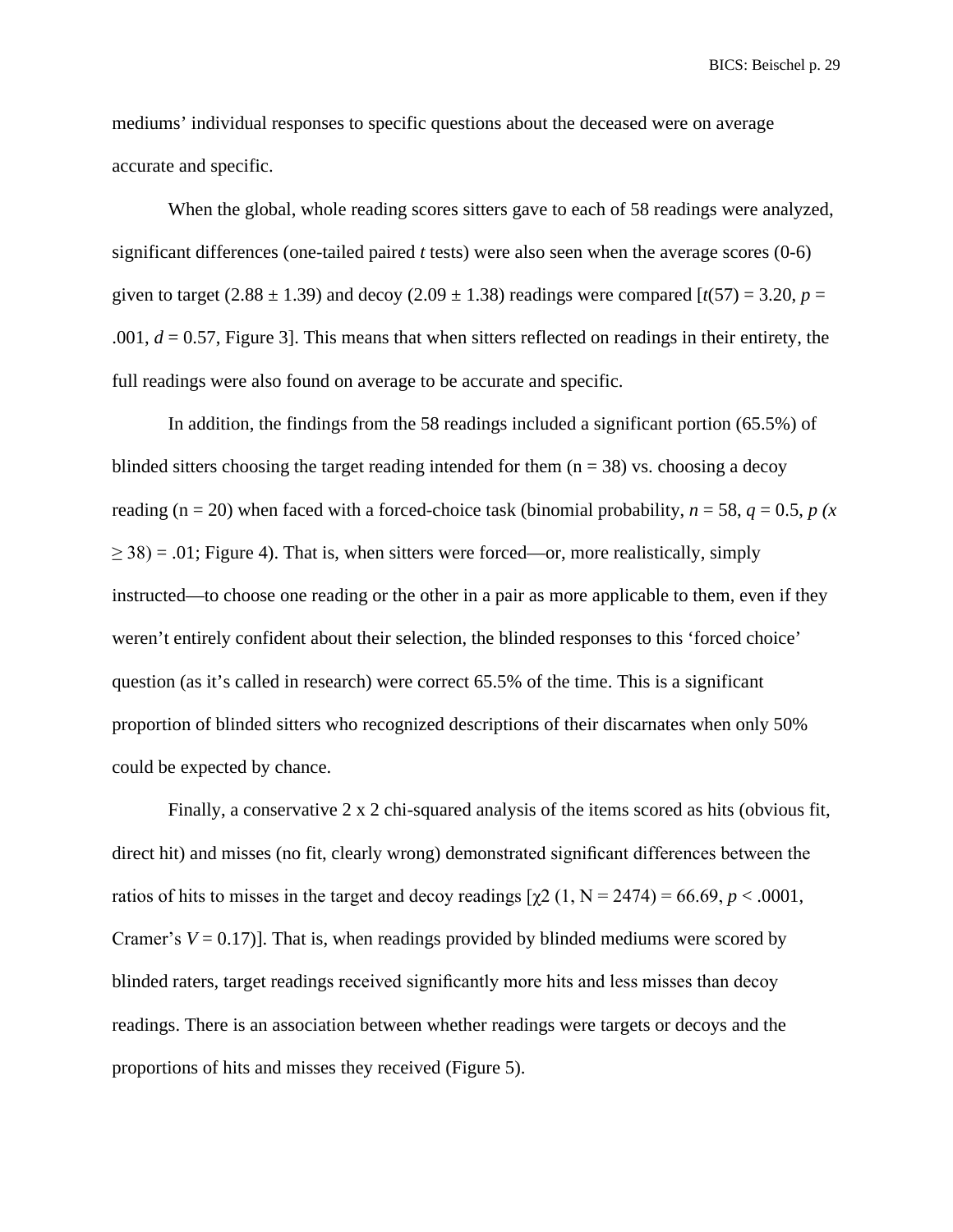mediums' individual responses to specific questions about the deceased were on average accurate and specific.

When the global, whole reading scores sitters gave to each of 58 readings were analyzed, significant differences (one-tailed paired *t* tests) were also seen when the average scores (0-6) given to target ($2.88 \pm 1.39$) and decoy ($2.09 \pm 1.38$) readings were compared [$t(57) = 3.20$, $p = .001$, $d = 0.57$, Figure 3]. This means that when sitters reflected on readings in their entirety, the full readings were also found on average to be accurate and specific.

In addition, the findings from the 58 readings included a significant portion (65.5%) of blinded sitters choosing the target reading intended for them (n = 38) vs. choosing a decoy reading (n = 20) when faced with a forced-choice task (binomial probability, $n = 58$, $q = 0.5$, $p(x \geq 38) = .01$; Figure 4). That is, when sitters were forced—or, more realistically, simply instructed—to choose one reading or the other in a pair as more applicable to them, even if they weren't entirely confident about their selection, the blinded responses to this 'forced choice' question (as it's called in research) were correct 65.5% of the time. This is a significant proportion of blinded sitters who recognized descriptions of their discarnates when only 50% could be expected by chance.

Finally, a conservative 2 x 2 chi-squared analysis of the items scored as hits (obvious fit, direct hit) and misses (no fit, clearly wrong) demonstrated significant differences between the ratios of hits to misses in the target and decoy readings [$\chi^2 (1, N = 2474) = 66.69$, $p < .0001$, Cramer's $V = 0.17$)]. That is, when readings provided by blinded mediums were scored by blinded raters, target readings received significantly more hits and less misses than decoy readings. There is an association between whether readings were targets or decoys and the proportions of hits and misses they received (Figure 5).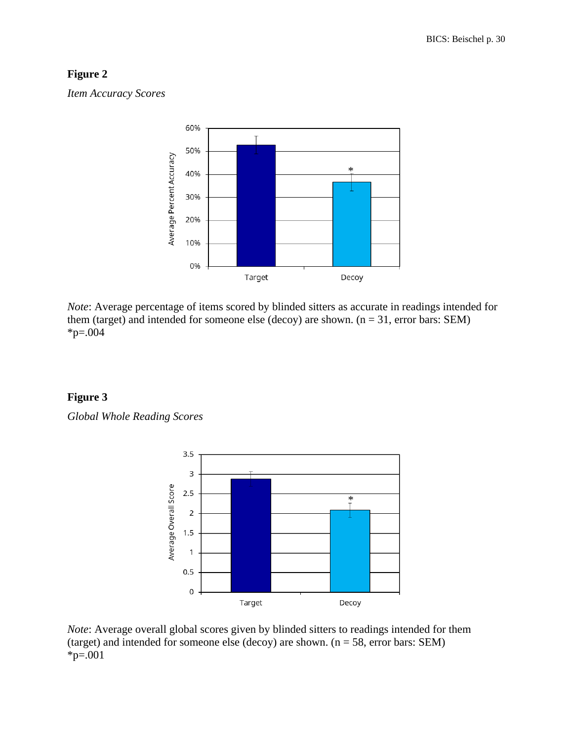**Figure 2**

*Item Accuracy Scores*

*Note*: Average percentage of items scored by blinded sitters as accurate in readings intended for them (target) and intended for someone else (decoy) are shown. ($n = 31$, error bars: SEM)
*$p=.004$

**Figure 3**

*Global Whole Reading Scores*

*Note*: Average overall global scores given by blinded sitters to readings intended for them (target) and intended for someone else (decoy) are shown. ($n = 58$, error bars: SEM)
*$p=.001$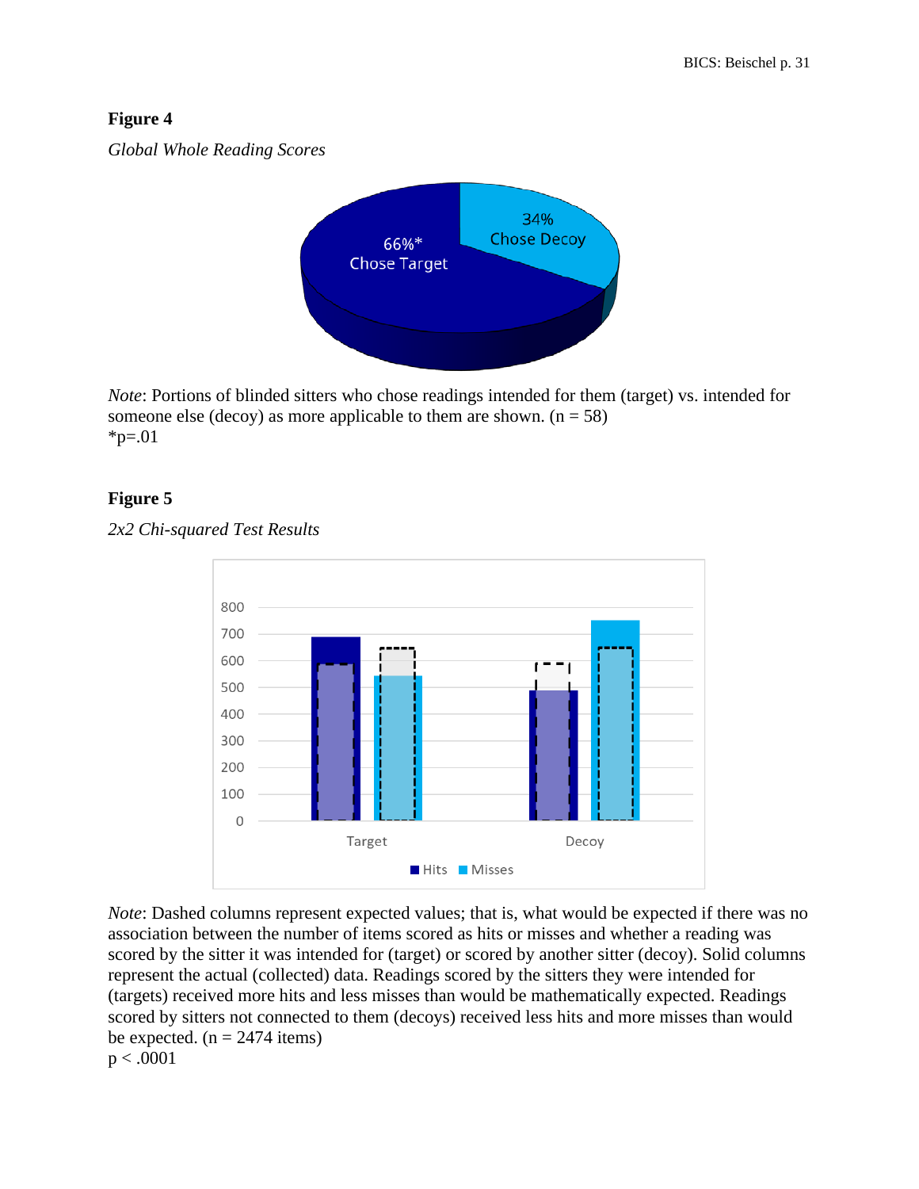**Figure 4**

*Global Whole Reading Scores*

*Note*: Portions of blinded sitters who chose readings intended for them (target) vs. intended for someone else (decoy) as more applicable to them are shown. (n = 58)
*p=.01

**Figure 5**

*2x2 Chi-squared Test Results*

*Note*: Dashed columns represent expected values; that is, what would be expected if there was no association between the number of items scored as hits or misses and whether a reading was scored by the sitter it was intended for (target) or scored by another sitter (decoy). Solid columns represent the actual (collected) data. Readings scored by the sitters they were intended for (targets) received more hits and less misses than would be mathematically expected. Readings scored by sitters not connected to them (decoys) received less hits and more misses than would be expected. (n = 2474 items)
$p < .0001$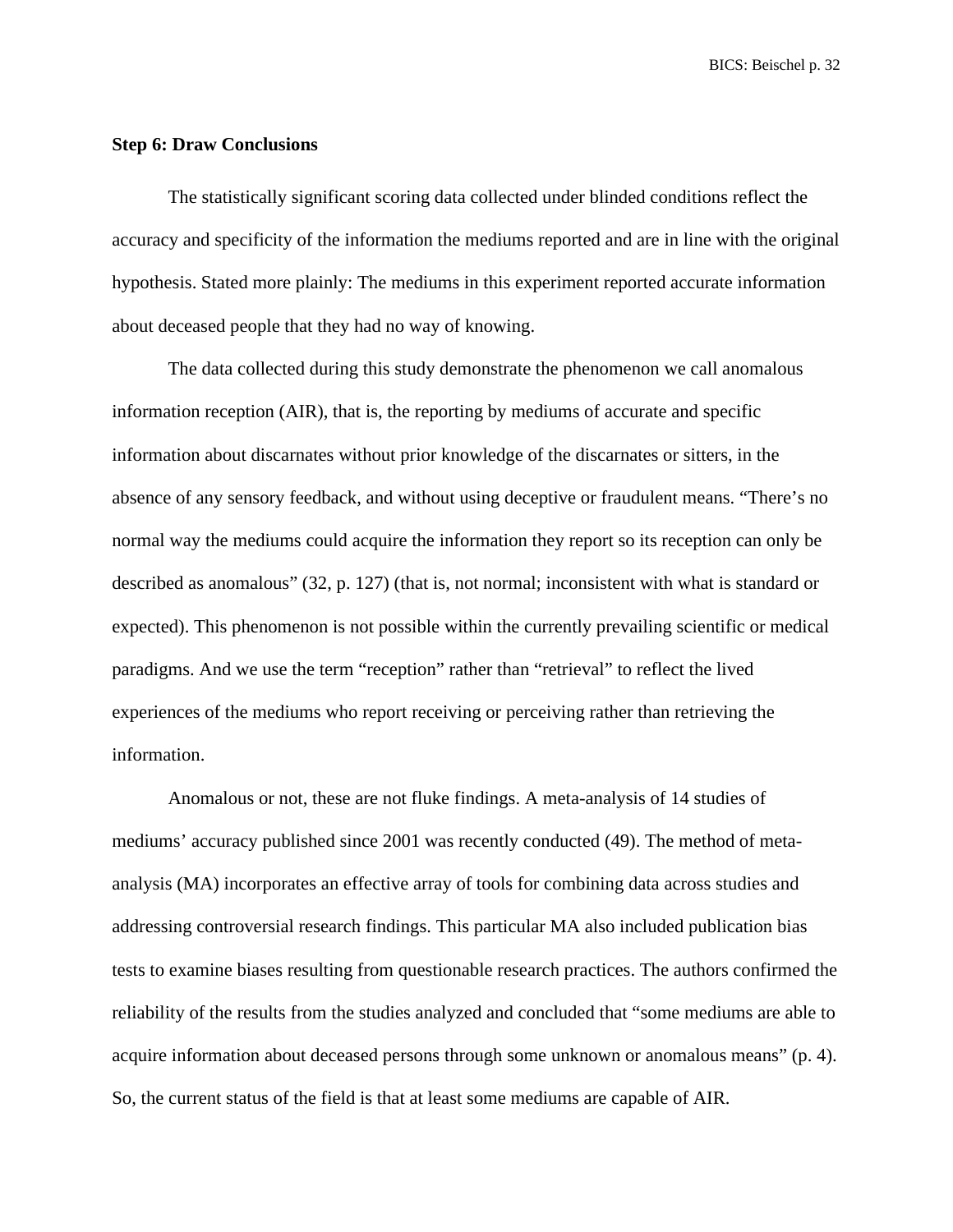**Step 6: Draw Conclusions**

The statistically significant scoring data collected under blinded conditions reflect the accuracy and specificity of the information the mediums reported and are in line with the original hypothesis. Stated more plainly: The mediums in this experiment reported accurate information about deceased people that they had no way of knowing.

The data collected during this study demonstrate the phenomenon we call anomalous information reception (AIR), that is, the reporting by mediums of accurate and specific information about discarnates without prior knowledge of the discarnates or sitters, in the absence of any sensory feedback, and without using deceptive or fraudulent means. “There’s no normal way the mediums could acquire the information they report so its reception can only be described as anomalous” (32, p. 127) (that is, not normal; inconsistent with what is standard or expected). This phenomenon is not possible within the currently prevailing scientific or medical paradigms. And we use the term “reception” rather than “retrieval” to reflect the lived experiences of the mediums who report receiving or perceiving rather than retrieving the information.

Anomalous or not, these are not fluke findings. A meta-analysis of 14 studies of mediums’ accuracy published since 2001 was recently conducted (49). The method of meta-analysis (MA) incorporates an effective array of tools for combining data across studies and addressing controversial research findings. This particular MA also included publication bias tests to examine biases resulting from questionable research practices. The authors confirmed the reliability of the results from the studies analyzed and concluded that “some mediums are able to acquire information about deceased persons through some unknown or anomalous means” (p. 4). So, the current status of the field is that at least some mediums are capable of AIR.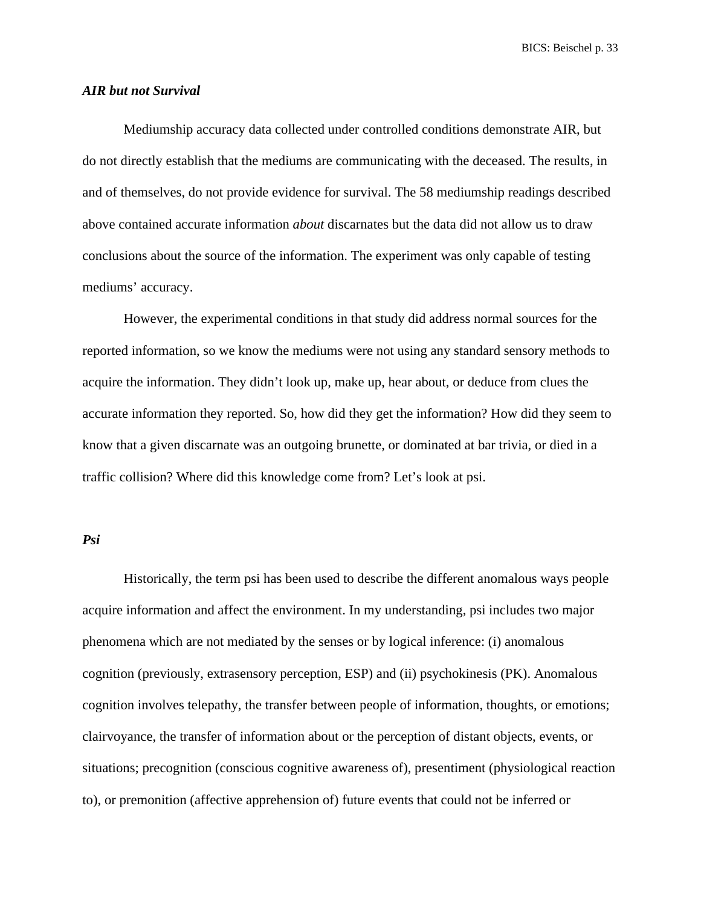### *AIR but not Survival*

Mediumship accuracy data collected under controlled conditions demonstrate AIR, but do not directly establish that the mediums are communicating with the deceased. The results, in and of themselves, do not provide evidence for survival. The 58 mediumship readings described above contained accurate information *about* discarnates but the data did not allow us to draw conclusions about the source of the information. The experiment was only capable of testing mediums' accuracy.

However, the experimental conditions in that study did address normal sources for the reported information, so we know the mediums were not using any standard sensory methods to acquire the information. They didn't look up, make up, hear about, or deduce from clues the accurate information they reported. So, how did they get the information? How did they seem to know that a given discarnate was an outgoing brunette, or dominated at bar trivia, or died in a traffic collision? Where did this knowledge come from? Let's look at psi.

### *Psi*

Historically, the term psi has been used to describe the different anomalous ways people acquire information and affect the environment. In my understanding, psi includes two major phenomena which are not mediated by the senses or by logical inference: (i) anomalous cognition (previously, extrasensory perception, ESP) and (ii) psychokinesis (PK). Anomalous cognition involves telepathy, the transfer between people of information, thoughts, or emotions; clairvoyance, the transfer of information about or the perception of distant objects, events, or situations; precognition (conscious cognitive awareness of), presentiment (physiological reaction to), or premonition (affective apprehension of) future events that could not be inferred or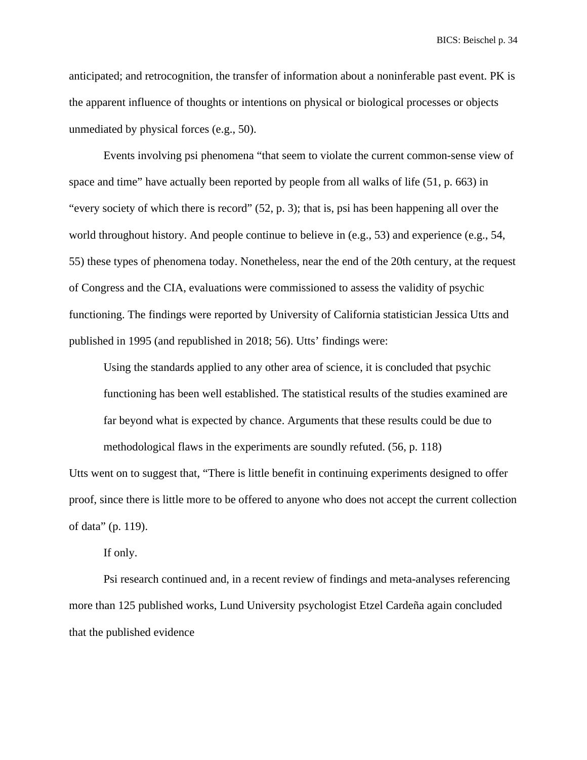anticipated; and retrocognition, the transfer of information about a noninferable past event. PK is the apparent influence of thoughts or intentions on physical or biological processes or objects unmediated by physical forces (e.g., 50).

Events involving psi phenomena "that seem to violate the current common-sense view of space and time" have actually been reported by people from all walks of life (51, p. 663) in "every society of which there is record" (52, p. 3); that is, psi has been happening all over the world throughout history. And people continue to believe in (e.g., 53) and experience (e.g., 54, 55) these types of phenomena today. Nonetheless, near the end of the 20th century, at the request of Congress and the CIA, evaluations were commissioned to assess the validity of psychic functioning. The findings were reported by University of California statistician Jessica Utts and published in 1995 (and republished in 2018; 56). Utts' findings were:

> Using the standards applied to any other area of science, it is concluded that psychic functioning has been well established. The statistical results of the studies examined are far beyond what is expected by chance. Arguments that these results could be due to methodological flaws in the experiments are soundly refuted. (56, p. 118)

Utts went on to suggest that, "There is little benefit in continuing experiments designed to offer proof, since there is little more to be offered to anyone who does not accept the current collection of data" (p. 119).

If only.

Psi research continued and, in a recent review of findings and meta-analyses referencing more than 125 published works, Lund University psychologist Etzel Cardeña again concluded that the published evidence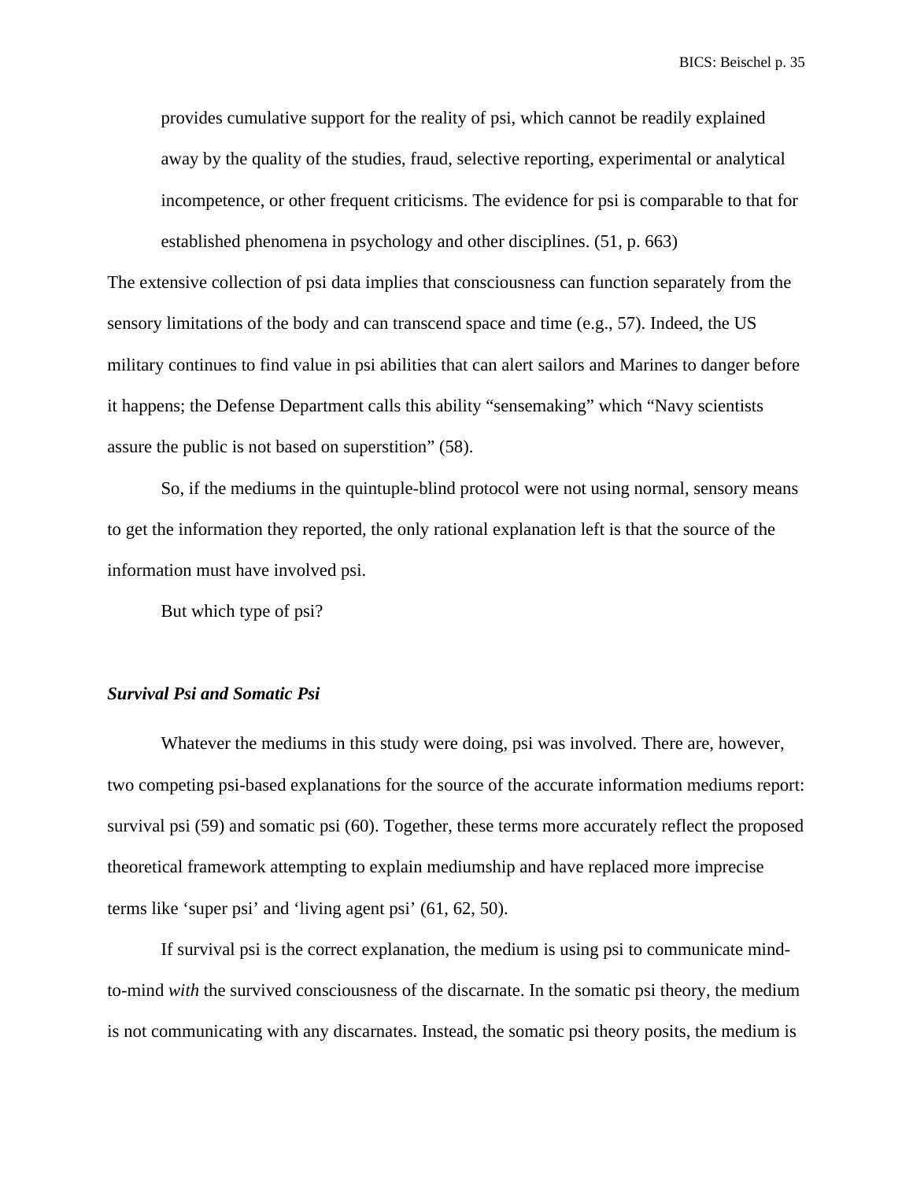> provides cumulative support for the reality of psi, which cannot be readily explained away by the quality of the studies, fraud, selective reporting, experimental or analytical incompetence, or other frequent criticisms. The evidence for psi is comparable to that for established phenomena in psychology and other disciplines. (51, p. 663)

The extensive collection of psi data implies that consciousness can function separately from the sensory limitations of the body and can transcend space and time (e.g., 57). Indeed, the US military continues to find value in psi abilities that can alert sailors and Marines to danger before it happens; the Defense Department calls this ability "sensemaking" which "Navy scientists assure the public is not based on superstition" (58).

So, if the mediums in the quintuple-blind protocol were not using normal, sensory means to get the information they reported, the only rational explanation left is that the source of the information must have involved psi.

But which type of psi?

### *Survival Psi and Somatic Psi*

Whatever the mediums in this study were doing, psi was involved. There are, however, two competing psi-based explanations for the source of the accurate information mediums report: survival psi (59) and somatic psi (60). Together, these terms more accurately reflect the proposed theoretical framework attempting to explain mediumship and have replaced more imprecise terms like 'super psi' and 'living agent psi' (61, 62, 50).

If survival psi is the correct explanation, the medium is using psi to communicate mind-to-mind *with* the survived consciousness of the discarnate. In the somatic psi theory, the medium is not communicating with any discarnates. Instead, the somatic psi theory posits, the medium is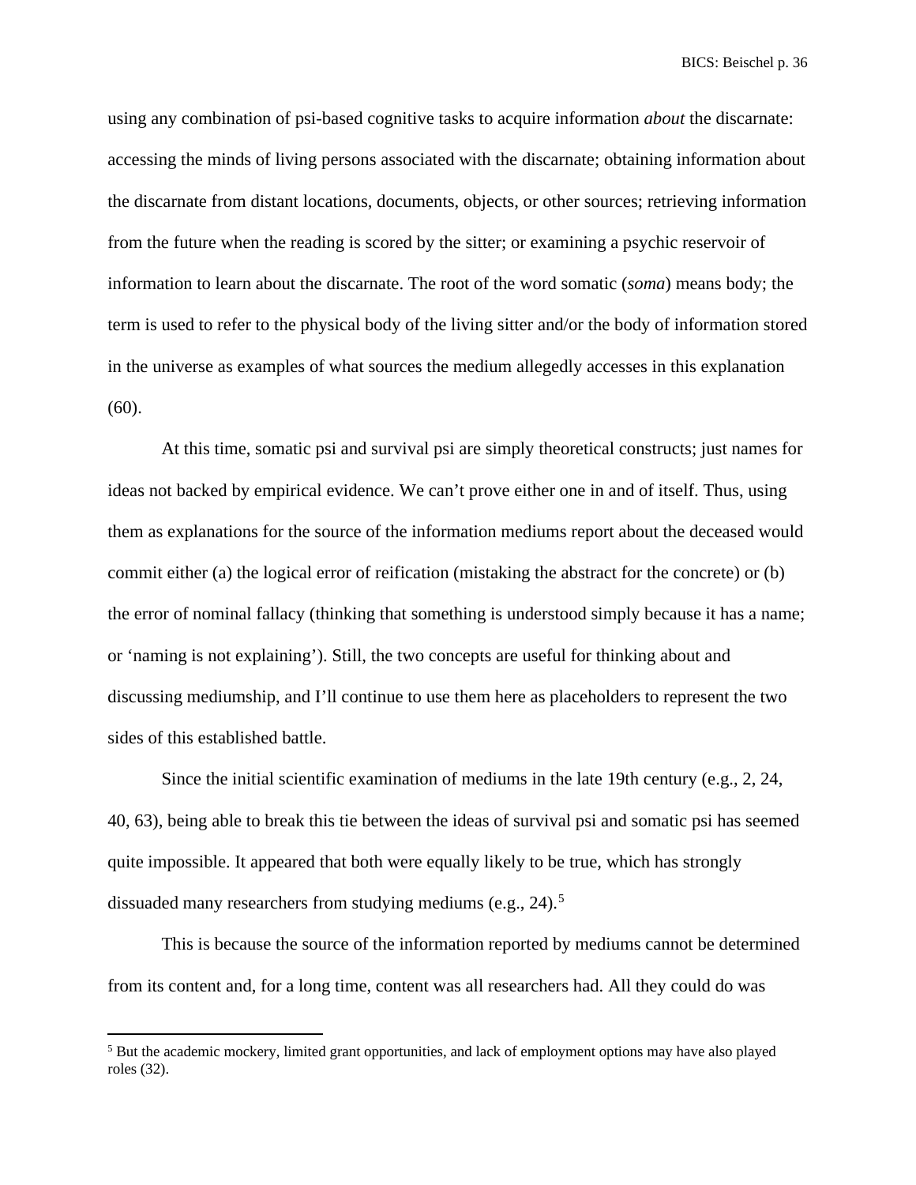using any combination of psi-based cognitive tasks to acquire information *about* the discarnate: accessing the minds of living persons associated with the discarnate; obtaining information about the discarnate from distant locations, documents, objects, or other sources; retrieving information from the future when the reading is scored by the sitter; or examining a psychic reservoir of information to learn about the discarnate. The root of the word somatic (*soma*) means body; the term is used to refer to the physical body of the living sitter and/or the body of information stored in the universe as examples of what sources the medium allegedly accesses in this explanation (60).

At this time, somatic psi and survival psi are simply theoretical constructs; just names for ideas not backed by empirical evidence. We can't prove either one in and of itself. Thus, using them as explanations for the source of the information mediums report about the deceased would commit either (a) the logical error of reification (mistaking the abstract for the concrete) or (b) the error of nominal fallacy (thinking that something is understood simply because it has a name; or 'naming is not explaining'). Still, the two concepts are useful for thinking about and discussing mediumship, and I'll continue to use them here as placeholders to represent the two sides of this established battle.

Since the initial scientific examination of mediums in the late 19th century (e.g., 2, 24, 40, 63), being able to break this tie between the ideas of survival psi and somatic psi has seemed quite impossible. It appeared that both were equally likely to be true, which has strongly dissuaded many researchers from studying mediums (e.g., 24).[5]

This is because the source of the information reported by mediums cannot be determined from its content and, for a long time, content was all researchers had. All they could do was

[5] But the academic mockery, limited grant opportunities, and lack of employment options may have also played roles (32).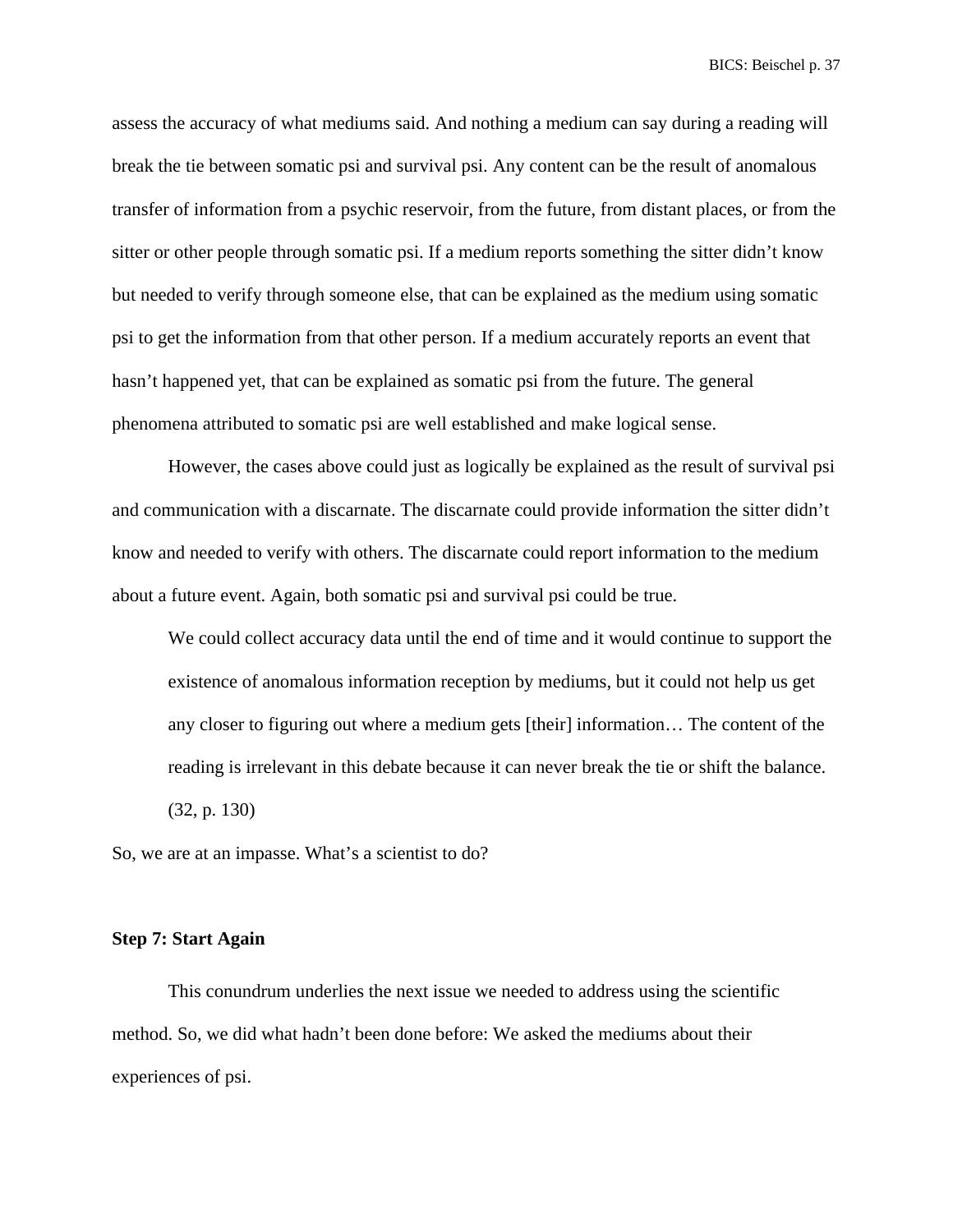assess the accuracy of what mediums said. And nothing a medium can say during a reading will break the tie between somatic psi and survival psi. Any content can be the result of anomalous transfer of information from a psychic reservoir, from the future, from distant places, or from the sitter or other people through somatic psi. If a medium reports something the sitter didn't know but needed to verify through someone else, that can be explained as the medium using somatic psi to get the information from that other person. If a medium accurately reports an event that hasn't happened yet, that can be explained as somatic psi from the future. The general phenomena attributed to somatic psi are well established and make logical sense.

However, the cases above could just as logically be explained as the result of survival psi and communication with a discarnate. The discarnate could provide information the sitter didn't know and needed to verify with others. The discarnate could report information to the medium about a future event. Again, both somatic psi and survival psi could be true.

> We could collect accuracy data until the end of time and it would continue to support the existence of anomalous information reception by mediums, but it could not help us get any closer to figuring out where a medium gets [their] information… The content of the reading is irrelevant in this debate because it can never break the tie or shift the balance. (32, p. 130)

So, we are at an impasse. What's a scientist to do?

**Step 7: Start Again**

This conundrum underlies the next issue we needed to address using the scientific method. So, we did what hadn't been done before: We asked the mediums about their experiences of psi.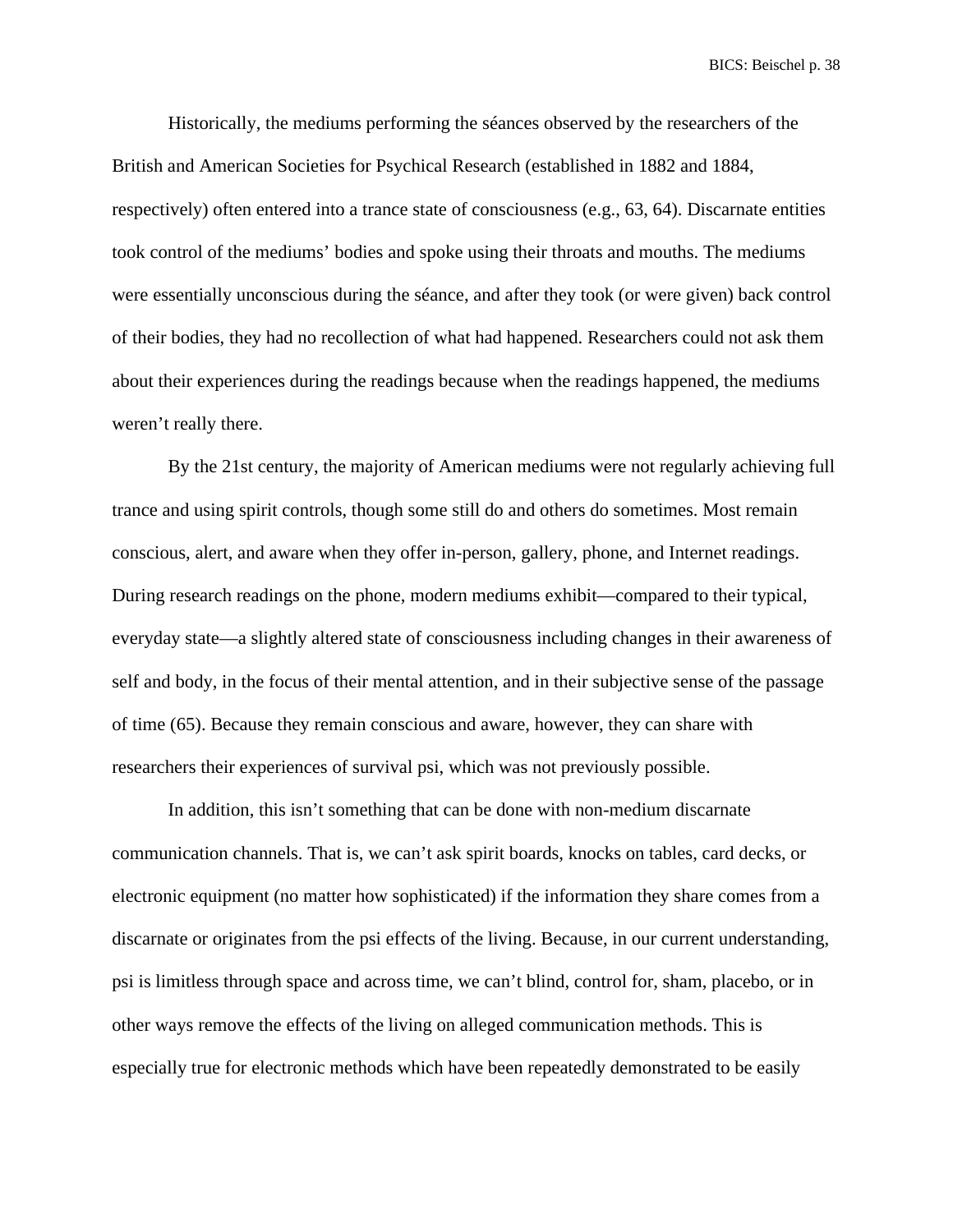Historically, the mediums performing the séances observed by the researchers of the British and American Societies for Psychical Research (established in 1882 and 1884, respectively) often entered into a trance state of consciousness (e.g., 63, 64). Discarnate entities took control of the mediums' bodies and spoke using their throats and mouths. The mediums were essentially unconscious during the séance, and after they took (or were given) back control of their bodies, they had no recollection of what had happened. Researchers could not ask them about their experiences during the readings because when the readings happened, the mediums weren't really there.

By the 21st century, the majority of American mediums were not regularly achieving full trance and using spirit controls, though some still do and others do sometimes. Most remain conscious, alert, and aware when they offer in-person, gallery, phone, and Internet readings. During research readings on the phone, modern mediums exhibit—compared to their typical, everyday state—a slightly altered state of consciousness including changes in their awareness of self and body, in the focus of their mental attention, and in their subjective sense of the passage of time (65). Because they remain conscious and aware, however, they can share with researchers their experiences of survival psi, which was not previously possible.

In addition, this isn't something that can be done with non-medium discarnate communication channels. That is, we can't ask spirit boards, knocks on tables, card decks, or electronic equipment (no matter how sophisticated) if the information they share comes from a discarnate or originates from the psi effects of the living. Because, in our current understanding, psi is limitless through space and across time, we can't blind, control for, sham, placebo, or in other ways remove the effects of the living on alleged communication methods. This is especially true for electronic methods which have been repeatedly demonstrated to be easily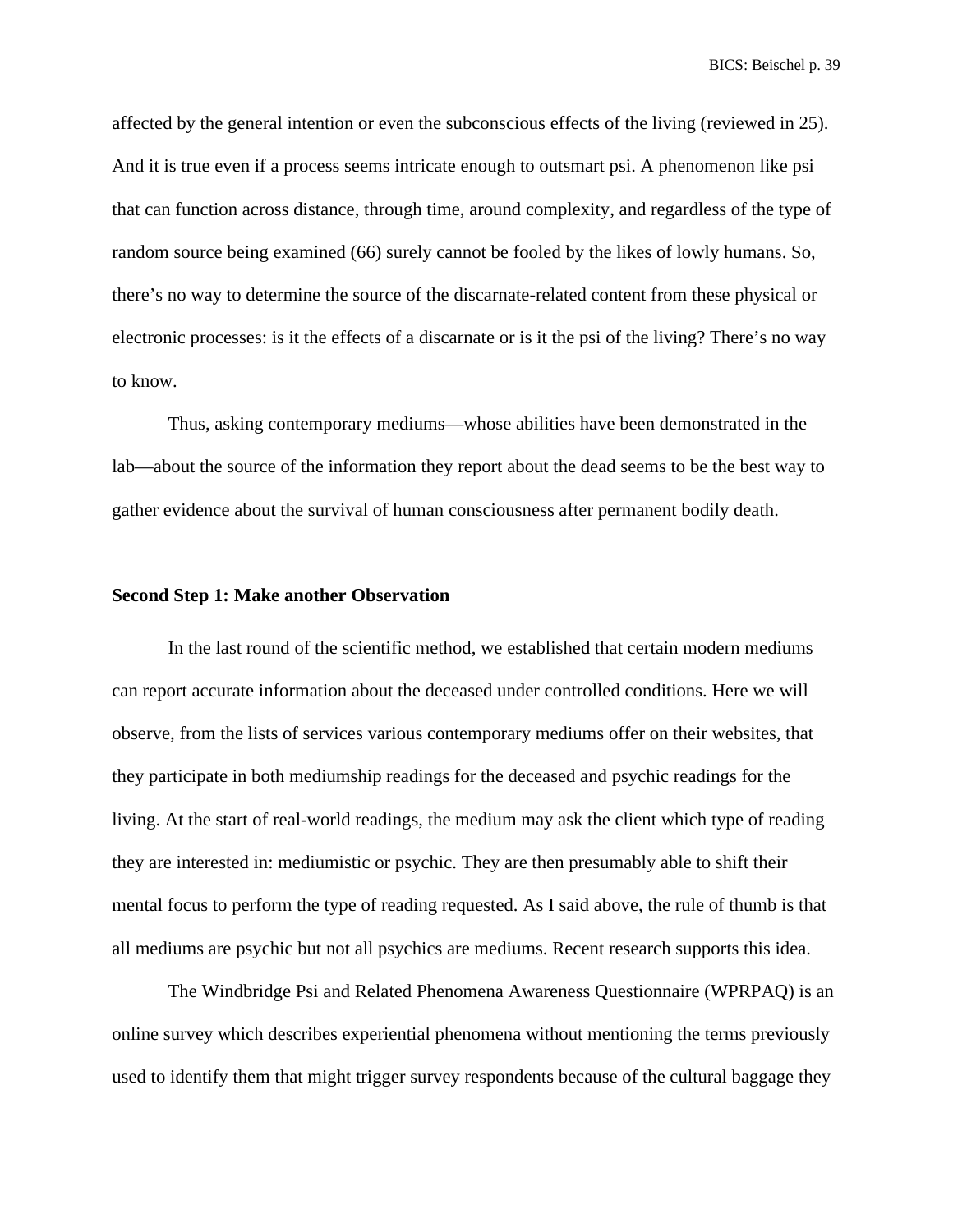affected by the general intention or even the subconscious effects of the living (reviewed in 25). And it is true even if a process seems intricate enough to outsmart psi. A phenomenon like psi that can function across distance, through time, around complexity, and regardless of the type of random source being examined (66) surely cannot be fooled by the likes of lowly humans. So, there's no way to determine the source of the discarnate-related content from these physical or electronic processes: is it the effects of a discarnate or is it the psi of the living? There's no way to know.

Thus, asking contemporary mediums—whose abilities have been demonstrated in the lab—about the source of the information they report about the dead seems to be the best way to gather evidence about the survival of human consciousness after permanent bodily death.

**Second Step 1: Make another Observation**

In the last round of the scientific method, we established that certain modern mediums can report accurate information about the deceased under controlled conditions. Here we will observe, from the lists of services various contemporary mediums offer on their websites, that they participate in both mediumship readings for the deceased and psychic readings for the living. At the start of real-world readings, the medium may ask the client which type of reading they are interested in: mediumistic or psychic. They are then presumably able to shift their mental focus to perform the type of reading requested. As I said above, the rule of thumb is that all mediums are psychic but not all psychics are mediums. Recent research supports this idea.

The Windbridge Psi and Related Phenomena Awareness Questionnaire (WPRPAQ) is an online survey which describes experiential phenomena without mentioning the terms previously used to identify them that might trigger survey respondents because of the cultural baggage they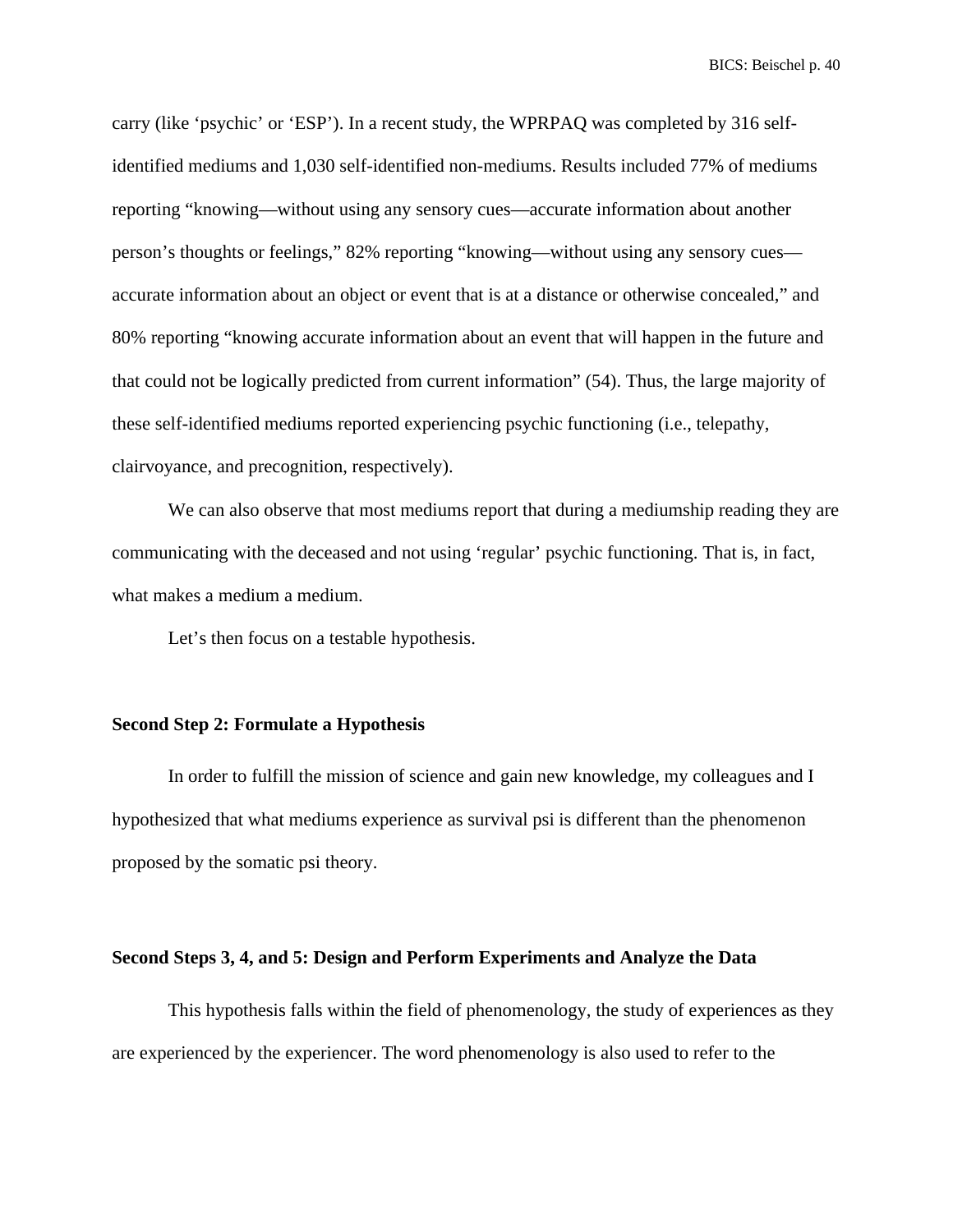carry (like 'psychic' or 'ESP'). In a recent study, the WPRPAQ was completed by 316 self-identified mediums and 1,030 self-identified non-mediums. Results included 77% of mediums reporting "knowing—without using any sensory cues—accurate information about another person's thoughts or feelings," 82% reporting "knowing—without using any sensory cues—accurate information about an object or event that is at a distance or otherwise concealed," and 80% reporting "knowing accurate information about an event that will happen in the future and that could not be logically predicted from current information" (54). Thus, the large majority of these self-identified mediums reported experiencing psychic functioning (i.e., telepathy, clairvoyance, and precognition, respectively).

We can also observe that most mediums report that during a mediumship reading they are communicating with the deceased and not using 'regular' psychic functioning. That is, in fact, what makes a medium a medium.

Let's then focus on a testable hypothesis.

**Second Step 2: Formulate a Hypothesis**

In order to fulfill the mission of science and gain new knowledge, my colleagues and I hypothesized that what mediums experience as survival psi is different than the phenomenon proposed by the somatic psi theory.

**Second Steps 3, 4, and 5: Design and Perform Experiments and Analyze the Data**

This hypothesis falls within the field of phenomenology, the study of experiences as they are experienced by the experiencer. The word phenomenology is also used to refer to the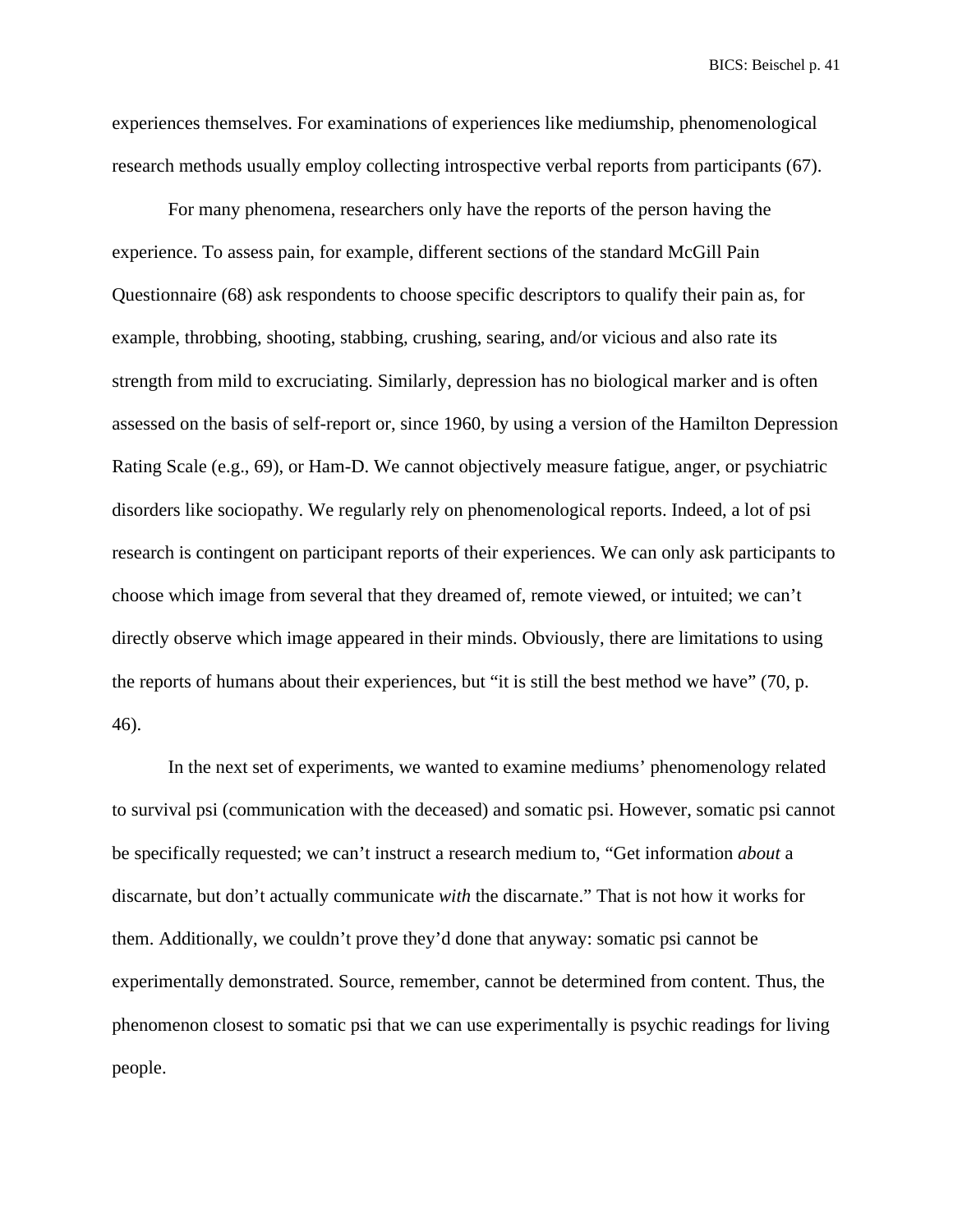experiences themselves. For examinations of experiences like mediumship, phenomenological research methods usually employ collecting introspective verbal reports from participants (67).

For many phenomena, researchers only have the reports of the person having the experience. To assess pain, for example, different sections of the standard McGill Pain Questionnaire (68) ask respondents to choose specific descriptors to qualify their pain as, for example, throbbing, shooting, stabbing, crushing, searing, and/or vicious and also rate its strength from mild to excruciating. Similarly, depression has no biological marker and is often assessed on the basis of self-report or, since 1960, by using a version of the Hamilton Depression Rating Scale (e.g., 69), or Ham-D. We cannot objectively measure fatigue, anger, or psychiatric disorders like sociopathy. We regularly rely on phenomenological reports. Indeed, a lot of psi research is contingent on participant reports of their experiences. We can only ask participants to choose which image from several that they dreamed of, remote viewed, or intuited; we can't directly observe which image appeared in their minds. Obviously, there are limitations to using the reports of humans about their experiences, but "it is still the best method we have" (70, p. 46).

In the next set of experiments, we wanted to examine mediums' phenomenology related to survival psi (communication with the deceased) and somatic psi. However, somatic psi cannot be specifically requested; we can't instruct a research medium to, "Get information *about* a discarnate, but don't actually communicate *with* the discarnate." That is not how it works for them. Additionally, we couldn't prove they'd done that anyway: somatic psi cannot be experimentally demonstrated. Source, remember, cannot be determined from content. Thus, the phenomenon closest to somatic psi that we can use experimentally is psychic readings for living people.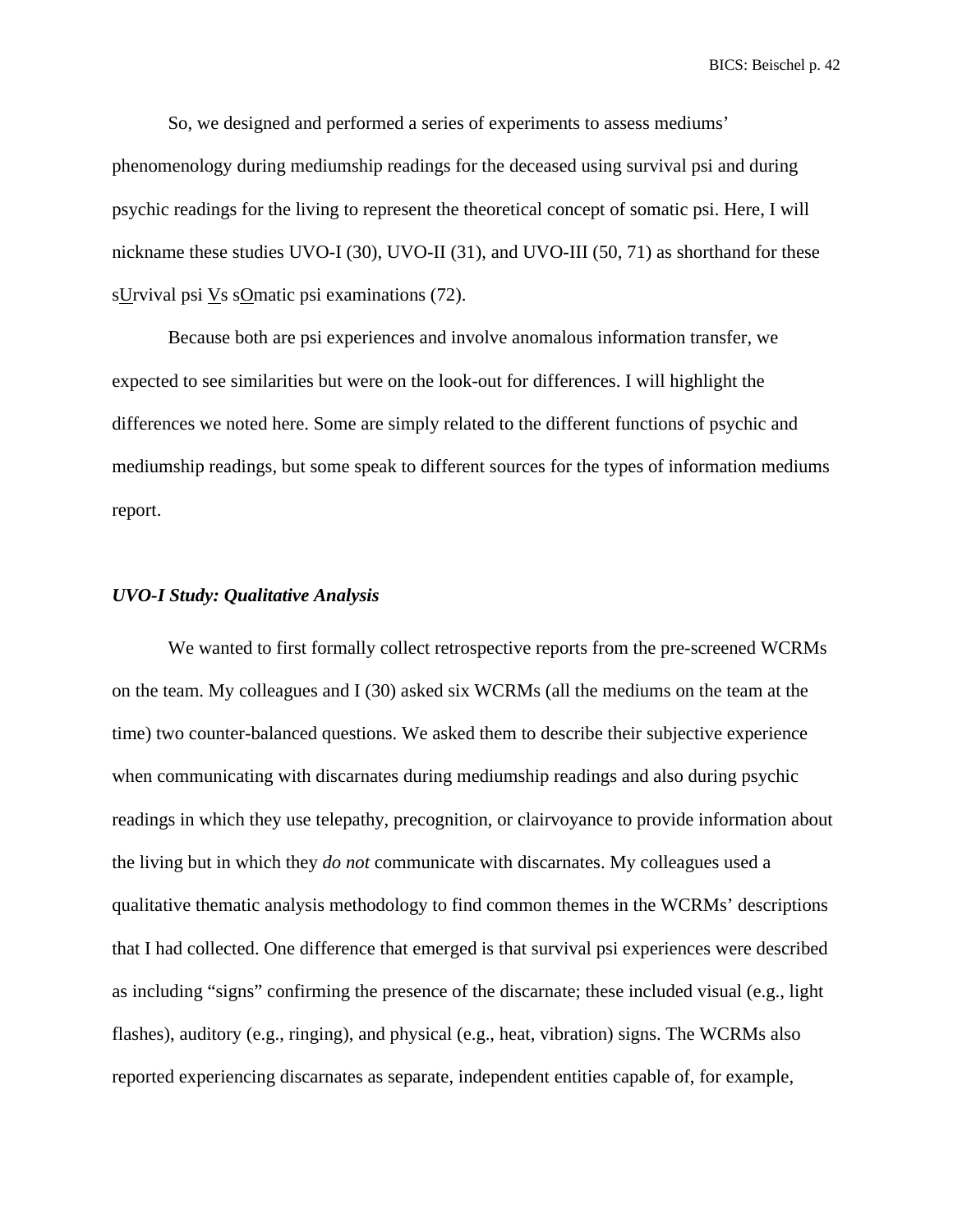So, we designed and performed a series of experiments to assess mediums' phenomenology during mediumship readings for the deceased using survival psi and during psychic readings for the living to represent the theoretical concept of somatic psi. Here, I will nickname these studies UVO-I (30), UVO-II (31), and UVO-III (50, 71) as shorthand for these sUrvival psi Vs sOmatic psi examinations (72).

Because both are psi experiences and involve anomalous information transfer, we expected to see similarities but were on the look-out for differences. I will highlight the differences we noted here. Some are simply related to the different functions of psychic and mediumship readings, but some speak to different sources for the types of information mediums report.

### *UVO-I Study: Qualitative Analysis*

We wanted to first formally collect retrospective reports from the pre-screened WCRMs on the team. My colleagues and I (30) asked six WCRMs (all the mediums on the team at the time) two counter-balanced questions. We asked them to describe their subjective experience when communicating with discarnates during mediumship readings and also during psychic readings in which they use telepathy, precognition, or clairvoyance to provide information about the living but in which they *do not* communicate with discarnates. My colleagues used a qualitative thematic analysis methodology to find common themes in the WCRMs' descriptions that I had collected. One difference that emerged is that survival psi experiences were described as including "signs" confirming the presence of the discarnate; these included visual (e.g., light flashes), auditory (e.g., ringing), and physical (e.g., heat, vibration) signs. The WCRMs also reported experiencing discarnates as separate, independent entities capable of, for example,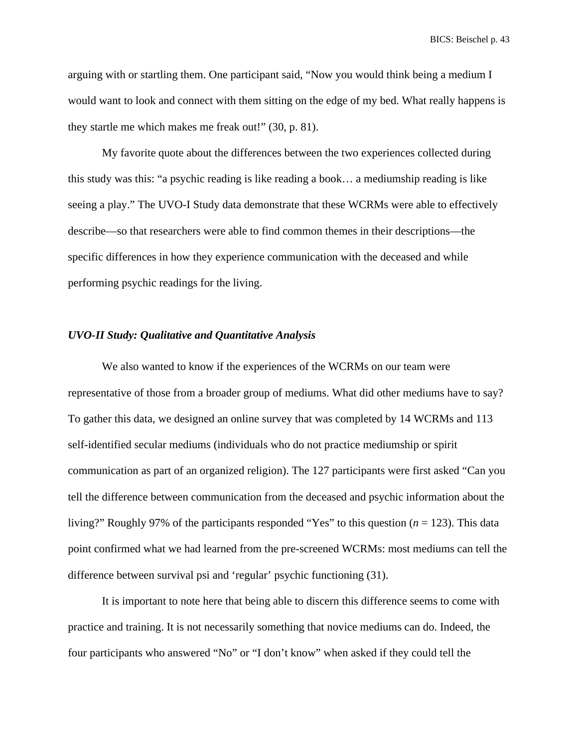arguing with or startling them. One participant said, "Now you would think being a medium I would want to look and connect with them sitting on the edge of my bed. What really happens is they startle me which makes me freak out!" (30, p. 81).

My favorite quote about the differences between the two experiences collected during this study was this: "a psychic reading is like reading a book… a mediumship reading is like seeing a play." The UVO-I Study data demonstrate that these WCRMs were able to effectively describe—so that researchers were able to find common themes in their descriptions—the specific differences in how they experience communication with the deceased and while performing psychic readings for the living.

### *UVO-II Study: Qualitative and Quantitative Analysis*

We also wanted to know if the experiences of the WCRMs on our team were representative of those from a broader group of mediums. What did other mediums have to say? To gather this data, we designed an online survey that was completed by 14 WCRMs and 113 self-identified secular mediums (individuals who do not practice mediumship or spirit communication as part of an organized religion). The 127 participants were first asked "Can you tell the difference between communication from the deceased and psychic information about the living?" Roughly 97% of the participants responded "Yes" to this question ($n$ = 123). This data point confirmed what we had learned from the pre-screened WCRMs: most mediums can tell the difference between survival psi and 'regular' psychic functioning (31).

It is important to note here that being able to discern this difference seems to come with practice and training. It is not necessarily something that novice mediums can do. Indeed, the four participants who answered "No" or "I don't know" when asked if they could tell the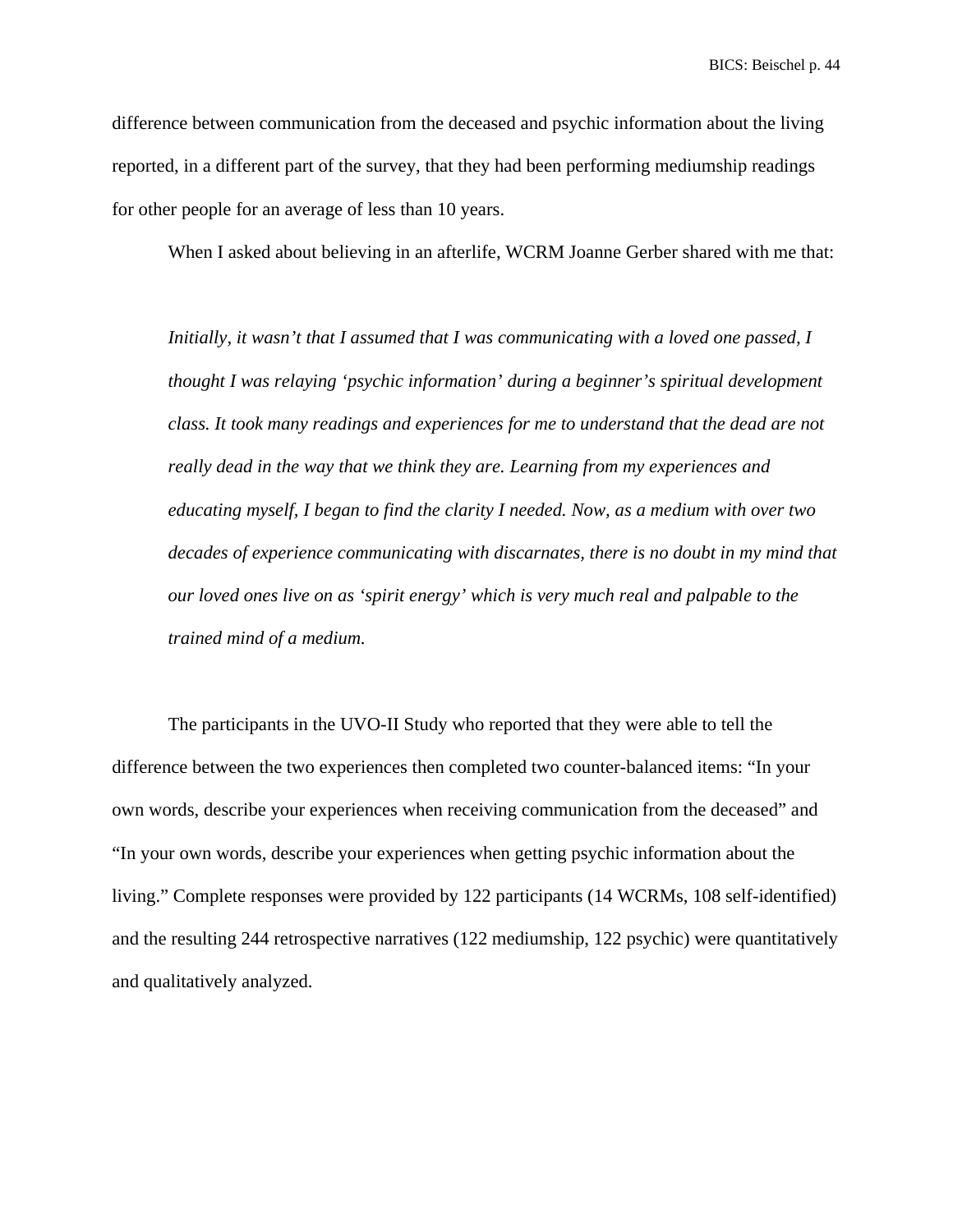difference between communication from the deceased and psychic information about the living reported, in a different part of the survey, that they had been performing mediumship readings for other people for an average of less than 10 years.

When I asked about believing in an afterlife, WCRM Joanne Gerber shared with me that:

> *Initially, it wasn't that I assumed that I was communicating with a loved one passed, I thought I was relaying 'psychic information' during a beginner's spiritual development class. It took many readings and experiences for me to understand that the dead are not really dead in the way that we think they are. Learning from my experiences and educating myself, I began to find the clarity I needed. Now, as a medium with over two decades of experience communicating with discarnates, there is no doubt in my mind that our loved ones live on as 'spirit energy' which is very much real and palpable to the trained mind of a medium.*

The participants in the UVO-II Study who reported that they were able to tell the difference between the two experiences then completed two counter-balanced items: "In your own words, describe your experiences when receiving communication from the deceased" and "In your own words, describe your experiences when getting psychic information about the living." Complete responses were provided by 122 participants (14 WCRMs, 108 self-identified) and the resulting 244 retrospective narratives (122 mediumship, 122 psychic) were quantitatively and qualitatively analyzed.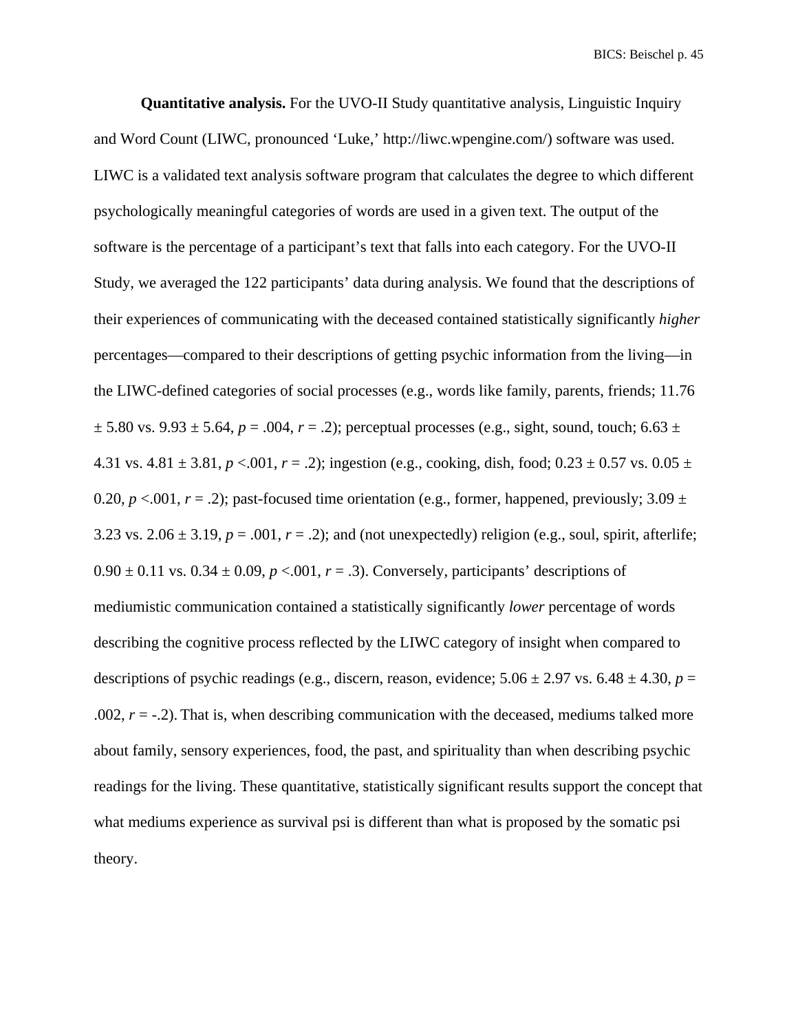**Quantitative analysis.** For the UVO-II Study quantitative analysis, Linguistic Inquiry and Word Count (LIWC, pronounced 'Luke,' http://liwc.wpengine.com/) software was used. LIWC is a validated text analysis software program that calculates the degree to which different psychologically meaningful categories of words are used in a given text. The output of the software is the percentage of a participant's text that falls into each category. For the UVO-II Study, we averaged the 122 participants' data during analysis. We found that the descriptions of their experiences of communicating with the deceased contained statistically significantly *higher* percentages—compared to their descriptions of getting psychic information from the living—in the LIWC-defined categories of social processes (e.g., words like family, parents, friends; $11.76 \pm 5.80$ vs. $9.93 \pm 5.64$, $p = .004$, $r = .2$); perceptual processes (e.g., sight, sound, touch; $6.63 \pm 4.31$ vs. $4.81 \pm 3.81$, $p < .001$, $r = .2$); ingestion (e.g., cooking, dish, food; $0.23 \pm 0.57$ vs. $0.05 \pm 0.20$, $p < .001$, $r = .2$); past-focused time orientation (e.g., former, happened, previously; $3.09 \pm 3.23$ vs. $2.06 \pm 3.19$, $p = .001$, $r = .2$); and (not unexpectedly) religion (e.g., soul, spirit, afterlife; $0.90 \pm 0.11$ vs. $0.34 \pm 0.09$, $p < .001$, $r = .3$). Conversely, participants' descriptions of mediumistic communication contained a statistically significantly *lower* percentage of words describing the cognitive process reflected by the LIWC category of insight when compared to descriptions of psychic readings (e.g., discern, reason, evidence; $5.06 \pm 2.97$ vs. $6.48 \pm 4.30$, $p = .002$, $r = -.2$). That is, when describing communication with the deceased, mediums talked more about family, sensory experiences, food, the past, and spirituality than when describing psychic readings for the living. These quantitative, statistically significant results support the concept that what mediums experience as survival psi is different than what is proposed by the somatic psi theory.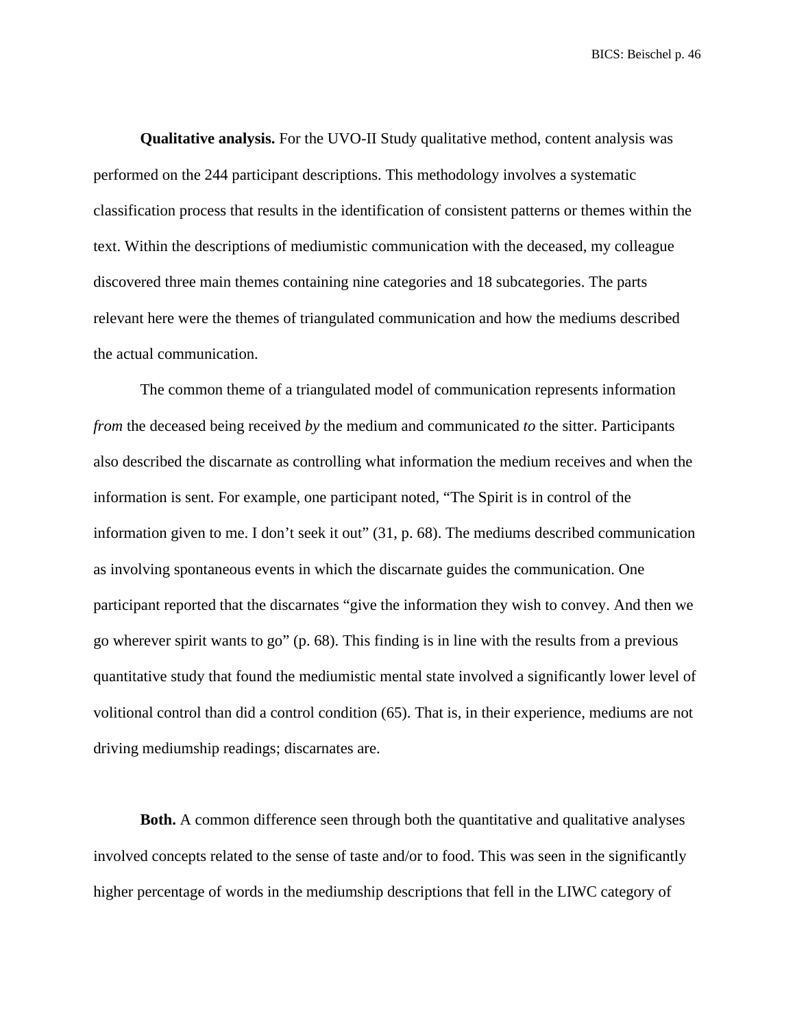**Qualitative analysis.** For the UVO-II Study qualitative method, content analysis was performed on the 244 participant descriptions. This methodology involves a systematic classification process that results in the identification of consistent patterns or themes within the text. Within the descriptions of mediumistic communication with the deceased, my colleague discovered three main themes containing nine categories and 18 subcategories. The parts relevant here were the themes of triangulated communication and how the mediums described the actual communication.

The common theme of a triangulated model of communication represents information *from* the deceased being received *by* the medium and communicated *to* the sitter. Participants also described the discarnate as controlling what information the medium receives and when the information is sent. For example, one participant noted, "The Spirit is in control of the information given to me. I don't seek it out" (31, p. 68). The mediums described communication as involving spontaneous events in which the discarnate guides the communication. One participant reported that the discarnates "give the information they wish to convey. And then we go wherever spirit wants to go" (p. 68). This finding is in line with the results from a previous quantitative study that found the mediumistic mental state involved a significantly lower level of volitional control than did a control condition (65). That is, in their experience, mediums are not driving mediumship readings; discarnates are.

**Both.** A common difference seen through both the quantitative and qualitative analyses involved concepts related to the sense of taste and/or to food. This was seen in the significantly higher percentage of words in the mediumship descriptions that fell in the LIWC category of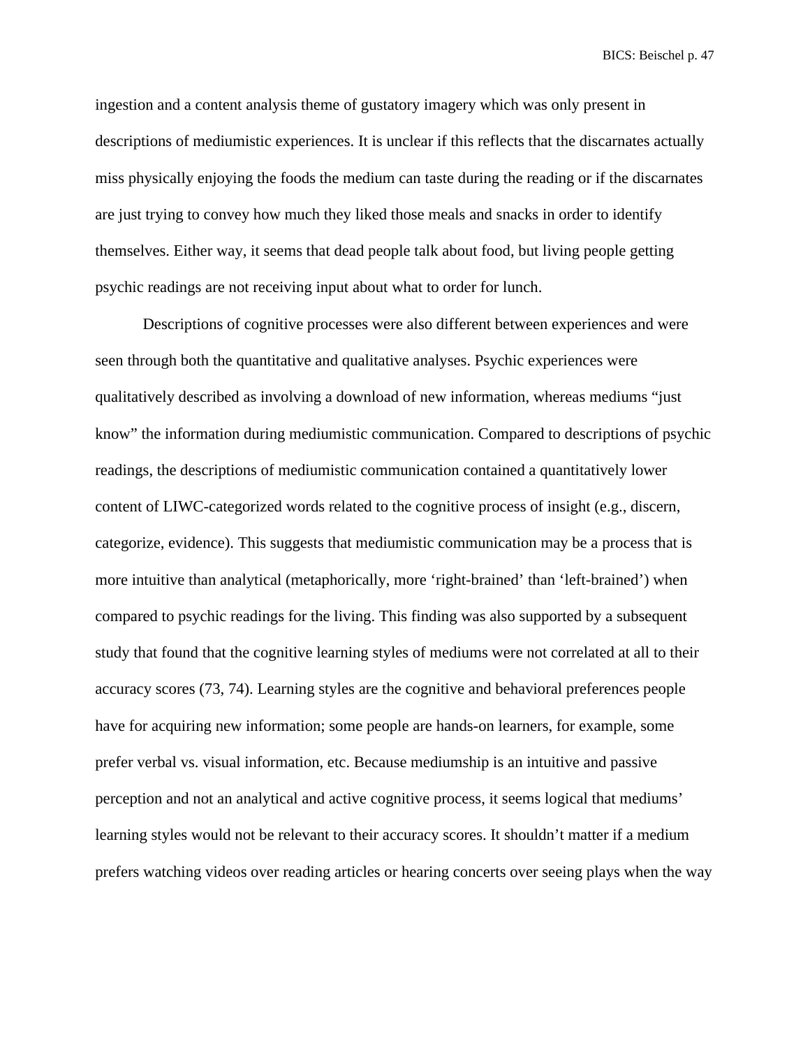ingestion and a content analysis theme of gustatory imagery which was only present in descriptions of mediumistic experiences. It is unclear if this reflects that the discarnates actually miss physically enjoying the foods the medium can taste during the reading or if the discarnates are just trying to convey how much they liked those meals and snacks in order to identify themselves. Either way, it seems that dead people talk about food, but living people getting psychic readings are not receiving input about what to order for lunch.

Descriptions of cognitive processes were also different between experiences and were seen through both the quantitative and qualitative analyses. Psychic experiences were qualitatively described as involving a download of new information, whereas mediums "just know" the information during mediumistic communication. Compared to descriptions of psychic readings, the descriptions of mediumistic communication contained a quantitatively lower content of LIWC-categorized words related to the cognitive process of insight (e.g., discern, categorize, evidence). This suggests that mediumistic communication may be a process that is more intuitive than analytical (metaphorically, more 'right-brained' than 'left-brained') when compared to psychic readings for the living. This finding was also supported by a subsequent study that found that the cognitive learning styles of mediums were not correlated at all to their accuracy scores (73, 74). Learning styles are the cognitive and behavioral preferences people have for acquiring new information; some people are hands-on learners, for example, some prefer verbal vs. visual information, etc. Because mediumship is an intuitive and passive perception and not an analytical and active cognitive process, it seems logical that mediums' learning styles would not be relevant to their accuracy scores. It shouldn't matter if a medium prefers watching videos over reading articles or hearing concerts over seeing plays when the way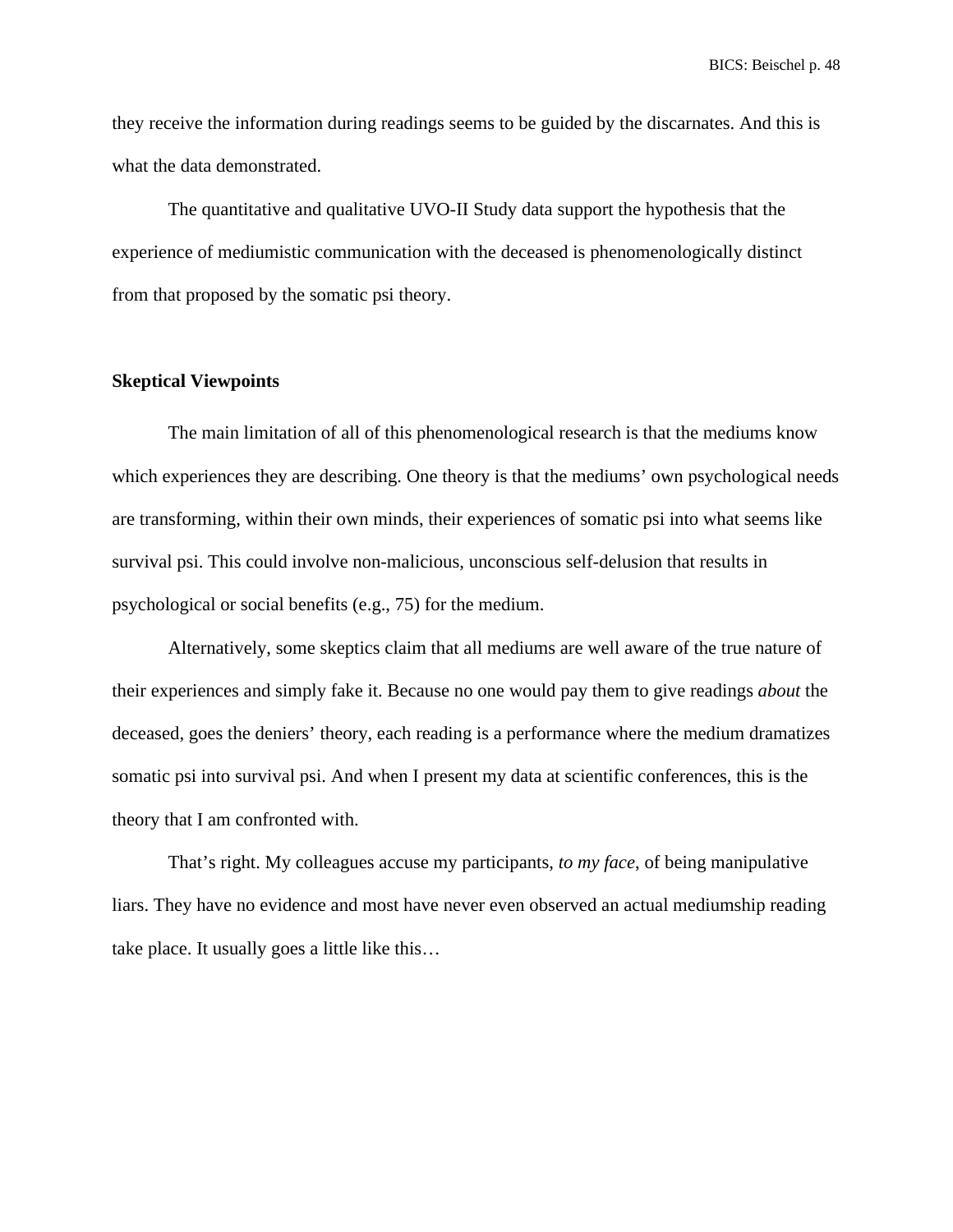they receive the information during readings seems to be guided by the discarnates. And this is what the data demonstrated.

The quantitative and qualitative UVO-II Study data support the hypothesis that the experience of mediumistic communication with the deceased is phenomenologically distinct from that proposed by the somatic psi theory.

## Skeptical Viewpoints

The main limitation of all of this phenomenological research is that the mediums know which experiences they are describing. One theory is that the mediums' own psychological needs are transforming, within their own minds, their experiences of somatic psi into what seems like survival psi. This could involve non-malicious, unconscious self-delusion that results in psychological or social benefits (e.g., 75) for the medium.

Alternatively, some skeptics claim that all mediums are well aware of the true nature of their experiences and simply fake it. Because no one would pay them to give readings *about* the deceased, goes the deniers' theory, each reading is a performance where the medium dramatizes somatic psi into survival psi. And when I present my data at scientific conferences, this is the theory that I am confronted with.

That's right. My colleagues accuse my participants, *to my face*, of being manipulative liars. They have no evidence and most have never even observed an actual mediumship reading take place. It usually goes a little like this…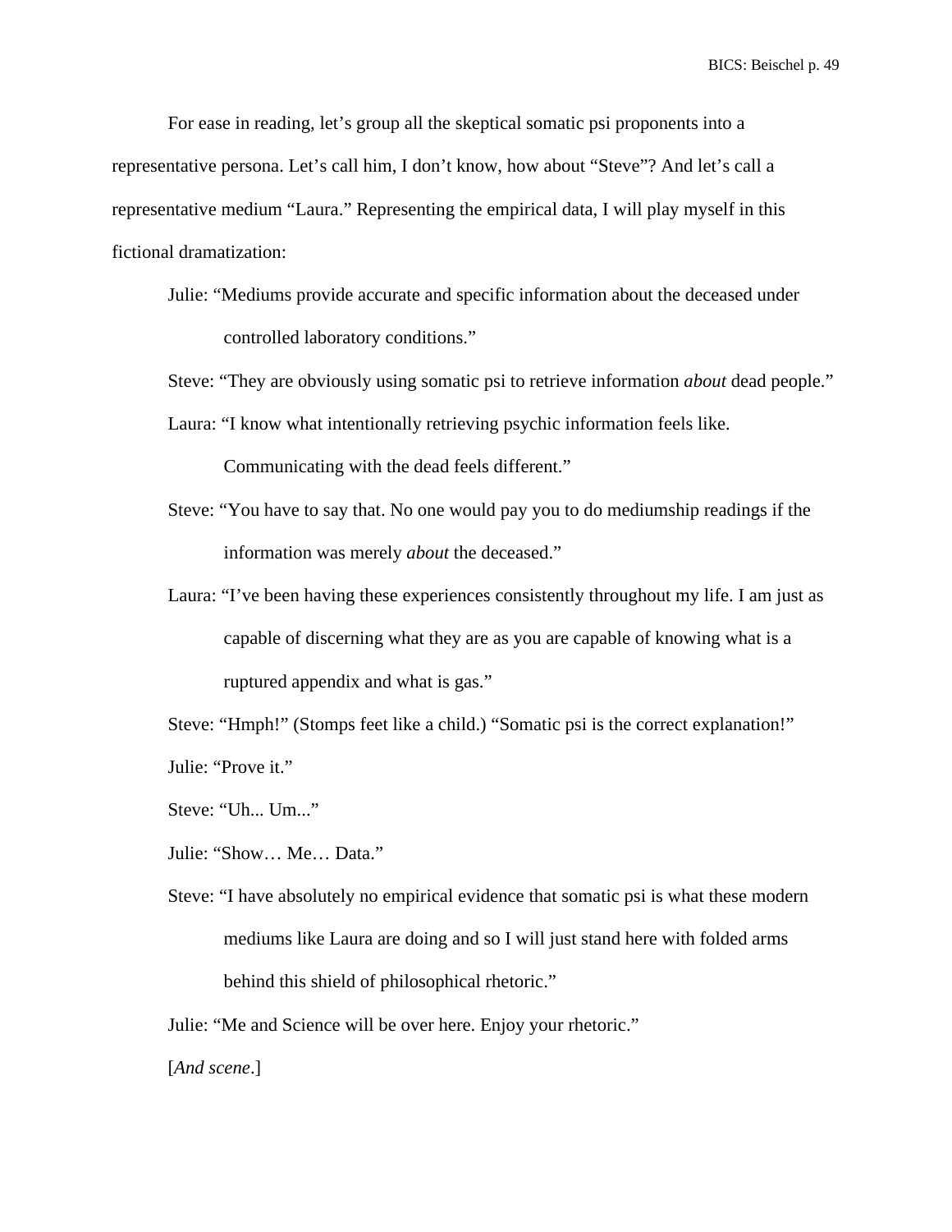For ease in reading, let's group all the skeptical somatic psi proponents into a representative persona. Let's call him, I don't know, how about "Steve"? And let's call a representative medium "Laura." Representing the empirical data, I will play myself in this fictional dramatization:

Julie: "Mediums provide accurate and specific information about the deceased under controlled laboratory conditions."

Steve: "They are obviously using somatic psi to retrieve information *about* dead people."

Laura: "I know what intentionally retrieving psychic information feels like. Communicating with the dead feels different."

Steve: "You have to say that. No one would pay you to do mediumship readings if the information was merely *about* the deceased."

Laura: "I've been having these experiences consistently throughout my life. I am just as capable of discerning what they are as you are capable of knowing what is a ruptured appendix and what is gas."

Steve: "Hmph!" (Stomps feet like a child.) "Somatic psi is the correct explanation!"

Julie: "Prove it."

Steve: "Uh... Um..."

Julie: "Show… Me… Data."

Steve: "I have absolutely no empirical evidence that somatic psi is what these modern mediums like Laura are doing and so I will just stand here with folded arms behind this shield of philosophical rhetoric."

Julie: "Me and Science will be over here. Enjoy your rhetoric."

[*And scene*.]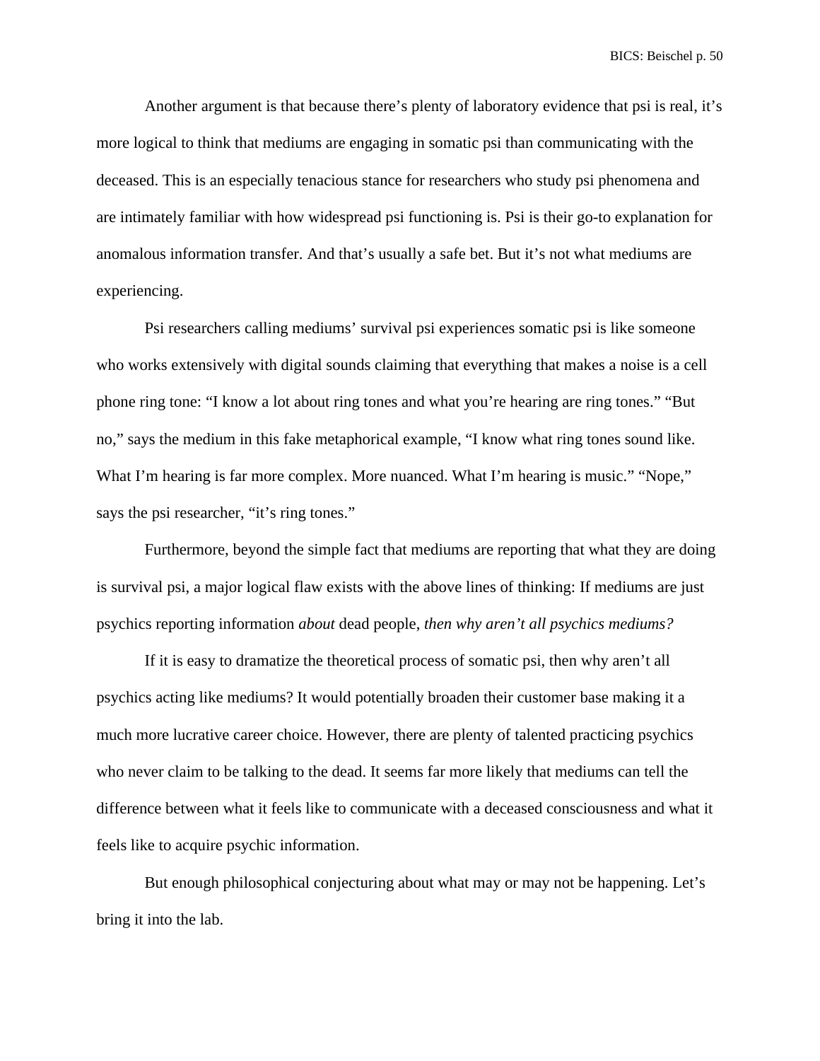Another argument is that because there's plenty of laboratory evidence that psi is real, it's more logical to think that mediums are engaging in somatic psi than communicating with the deceased. This is an especially tenacious stance for researchers who study psi phenomena and are intimately familiar with how widespread psi functioning is. Psi is their go-to explanation for anomalous information transfer. And that's usually a safe bet. But it's not what mediums are experiencing.

Psi researchers calling mediums' survival psi experiences somatic psi is like someone who works extensively with digital sounds claiming that everything that makes a noise is a cell phone ring tone: "I know a lot about ring tones and what you're hearing are ring tones." "But no," says the medium in this fake metaphorical example, "I know what ring tones sound like. What I'm hearing is far more complex. More nuanced. What I'm hearing is music." "Nope," says the psi researcher, "it's ring tones."

Furthermore, beyond the simple fact that mediums are reporting that what they are doing is survival psi, a major logical flaw exists with the above lines of thinking: If mediums are just psychics reporting information *about* dead people, *then why aren't all psychics mediums?*

If it is easy to dramatize the theoretical process of somatic psi, then why aren't all psychics acting like mediums? It would potentially broaden their customer base making it a much more lucrative career choice. However, there are plenty of talented practicing psychics who never claim to be talking to the dead. It seems far more likely that mediums can tell the difference between what it feels like to communicate with a deceased consciousness and what it feels like to acquire psychic information.

But enough philosophical conjecturing about what may or may not be happening. Let's bring it into the lab.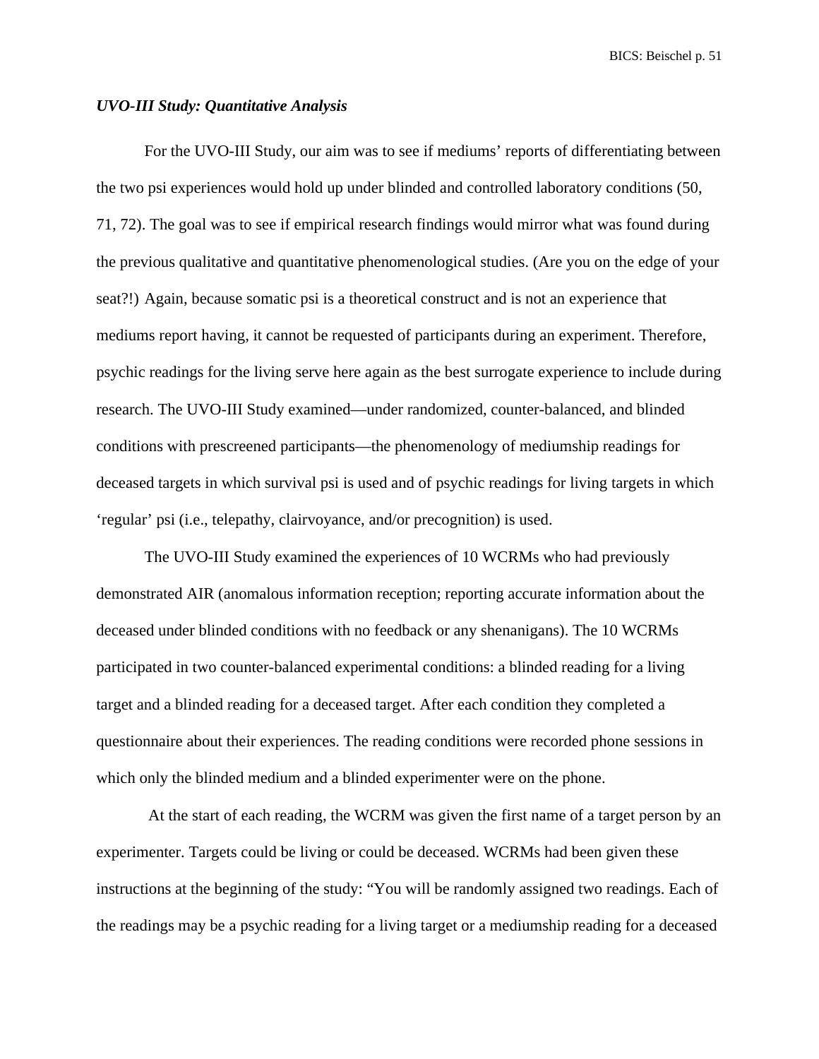***UVO-III Study: Quantitative Analysis***

For the UVO-III Study, our aim was to see if mediums' reports of differentiating between the two psi experiences would hold up under blinded and controlled laboratory conditions (50, 71, 72). The goal was to see if empirical research findings would mirror what was found during the previous qualitative and quantitative phenomenological studies. (Are you on the edge of your seat?!) Again, because somatic psi is a theoretical construct and is not an experience that mediums report having, it cannot be requested of participants during an experiment. Therefore, psychic readings for the living serve here again as the best surrogate experience to include during research. The UVO-III Study examined—under randomized, counter-balanced, and blinded conditions with prescreened participants—the phenomenology of mediumship readings for deceased targets in which survival psi is used and of psychic readings for living targets in which 'regular' psi (i.e., telepathy, clairvoyance, and/or precognition) is used.

The UVO-III Study examined the experiences of 10 WCRMs who had previously demonstrated AIR (anomalous information reception; reporting accurate information about the deceased under blinded conditions with no feedback or any shenanigans). The 10 WCRMs participated in two counter-balanced experimental conditions: a blinded reading for a living target and a blinded reading for a deceased target. After each condition they completed a questionnaire about their experiences. The reading conditions were recorded phone sessions in which only the blinded medium and a blinded experimenter were on the phone.

At the start of each reading, the WCRM was given the first name of a target person by an experimenter. Targets could be living or could be deceased. WCRMs had been given these instructions at the beginning of the study: "You will be randomly assigned two readings. Each of the readings may be a psychic reading for a living target or a mediumship reading for a deceased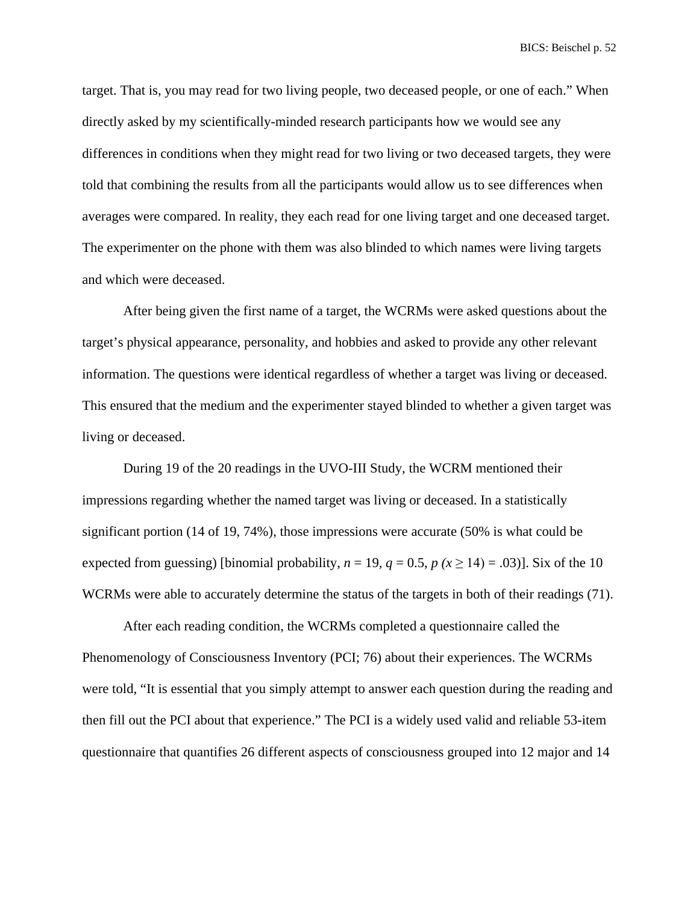target. That is, you may read for two living people, two deceased people, or one of each." When directly asked by my scientifically-minded research participants how we would see any differences in conditions when they might read for two living or two deceased targets, they were told that combining the results from all the participants would allow us to see differences when averages were compared. In reality, they each read for one living target and one deceased target. The experimenter on the phone with them was also blinded to which names were living targets and which were deceased.

After being given the first name of a target, the WCRMs were asked questions about the target's physical appearance, personality, and hobbies and asked to provide any other relevant information. The questions were identical regardless of whether a target was living or deceased. This ensured that the medium and the experimenter stayed blinded to whether a given target was living or deceased.

During 19 of the 20 readings in the UVO-III Study, the WCRM mentioned their impressions regarding whether the named target was living or deceased. In a statistically significant portion (14 of 19, 74%), those impressions were accurate (50% is what could be expected from guessing) [binomial probability, $n = 19$, $q = 0.5$, $p\ (x \geq 14) = .03$)]. Six of the 10 WCRMs were able to accurately determine the status of the targets in both of their readings (71).

After each reading condition, the WCRMs completed a questionnaire called the Phenomenology of Consciousness Inventory (PCI; 76) about their experiences. The WCRMs were told, "It is essential that you simply attempt to answer each question during the reading and then fill out the PCI about that experience." The PCI is a widely used valid and reliable 53-item questionnaire that quantifies 26 different aspects of consciousness grouped into 12 major and 14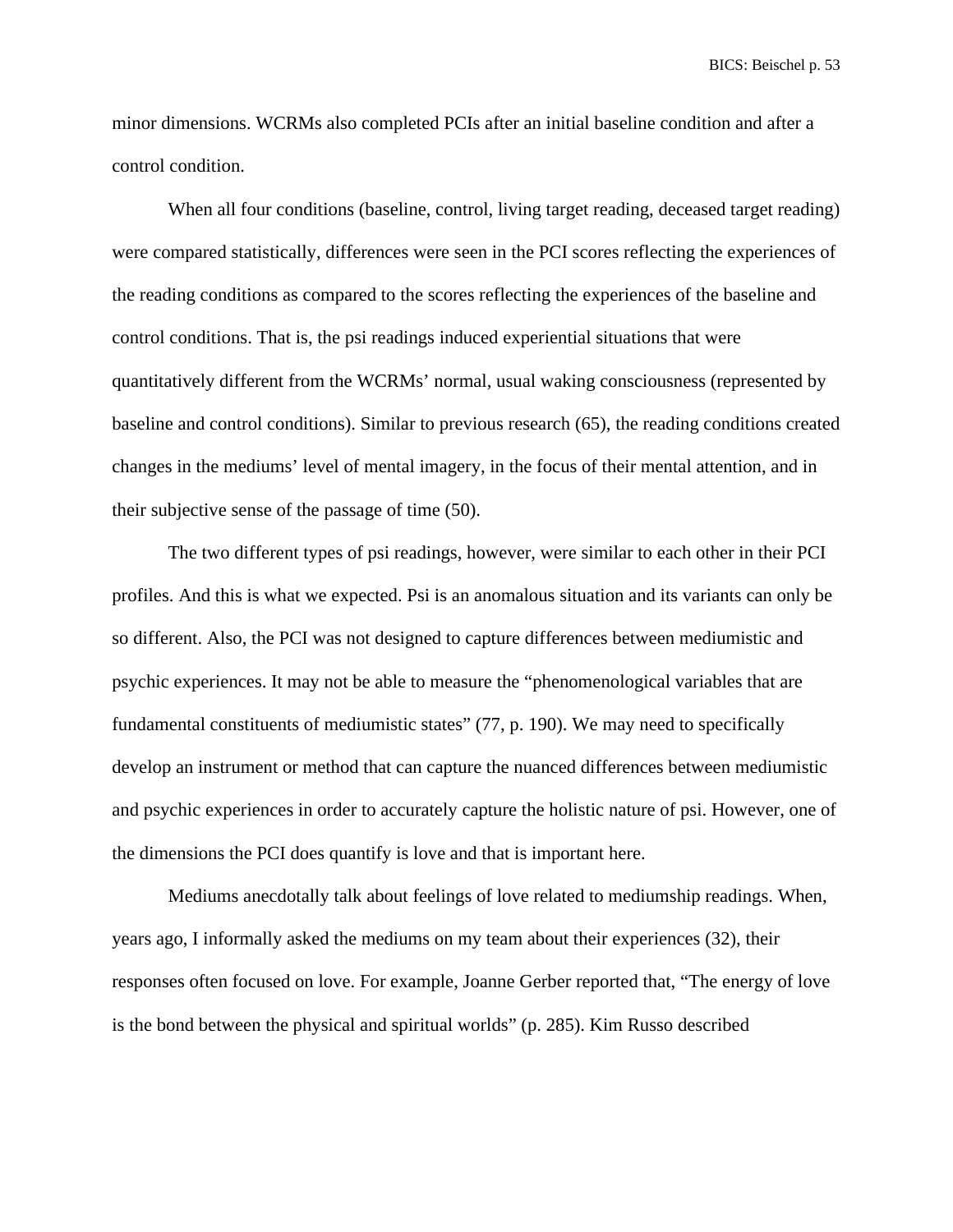minor dimensions. WCRMs also completed PCIs after an initial baseline condition and after a control condition.

When all four conditions (baseline, control, living target reading, deceased target reading) were compared statistically, differences were seen in the PCI scores reflecting the experiences of the reading conditions as compared to the scores reflecting the experiences of the baseline and control conditions. That is, the psi readings induced experiential situations that were quantitatively different from the WCRMs' normal, usual waking consciousness (represented by baseline and control conditions). Similar to previous research (65), the reading conditions created changes in the mediums' level of mental imagery, in the focus of their mental attention, and in their subjective sense of the passage of time (50).

The two different types of psi readings, however, were similar to each other in their PCI profiles. And this is what we expected. Psi is an anomalous situation and its variants can only be so different. Also, the PCI was not designed to capture differences between mediumistic and psychic experiences. It may not be able to measure the "phenomenological variables that are fundamental constituents of mediumistic states" (77, p. 190). We may need to specifically develop an instrument or method that can capture the nuanced differences between mediumistic and psychic experiences in order to accurately capture the holistic nature of psi. However, one of the dimensions the PCI does quantify is love and that is important here.

Mediums anecdotally talk about feelings of love related to mediumship readings. When, years ago, I informally asked the mediums on my team about their experiences (32), their responses often focused on love. For example, Joanne Gerber reported that, "The energy of love is the bond between the physical and spiritual worlds" (p. 285). Kim Russo described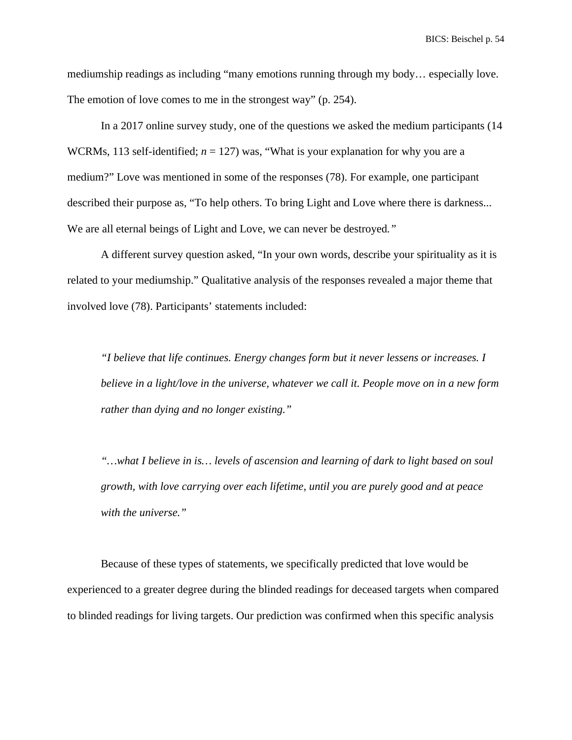mediumship readings as including “many emotions running through my body… especially love. The emotion of love comes to me in the strongest way” (p. 254).

In a 2017 online survey study, one of the questions we asked the medium participants (14 WCRMs, 113 self-identified; *n* = 127) was, “What is your explanation for why you are a medium?” Love was mentioned in some of the responses (78). For example, one participant described their purpose as, “To help others. To bring Light and Love where there is darkness... We are all eternal beings of Light and Love, we can never be destroyed.”

A different survey question asked, “In your own words, describe your spirituality as it is related to your mediumship.” Qualitative analysis of the responses revealed a major theme that involved love (78). Participants’ statements included:

> *“I believe that life continues. Energy changes form but it never lessens or increases. I believe in a light/love in the universe, whatever we call it. People move on in a new form rather than dying and no longer existing.”*

> *“…what I believe in is… levels of ascension and learning of dark to light based on soul growth, with love carrying over each lifetime, until you are purely good and at peace with the universe.”*

Because of these types of statements, we specifically predicted that love would be experienced to a greater degree during the blinded readings for deceased targets when compared to blinded readings for living targets. Our prediction was confirmed when this specific analysis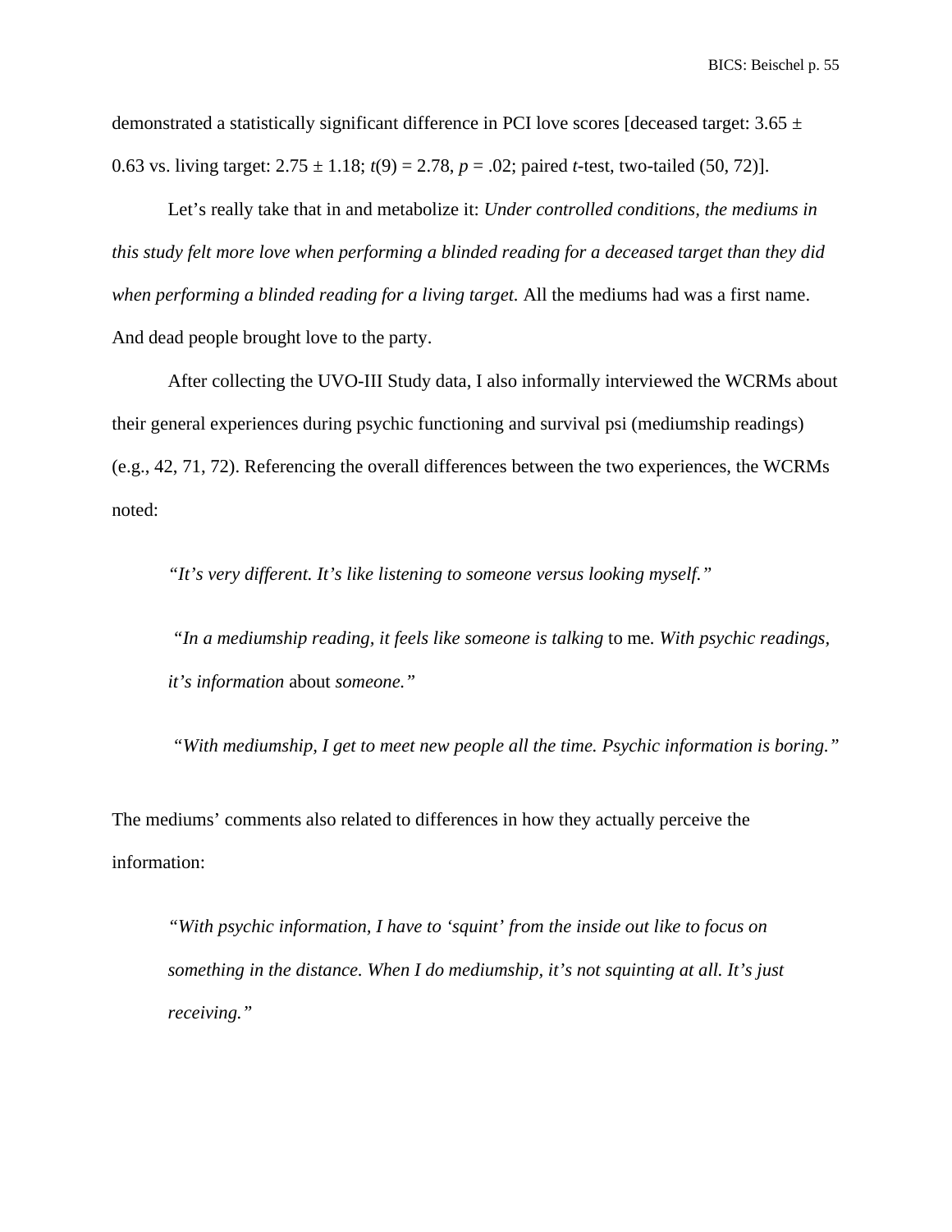demonstrated a statistically significant difference in PCI love scores [deceased target: $3.65 \pm 0.63$ vs. living target: $2.75 \pm 1.18$; $t(9) = 2.78$, $p = .02$; paired *t*-test, two-tailed (50, 72)].

Let's really take that in and metabolize it: *Under controlled conditions, the mediums in this study felt more love when performing a blinded reading for a deceased target than they did when performing a blinded reading for a living target.* All the mediums had was a first name. And dead people brought love to the party.

After collecting the UVO-III Study data, I also informally interviewed the WCRMs about their general experiences during psychic functioning and survival psi (mediumship readings) (e.g., 42, 71, 72). Referencing the overall differences between the two experiences, the WCRMs noted:

> *"It's very different. It's like listening to someone versus looking myself."*
>
> *"In a mediumship reading, it feels like someone is talking* to me. *With psychic readings, it's information* about *someone."*
>
> *"With mediumship, I get to meet new people all the time. Psychic information is boring."*

The mediums' comments also related to differences in how they actually perceive the information:

> *"With psychic information, I have to 'squint' from the inside out like to focus on something in the distance. When I do mediumship, it's not squinting at all. It's just receiving."*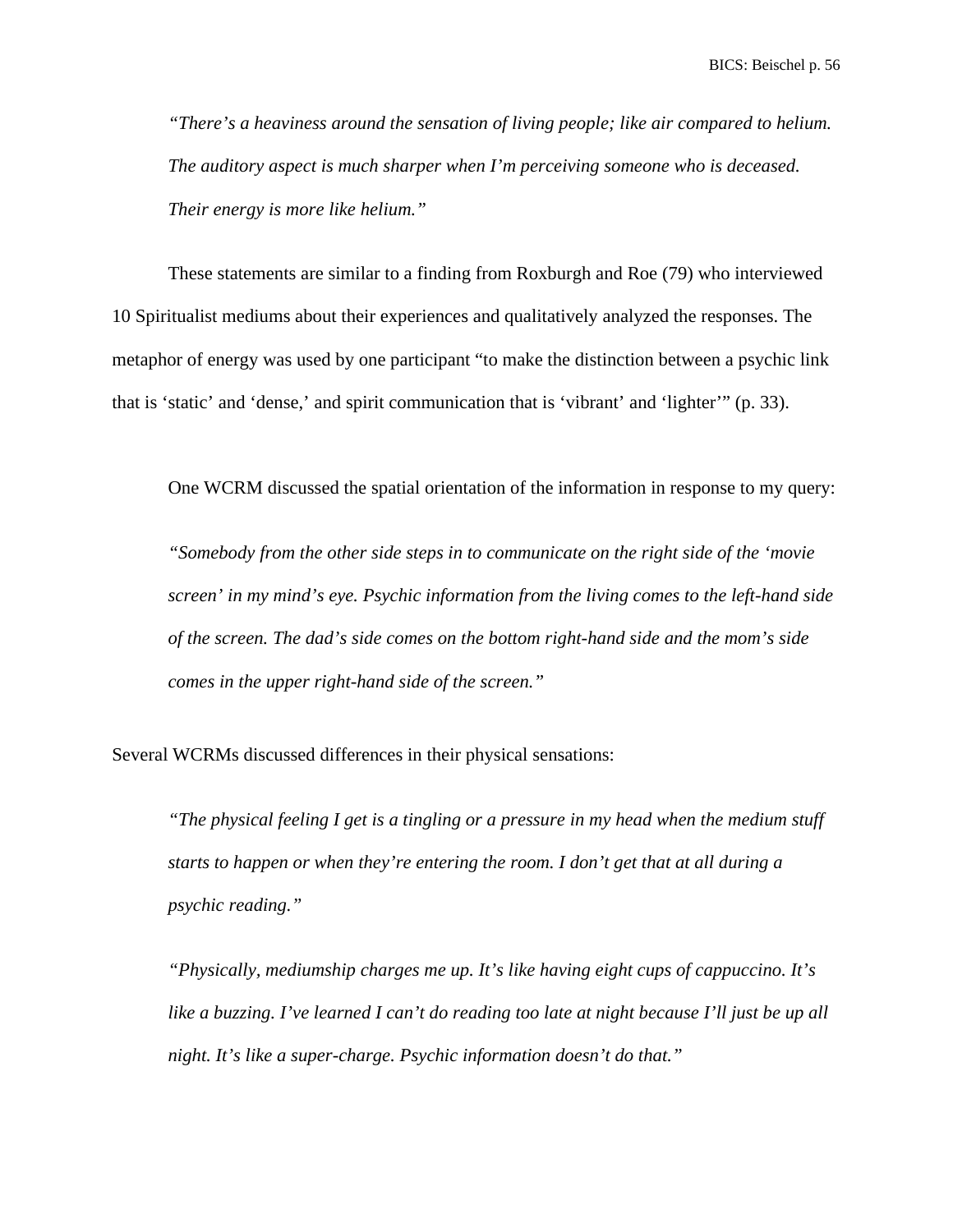> *"There's a heaviness around the sensation of living people; like air compared to helium. The auditory aspect is much sharper when I'm perceiving someone who is deceased. Their energy is more like helium."*

These statements are similar to a finding from Roxburgh and Roe (79) who interviewed 10 Spiritualist mediums about their experiences and qualitatively analyzed the responses. The metaphor of energy was used by one participant "to make the distinction between a psychic link that is 'static' and 'dense,' and spirit communication that is 'vibrant' and 'lighter'" (p. 33).

One WCRM discussed the spatial orientation of the information in response to my query:

> *"Somebody from the other side steps in to communicate on the right side of the 'movie screen' in my mind's eye. Psychic information from the living comes to the left-hand side of the screen. The dad's side comes on the bottom right-hand side and the mom's side comes in the upper right-hand side of the screen."*

Several WCRMs discussed differences in their physical sensations:

> *"The physical feeling I get is a tingling or a pressure in my head when the medium stuff starts to happen or when they're entering the room. I don't get that at all during a psychic reading."*

> *"Physically, mediumship charges me up. It's like having eight cups of cappuccino. It's like a buzzing. I've learned I can't do reading too late at night because I'll just be up all night. It's like a super-charge. Psychic information doesn't do that."*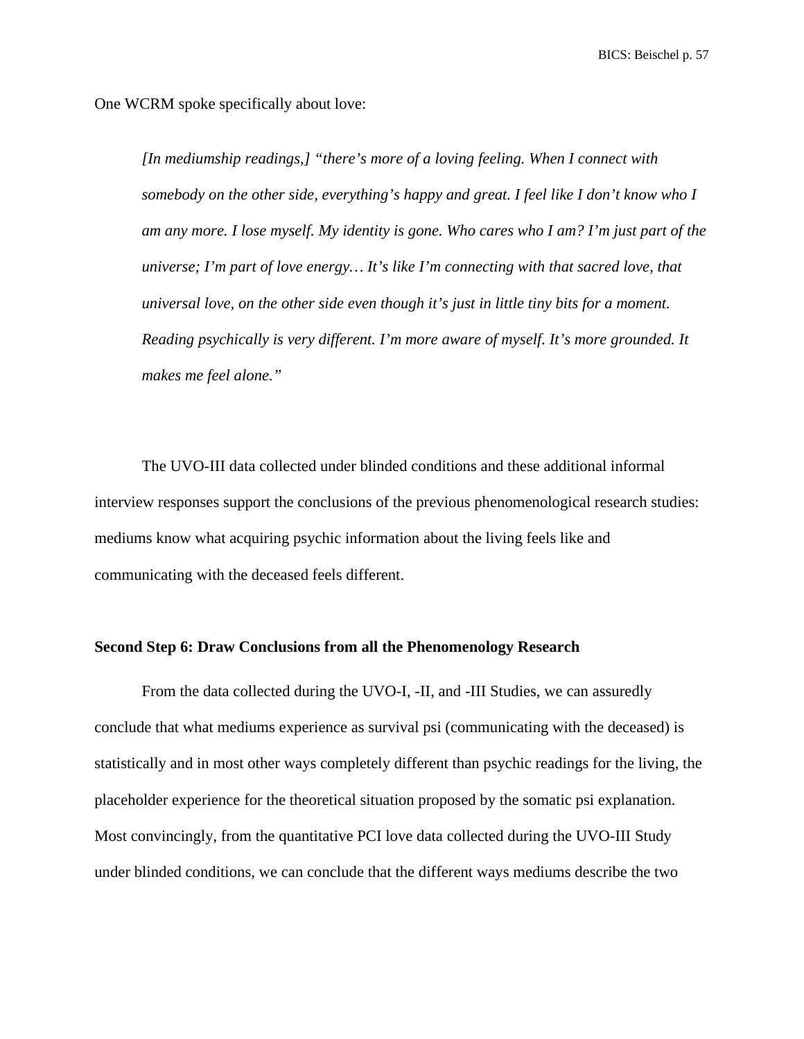One WCRM spoke specifically about love:

> *[In mediumship readings,] "there's more of a loving feeling. When I connect with somebody on the other side, everything's happy and great. I feel like I don't know who I am any more. I lose myself. My identity is gone. Who cares who I am? I'm just part of the universe; I'm part of love energy… It's like I'm connecting with that sacred love, that universal love, on the other side even though it's just in little tiny bits for a moment. Reading psychically is very different. I'm more aware of myself. It's more grounded. It makes me feel alone."*

The UVO-III data collected under blinded conditions and these additional informal interview responses support the conclusions of the previous phenomenological research studies: mediums know what acquiring psychic information about the living feels like and communicating with the deceased feels different.

**Second Step 6: Draw Conclusions from all the Phenomenology Research**

From the data collected during the UVO-I, -II, and -III Studies, we can assuredly conclude that what mediums experience as survival psi (communicating with the deceased) is statistically and in most other ways completely different than psychic readings for the living, the placeholder experience for the theoretical situation proposed by the somatic psi explanation. Most convincingly, from the quantitative PCI love data collected during the UVO-III Study under blinded conditions, we can conclude that the different ways mediums describe the two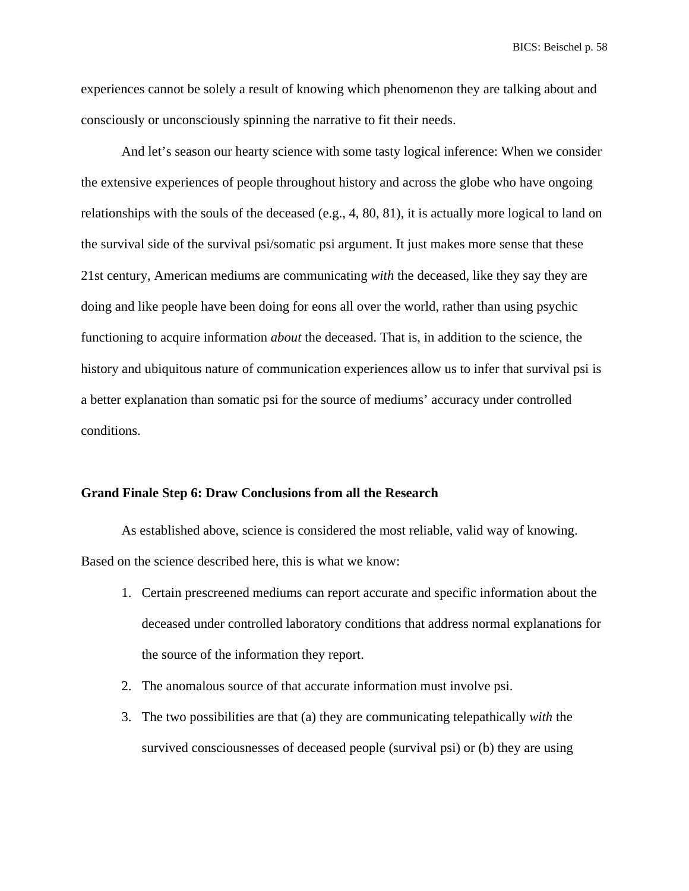experiences cannot be solely a result of knowing which phenomenon they are talking about and consciously or unconsciously spinning the narrative to fit their needs.

And let's season our hearty science with some tasty logical inference: When we consider the extensive experiences of people throughout history and across the globe who have ongoing relationships with the souls of the deceased (e.g., 4, 80, 81), it is actually more logical to land on the survival side of the survival psi/somatic psi argument. It just makes more sense that these 21st century, American mediums are communicating *with* the deceased, like they say they are doing and like people have been doing for eons all over the world, rather than using psychic functioning to acquire information *about* the deceased. That is, in addition to the science, the history and ubiquitous nature of communication experiences allow us to infer that survival psi is a better explanation than somatic psi for the source of mediums' accuracy under controlled conditions.

**Grand Finale Step 6: Draw Conclusions from all the Research**

As established above, science is considered the most reliable, valid way of knowing. Based on the science described here, this is what we know:

1. Certain prescreened mediums can report accurate and specific information about the deceased under controlled laboratory conditions that address normal explanations for the source of the information they report.
2. The anomalous source of that accurate information must involve psi.
3. The two possibilities are that (a) they are communicating telepathically *with* the survived consciousnesses of deceased people (survival psi) or (b) they are using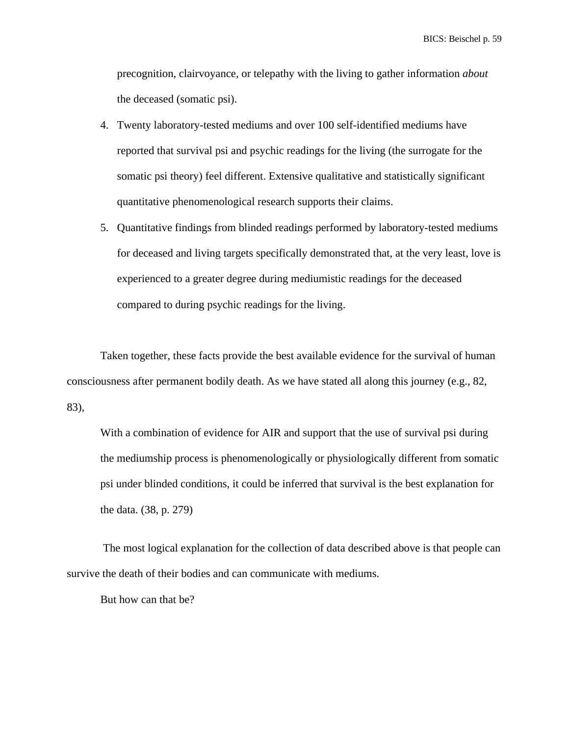precognition, clairvoyance, or telepathy with the living to gather information *about* the deceased (somatic psi).

4. Twenty laboratory-tested mediums and over 100 self-identified mediums have reported that survival psi and psychic readings for the living (the surrogate for the somatic psi theory) feel different. Extensive qualitative and statistically significant quantitative phenomenological research supports their claims.
5. Quantitative findings from blinded readings performed by laboratory-tested mediums for deceased and living targets specifically demonstrated that, at the very least, love is experienced to a greater degree during mediumistic readings for the deceased compared to during psychic readings for the living.

Taken together, these facts provide the best available evidence for the survival of human consciousness after permanent bodily death. As we have stated all along this journey (e.g., 82, 83),

> With a combination of evidence for AIR and support that the use of survival psi during the mediumship process is phenomenologically or physiologically different from somatic psi under blinded conditions, it could be inferred that survival is the best explanation for the data. (38, p. 279)

The most logical explanation for the collection of data described above is that people can survive the death of their bodies and can communicate with mediums.

But how can that be?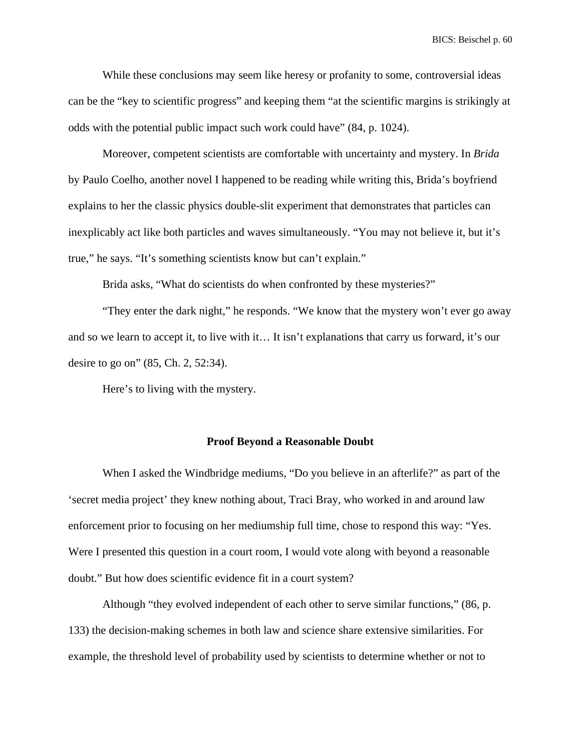While these conclusions may seem like heresy or profanity to some, controversial ideas can be the "key to scientific progress" and keeping them "at the scientific margins is strikingly at odds with the potential public impact such work could have" (84, p. 1024).

Moreover, competent scientists are comfortable with uncertainty and mystery. In *Brida* by Paulo Coelho, another novel I happened to be reading while writing this, Brida's boyfriend explains to her the classic physics double-slit experiment that demonstrates that particles can inexplicably act like both particles and waves simultaneously. "You may not believe it, but it's true," he says. "It's something scientists know but can't explain."

Brida asks, "What do scientists do when confronted by these mysteries?"

"They enter the dark night," he responds. "We know that the mystery won't ever go away and so we learn to accept it, to live with it… It isn't explanations that carry us forward, it's our desire to go on" (85, Ch. 2, 52:34).

Here's to living with the mystery.

## Proof Beyond a Reasonable Doubt

When I asked the Windbridge mediums, "Do you believe in an afterlife?" as part of the 'secret media project' they knew nothing about, Traci Bray, who worked in and around law enforcement prior to focusing on her mediumship full time, chose to respond this way: "Yes. Were I presented this question in a court room, I would vote along with beyond a reasonable doubt." But how does scientific evidence fit in a court system?

Although "they evolved independent of each other to serve similar functions," (86, p. 133) the decision-making schemes in both law and science share extensive similarities. For example, the threshold level of probability used by scientists to determine whether or not to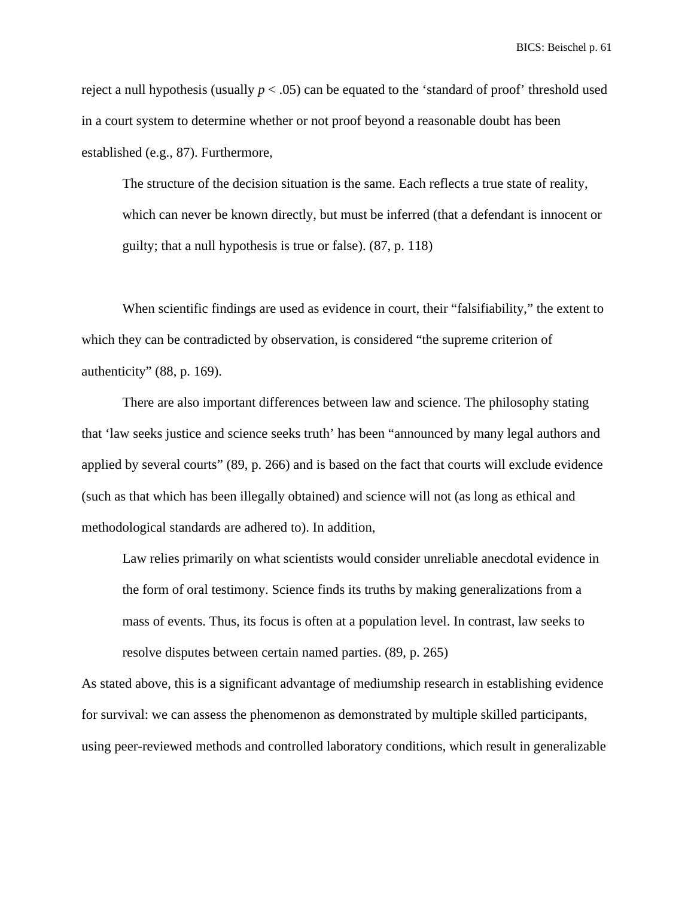reject a null hypothesis (usually $p < .05$) can be equated to the 'standard of proof' threshold used in a court system to determine whether or not proof beyond a reasonable doubt has been established (e.g., 87). Furthermore,

> The structure of the decision situation is the same. Each reflects a true state of reality, which can never be known directly, but must be inferred (that a defendant is innocent or guilty; that a null hypothesis is true or false). (87, p. 118)

When scientific findings are used as evidence in court, their "falsifiability," the extent to which they can be contradicted by observation, is considered "the supreme criterion of authenticity" (88, p. 169).

There are also important differences between law and science. The philosophy stating that 'law seeks justice and science seeks truth' has been "announced by many legal authors and applied by several courts" (89, p. 266) and is based on the fact that courts will exclude evidence (such as that which has been illegally obtained) and science will not (as long as ethical and methodological standards are adhered to). In addition,

> Law relies primarily on what scientists would consider unreliable anecdotal evidence in the form of oral testimony. Science finds its truths by making generalizations from a mass of events. Thus, its focus is often at a population level. In contrast, law seeks to resolve disputes between certain named parties. (89, p. 265)

As stated above, this is a significant advantage of mediumship research in establishing evidence for survival: we can assess the phenomenon as demonstrated by multiple skilled participants, using peer-reviewed methods and controlled laboratory conditions, which result in generalizable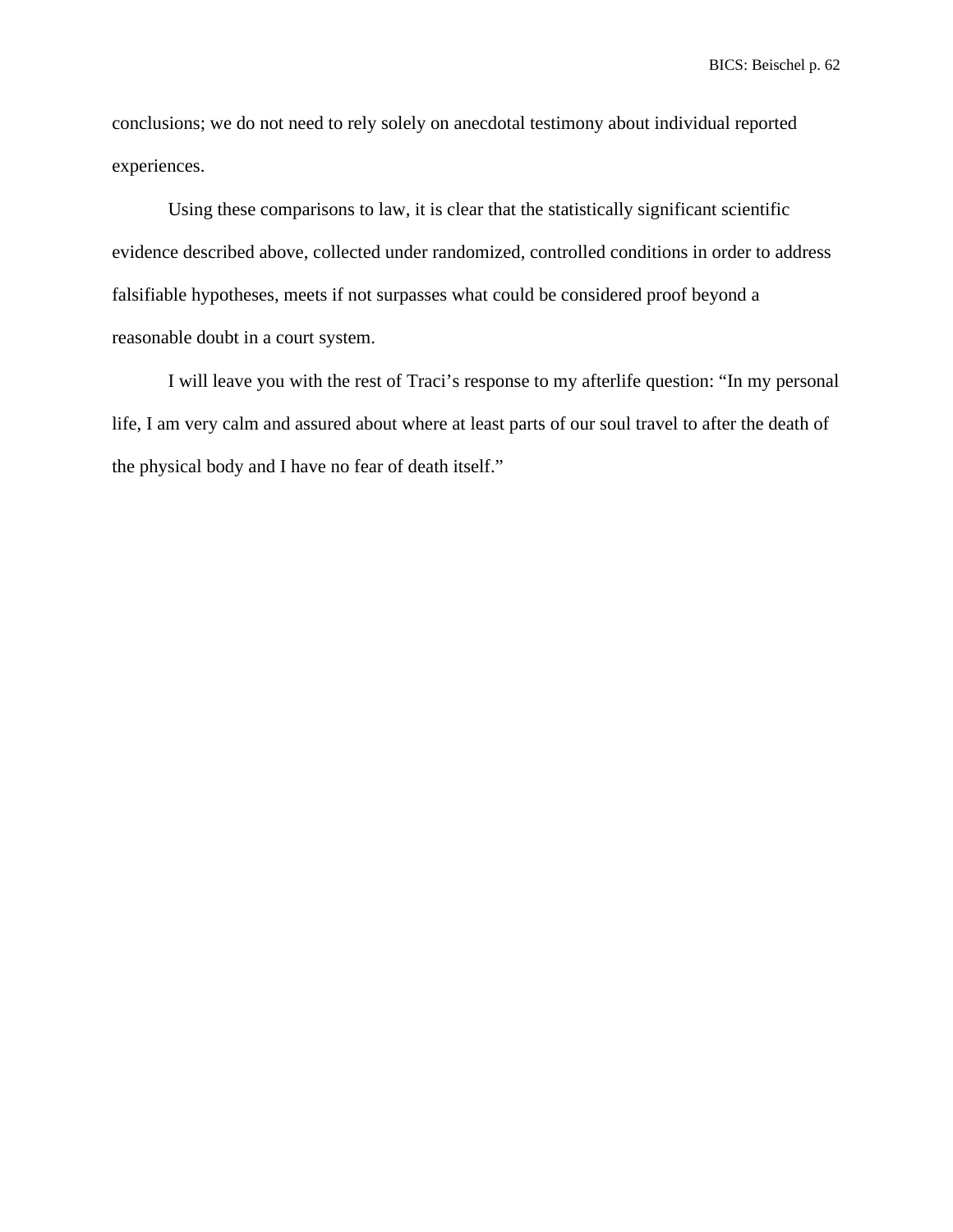conclusions; we do not need to rely solely on anecdotal testimony about individual reported experiences.

Using these comparisons to law, it is clear that the statistically significant scientific evidence described above, collected under randomized, controlled conditions in order to address falsifiable hypotheses, meets if not surpasses what could be considered proof beyond a reasonable doubt in a court system.

I will leave you with the rest of Traci's response to my afterlife question: "In my personal life, I am very calm and assured about where at least parts of our soul travel to after the death of the physical body and I have no fear of death itself."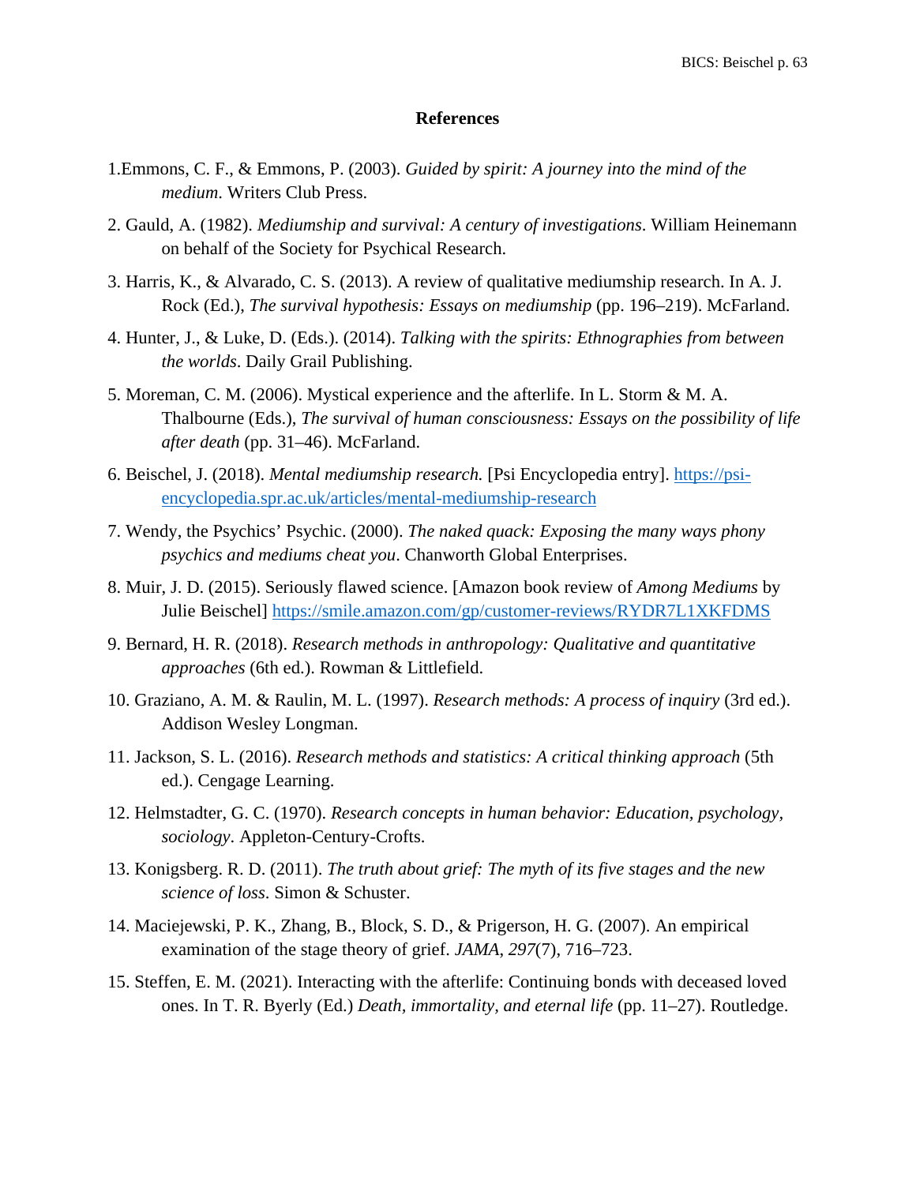## References

1.Emmons, C. F., & Emmons, P. (2003). *Guided by spirit: A journey into the mind of the medium*. Writers Club Press.

2. Gauld, A. (1982). *Mediumship and survival: A century of investigations*. William Heinemann on behalf of the Society for Psychical Research.

3. Harris, K., & Alvarado, C. S. (2013). A review of qualitative mediumship research. In A. J. Rock (Ed.), *The survival hypothesis: Essays on mediumship* (pp. 196–219). McFarland.

4. Hunter, J., & Luke, D. (Eds.). (2014). *Talking with the spirits: Ethnographies from between the worlds*. Daily Grail Publishing.

5. Moreman, C. M. (2006). Mystical experience and the afterlife. In L. Storm & M. A. Thalbourne (Eds.), *The survival of human consciousness: Essays on the possibility of life after death* (pp. 31–46). McFarland.

6. Beischel, J. (2018). *Mental mediumship research.* [Psi Encyclopedia entry]. https://psi-encyclopedia.spr.ac.uk/articles/mental-mediumship-research

7. Wendy, the Psychics' Psychic. (2000). *The naked quack: Exposing the many ways phony psychics and mediums cheat you*. Chanworth Global Enterprises.

8. Muir, J. D. (2015). Seriously flawed science. [Amazon book review of *Among Mediums* by Julie Beischel] https://smile.amazon.com/gp/customer-reviews/RYDR7L1XKFDMS

9. Bernard, H. R. (2018). *Research methods in anthropology: Qualitative and quantitative approaches* (6th ed.). Rowman & Littlefield.

10. Graziano, A. M. & Raulin, M. L. (1997). *Research methods: A process of inquiry* (3rd ed.). Addison Wesley Longman.

11. Jackson, S. L. (2016). *Research methods and statistics: A critical thinking approach* (5th ed.). Cengage Learning.

12. Helmstadter, G. C. (1970). *Research concepts in human behavior: Education, psychology, sociology*. Appleton-Century-Crofts.

13. Konigsberg. R. D. (2011). *The truth about grief: The myth of its five stages and the new science of loss*. Simon & Schuster.

14. Maciejewski, P. K., Zhang, B., Block, S. D., & Prigerson, H. G. (2007). An empirical examination of the stage theory of grief. *JAMA*, *297*(7), 716–723.

15. Steffen, E. M. (2021). Interacting with the afterlife: Continuing bonds with deceased loved ones. In T. R. Byerly (Ed.) *Death, immortality, and eternal life* (pp. 11–27). Routledge.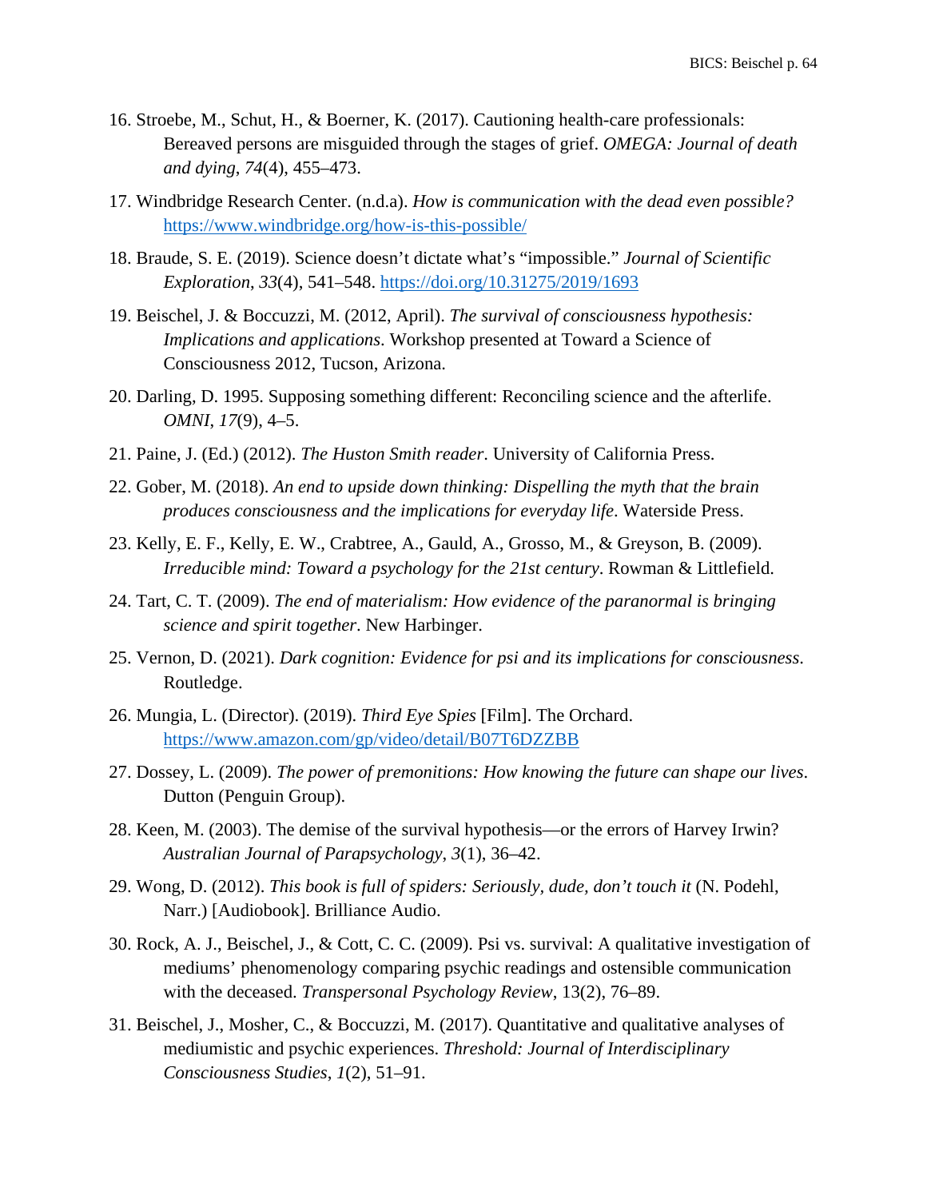16. Stroebe, M., Schut, H., & Boerner, K. (2017). Cautioning health-care professionals: Bereaved persons are misguided through the stages of grief. *OMEGA: Journal of death and dying*, *74*(4), 455–473.

17. Windbridge Research Center. (n.d.a). *How is communication with the dead even possible?* https://www.windbridge.org/how-is-this-possible/

18. Braude, S. E. (2019). Science doesn't dictate what's "impossible." *Journal of Scientific Exploration*, *33*(4), 541–548. https://doi.org/10.31275/2019/1693

19. Beischel, J. & Boccuzzi, M. (2012, April). *The survival of consciousness hypothesis: Implications and applications*. Workshop presented at Toward a Science of Consciousness 2012, Tucson, Arizona.

20. Darling, D. 1995. Supposing something different: Reconciling science and the afterlife. *OMNI*, *17*(9), 4–5.

21. Paine, J. (Ed.) (2012). *The Huston Smith reader*. University of California Press.

22. Gober, M. (2018). *An end to upside down thinking: Dispelling the myth that the brain produces consciousness and the implications for everyday life*. Waterside Press.

23. Kelly, E. F., Kelly, E. W., Crabtree, A., Gauld, A., Grosso, M., & Greyson, B. (2009). *Irreducible mind: Toward a psychology for the 21st century*. Rowman & Littlefield.

24. Tart, C. T. (2009). *The end of materialism: How evidence of the paranormal is bringing science and spirit together*. New Harbinger.

25. Vernon, D. (2021). *Dark cognition: Evidence for psi and its implications for consciousness*. Routledge.

26. Mungia, L. (Director). (2019). *Third Eye Spies* [Film]. The Orchard. https://www.amazon.com/gp/video/detail/B07T6DZZBB

27. Dossey, L. (2009). *The power of premonitions: How knowing the future can shape our lives*. Dutton (Penguin Group).

28. Keen, M. (2003). The demise of the survival hypothesis—or the errors of Harvey Irwin? *Australian Journal of Parapsychology*, *3*(1), 36–42.

29. Wong, D. (2012). *This book is full of spiders: Seriously, dude, don't touch it* (N. Podehl, Narr.) [Audiobook]. Brilliance Audio.

30. Rock, A. J., Beischel, J., & Cott, C. C. (2009). Psi vs. survival: A qualitative investigation of mediums' phenomenology comparing psychic readings and ostensible communication with the deceased. *Transpersonal Psychology Review*, 13(2), 76–89.

31. Beischel, J., Mosher, C., & Boccuzzi, M. (2017). Quantitative and qualitative analyses of mediumistic and psychic experiences. *Threshold: Journal of Interdisciplinary Consciousness Studies*, *1*(2), 51–91.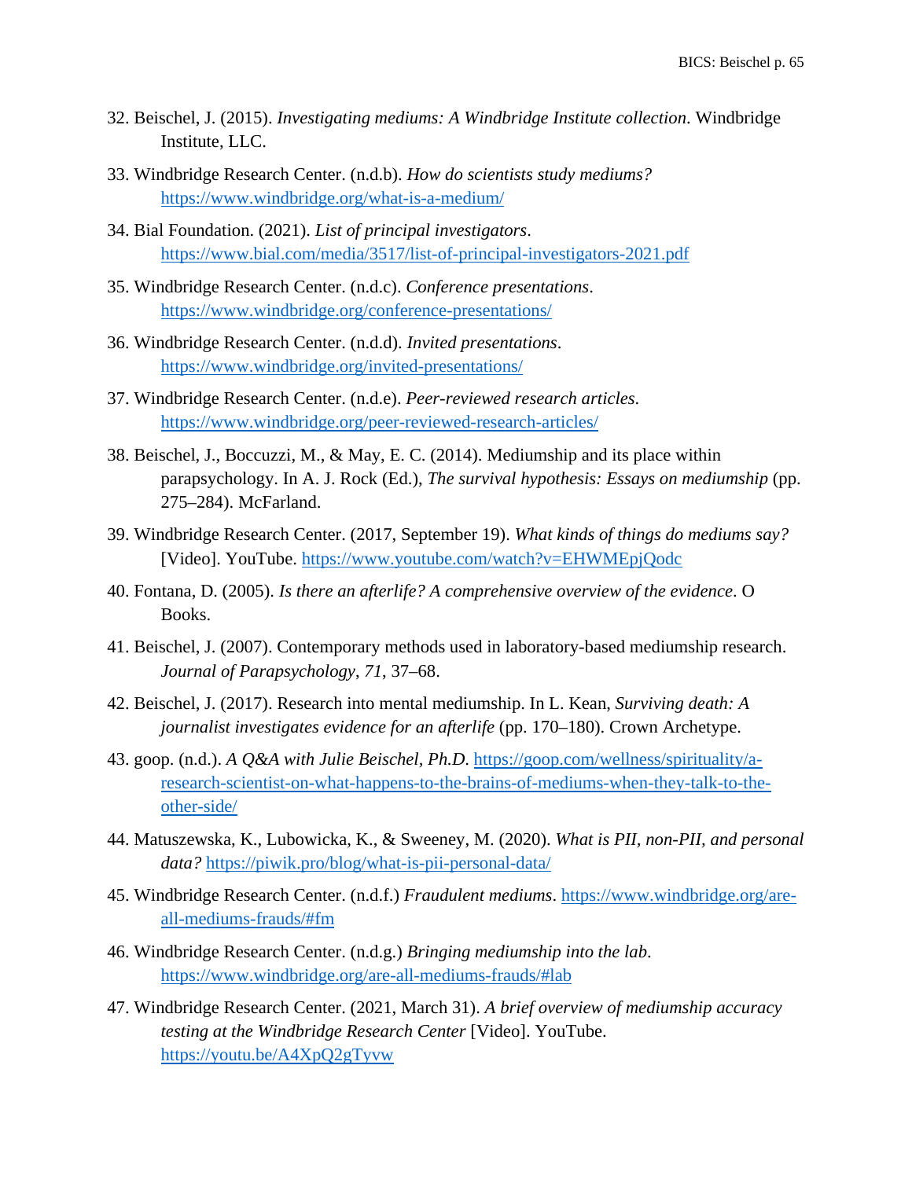32. Beischel, J. (2015). *Investigating mediums: A Windbridge Institute collection*. Windbridge Institute, LLC.

33. Windbridge Research Center. (n.d.b). *How do scientists study mediums?* https://www.windbridge.org/what-is-a-medium/

34. Bial Foundation. (2021). *List of principal investigators*. https://www.bial.com/media/3517/list-of-principal-investigators-2021.pdf

35. Windbridge Research Center. (n.d.c). *Conference presentations*. https://www.windbridge.org/conference-presentations/

36. Windbridge Research Center. (n.d.d). *Invited presentations*. https://www.windbridge.org/invited-presentations/

37. Windbridge Research Center. (n.d.e). *Peer-reviewed research articles*. https://www.windbridge.org/peer-reviewed-research-articles/

38. Beischel, J., Boccuzzi, M., & May, E. C. (2014). Mediumship and its place within parapsychology. In A. J. Rock (Ed.), *The survival hypothesis: Essays on mediumship* (pp. 275–284). McFarland.

39. Windbridge Research Center. (2017, September 19). *What kinds of things do mediums say?* [Video]. YouTube. https://www.youtube.com/watch?v=EHWMEpjQodc

40. Fontana, D. (2005). *Is there an afterlife? A comprehensive overview of the evidence*. O Books.

41. Beischel, J. (2007). Contemporary methods used in laboratory-based mediumship research. *Journal of Parapsychology*, *71*, 37–68.

42. Beischel, J. (2017). Research into mental mediumship. In L. Kean, *Surviving death: A journalist investigates evidence for an afterlife* (pp. 170–180). Crown Archetype.

43. goop. (n.d.). *A Q&A with Julie Beischel, Ph.D.* https://goop.com/wellness/spirituality/a-research-scientist-on-what-happens-to-the-brains-of-mediums-when-they-talk-to-the-other-side/

44. Matuszewska, K., Lubowicka, K., & Sweeney, M. (2020). *What is PII, non-PII, and personal data?* https://piwik.pro/blog/what-is-pii-personal-data/

45. Windbridge Research Center. (n.d.f.) *Fraudulent mediums*. https://www.windbridge.org/are-all-mediums-frauds/#fm

46. Windbridge Research Center. (n.d.g.) *Bringing mediumship into the lab*. https://www.windbridge.org/are-all-mediums-frauds/#lab

47. Windbridge Research Center. (2021, March 31). *A brief overview of mediumship accuracy testing at the Windbridge Research Center* [Video]. YouTube. https://youtu.be/A4XpQ2gTyvw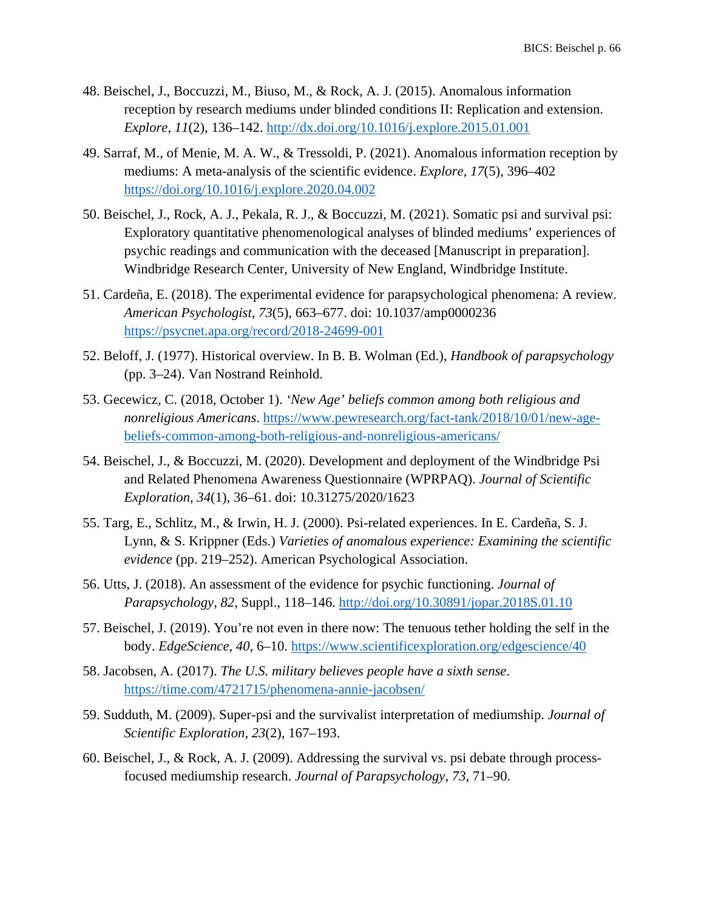48. Beischel, J., Boccuzzi, M., Biuso, M., & Rock, A. J. (2015). Anomalous information reception by research mediums under blinded conditions II: Replication and extension. *Explore*, *11*(2), 136–142. http://dx.doi.org/10.1016/j.explore.2015.01.001

49. Sarraf, M., of Menie, M. A. W., & Tressoldi, P. (2021). Anomalous information reception by mediums: A meta-analysis of the scientific evidence. *Explore*, *17*(5), 396–402 https://doi.org/10.1016/j.explore.2020.04.002

50. Beischel, J., Rock, A. J., Pekala, R. J., & Boccuzzi, M. (2021). Somatic psi and survival psi: Exploratory quantitative phenomenological analyses of blinded mediums' experiences of psychic readings and communication with the deceased [Manuscript in preparation]. Windbridge Research Center, University of New England, Windbridge Institute.

51. Cardeña, E. (2018). The experimental evidence for parapsychological phenomena: A review. *American Psychologist*, *73*(5), 663–677. doi: 10.1037/amp0000236 https://psycnet.apa.org/record/2018-24699-001

52. Beloff, J. (1977). Historical overview. In B. B. Wolman (Ed.), *Handbook of parapsychology* (pp. 3–24). Van Nostrand Reinhold.

53. Gecewicz, C. (2018, October 1). *'New Age' beliefs common among both religious and nonreligious Americans*. https://www.pewresearch.org/fact-tank/2018/10/01/new-age-beliefs-common-among-both-religious-and-nonreligious-americans/

54. Beischel, J., & Boccuzzi, M. (2020). Development and deployment of the Windbridge Psi and Related Phenomena Awareness Questionnaire (WPRPAQ). *Journal of Scientific Exploration*, *34*(1), 36–61. doi: 10.31275/2020/1623

55. Targ, E., Schlitz, M., & Irwin, H. J. (2000). Psi-related experiences. In E. Cardeña, S. J. Lynn, & S. Krippner (Eds.) *Varieties of anomalous experience: Examining the scientific evidence* (pp. 219–252). American Psychological Association.

56. Utts, J. (2018). An assessment of the evidence for psychic functioning. *Journal of Parapsychology*, *82*, Suppl., 118–146. http://doi.org/10.30891/jopar.2018S.01.10

57. Beischel, J. (2019). You're not even in there now: The tenuous tether holding the self in the body. *EdgeScience*, *40*, 6–10. https://www.scientificexploration.org/edgescience/40

58. Jacobsen, A. (2017). *The U.S. military believes people have a sixth sense*. https://time.com/4721715/phenomena-annie-jacobsen/

59. Sudduth, M. (2009). Super-psi and the survivalist interpretation of mediumship. *Journal of Scientific Exploration*, *23*(2), 167–193.

60. Beischel, J., & Rock, A. J. (2009). Addressing the survival vs. psi debate through process-focused mediumship research. *Journal of Parapsychology*, *73*, 71–90.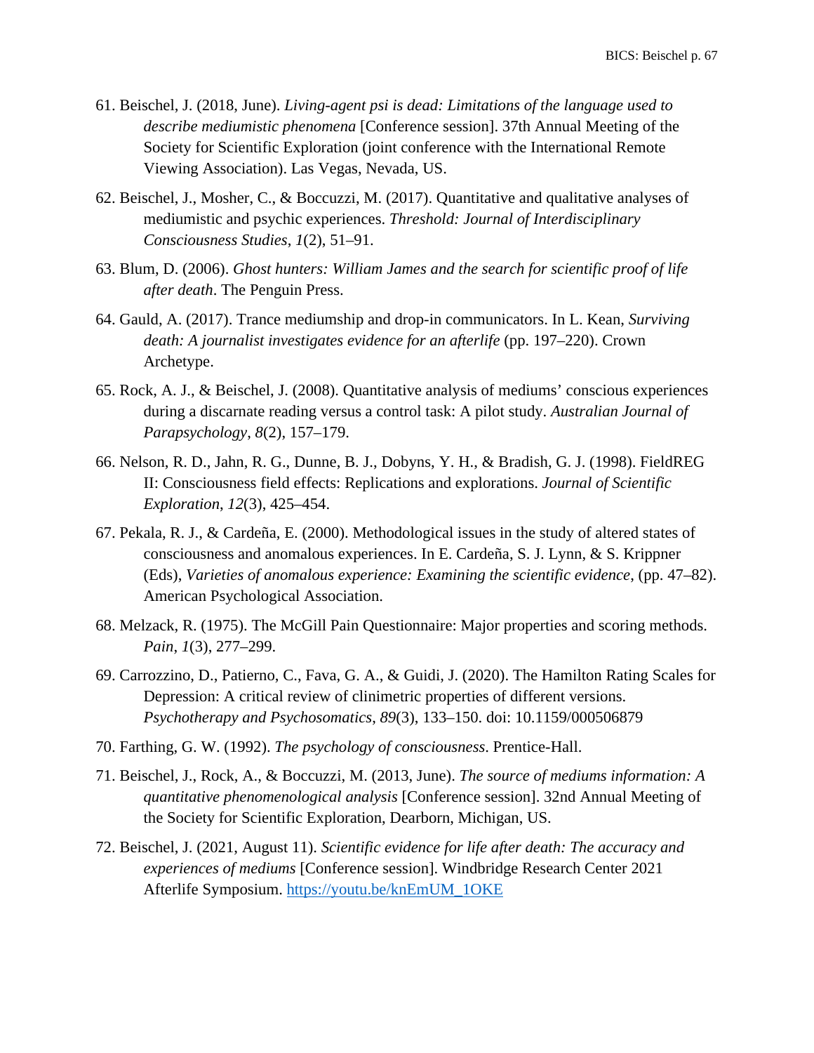61. Beischel, J. (2018, June). *Living-agent psi is dead: Limitations of the language used to describe mediumistic phenomena* [Conference session]. 37th Annual Meeting of the Society for Scientific Exploration (joint conference with the International Remote Viewing Association). Las Vegas, Nevada, US.

62. Beischel, J., Mosher, C., & Boccuzzi, M. (2017). Quantitative and qualitative analyses of mediumistic and psychic experiences. *Threshold: Journal of Interdisciplinary Consciousness Studies*, *1*(2), 51–91.

63. Blum, D. (2006). *Ghost hunters: William James and the search for scientific proof of life after death*. The Penguin Press.

64. Gauld, A. (2017). Trance mediumship and drop-in communicators. In L. Kean, *Surviving death: A journalist investigates evidence for an afterlife* (pp. 197–220). Crown Archetype.

65. Rock, A. J., & Beischel, J. (2008). Quantitative analysis of mediums' conscious experiences during a discarnate reading versus a control task: A pilot study. *Australian Journal of Parapsychology*, *8*(2), 157–179.

66. Nelson, R. D., Jahn, R. G., Dunne, B. J., Dobyns, Y. H., & Bradish, G. J. (1998). FieldREG II: Consciousness field effects: Replications and explorations. *Journal of Scientific Exploration*, *12*(3), 425–454.

67. Pekala, R. J., & Cardeña, E. (2000). Methodological issues in the study of altered states of consciousness and anomalous experiences. In E. Cardeña, S. J. Lynn, & S. Krippner (Eds), *Varieties of anomalous experience: Examining the scientific evidence*, (pp. 47–82). American Psychological Association.

68. Melzack, R. (1975). The McGill Pain Questionnaire: Major properties and scoring methods. *Pain*, *1*(3), 277–299.

69. Carrozzino, D., Patierno, C., Fava, G. A., & Guidi, J. (2020). The Hamilton Rating Scales for Depression: A critical review of clinimetric properties of different versions. *Psychotherapy and Psychosomatics*, *89*(3), 133–150. doi: 10.1159/000506879

70. Farthing, G. W. (1992). *The psychology of consciousness*. Prentice-Hall.

71. Beischel, J., Rock, A., & Boccuzzi, M. (2013, June). *The source of mediums information: A quantitative phenomenological analysis* [Conference session]. 32nd Annual Meeting of the Society for Scientific Exploration, Dearborn, Michigan, US.

72. Beischel, J. (2021, August 11). *Scientific evidence for life after death: The accuracy and experiences of mediums* [Conference session]. Windbridge Research Center 2021 Afterlife Symposium. https://youtu.be/knEmUM_1OKE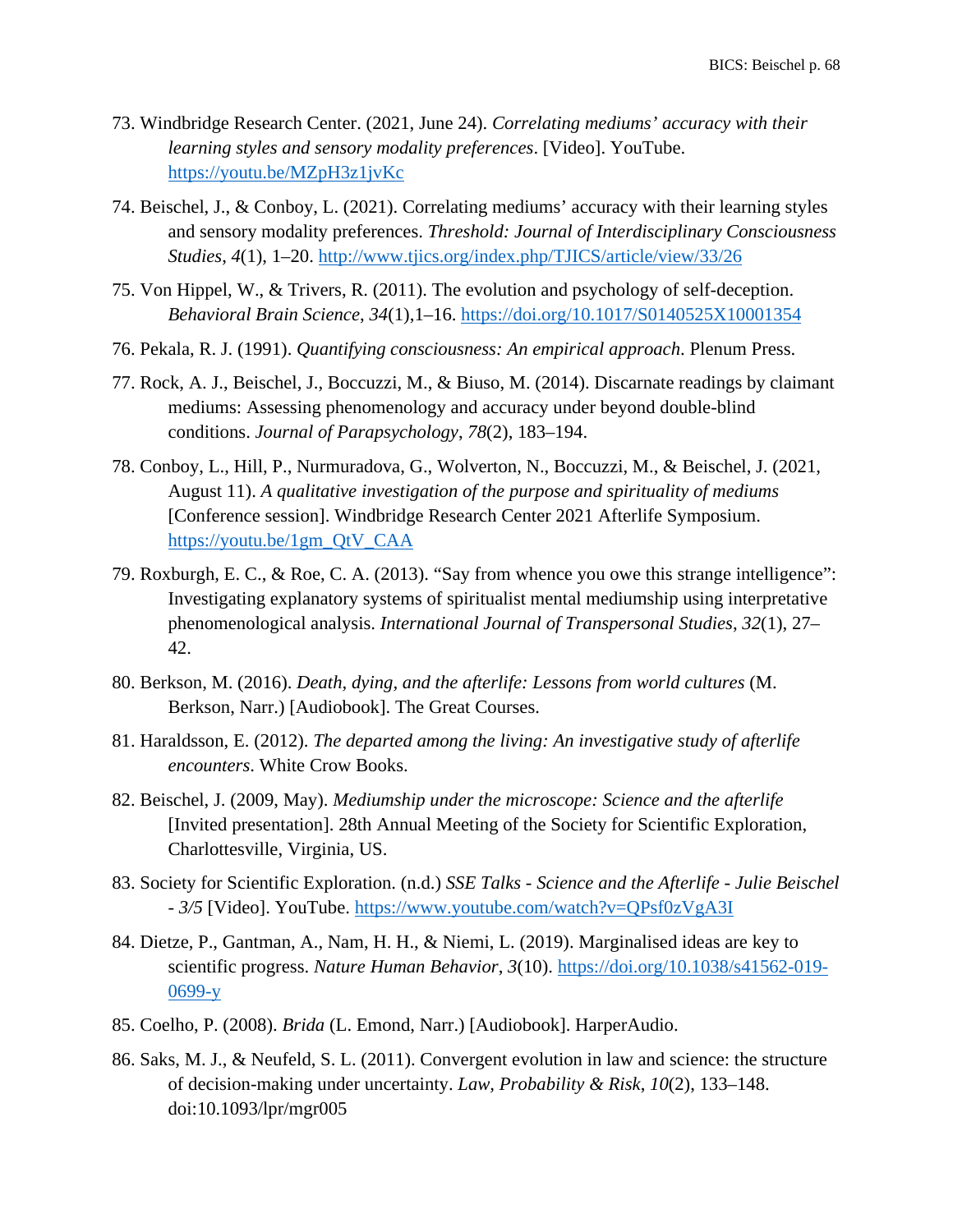73. Windbridge Research Center. (2021, June 24). *Correlating mediums' accuracy with their learning styles and sensory modality preferences*. [Video]. YouTube. https://youtu.be/MZpH3z1jvKc

74. Beischel, J., & Conboy, L. (2021). Correlating mediums' accuracy with their learning styles and sensory modality preferences. *Threshold: Journal of Interdisciplinary Consciousness Studies*, *4*(1), 1–20. http://www.tjics.org/index.php/TJICS/article/view/33/26

75. Von Hippel, W., & Trivers, R. (2011). The evolution and psychology of self-deception. *Behavioral Brain Science*, *34*(1),1–16. https://doi.org/10.1017/S0140525X10001354

76. Pekala, R. J. (1991). *Quantifying consciousness: An empirical approach*. Plenum Press.

77. Rock, A. J., Beischel, J., Boccuzzi, M., & Biuso, M. (2014). Discarnate readings by claimant mediums: Assessing phenomenology and accuracy under beyond double-blind conditions. *Journal of Parapsychology*, *78*(2), 183–194.

78. Conboy, L., Hill, P., Nurmuradova, G., Wolverton, N., Boccuzzi, M., & Beischel, J. (2021, August 11). *A qualitative investigation of the purpose and spirituality of mediums* [Conference session]. Windbridge Research Center 2021 Afterlife Symposium. https://youtu.be/1gm_QtV_CAA

79. Roxburgh, E. C., & Roe, C. A. (2013). "Say from whence you owe this strange intelligence": Investigating explanatory systems of spiritualist mental mediumship using interpretative phenomenological analysis. *International Journal of Transpersonal Studies*, *32*(1), 27–42.

80. Berkson, M. (2016). *Death, dying, and the afterlife: Lessons from world cultures* (M. Berkson, Narr.) [Audiobook]. The Great Courses.

81. Haraldsson, E. (2012). *The departed among the living: An investigative study of afterlife encounters*. White Crow Books.

82. Beischel, J. (2009, May). *Mediumship under the microscope: Science and the afterlife* [Invited presentation]. 28th Annual Meeting of the Society for Scientific Exploration, Charlottesville, Virginia, US.

83. Society for Scientific Exploration. (n.d.) *SSE Talks - Science and the Afterlife - Julie Beischel - 3/5* [Video]. YouTube. https://www.youtube.com/watch?v=QPsf0zVgA3I

84. Dietze, P., Gantman, A., Nam, H. H., & Niemi, L. (2019). Marginalised ideas are key to scientific progress. *Nature Human Behavior*, *3*(10). https://doi.org/10.1038/s41562-019-0699-y

85. Coelho, P. (2008). *Brida* (L. Emond, Narr.) [Audiobook]. HarperAudio.

86. Saks, M. J., & Neufeld, S. L. (2011). Convergent evolution in law and science: the structure of decision-making under uncertainty. *Law, Probability & Risk*, *10*(2), 133–148. doi:10.1093/lpr/mgr005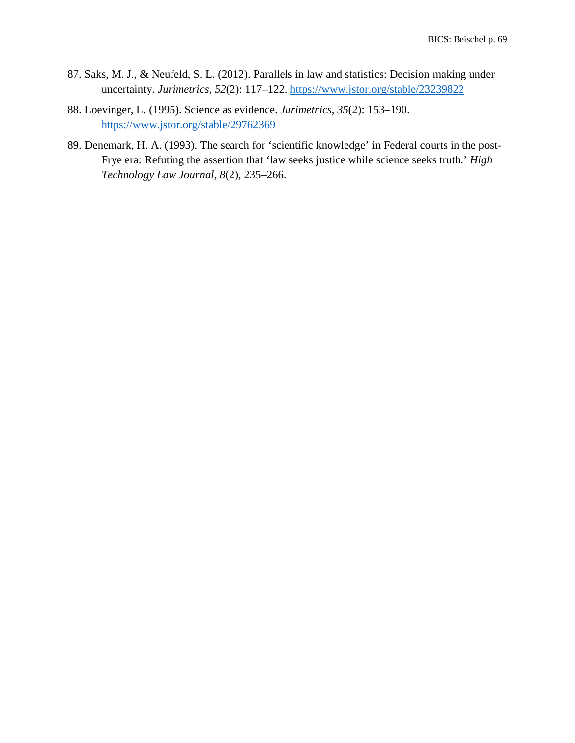87. Saks, M. J., & Neufeld, S. L. (2012). Parallels in law and statistics: Decision making under uncertainty. *Jurimetrics*, *52*(2): 117–122. https://www.jstor.org/stable/23239822

88. Loevinger, L. (1995). Science as evidence. *Jurimetrics*, *35*(2): 153–190. https://www.jstor.org/stable/29762369

89. Denemark, H. A. (1993). The search for 'scientific knowledge' in Federal courts in the post-Frye era: Refuting the assertion that 'law seeks justice while science seeks truth.' *High Technology Law Journal*, *8*(2), 235–266.